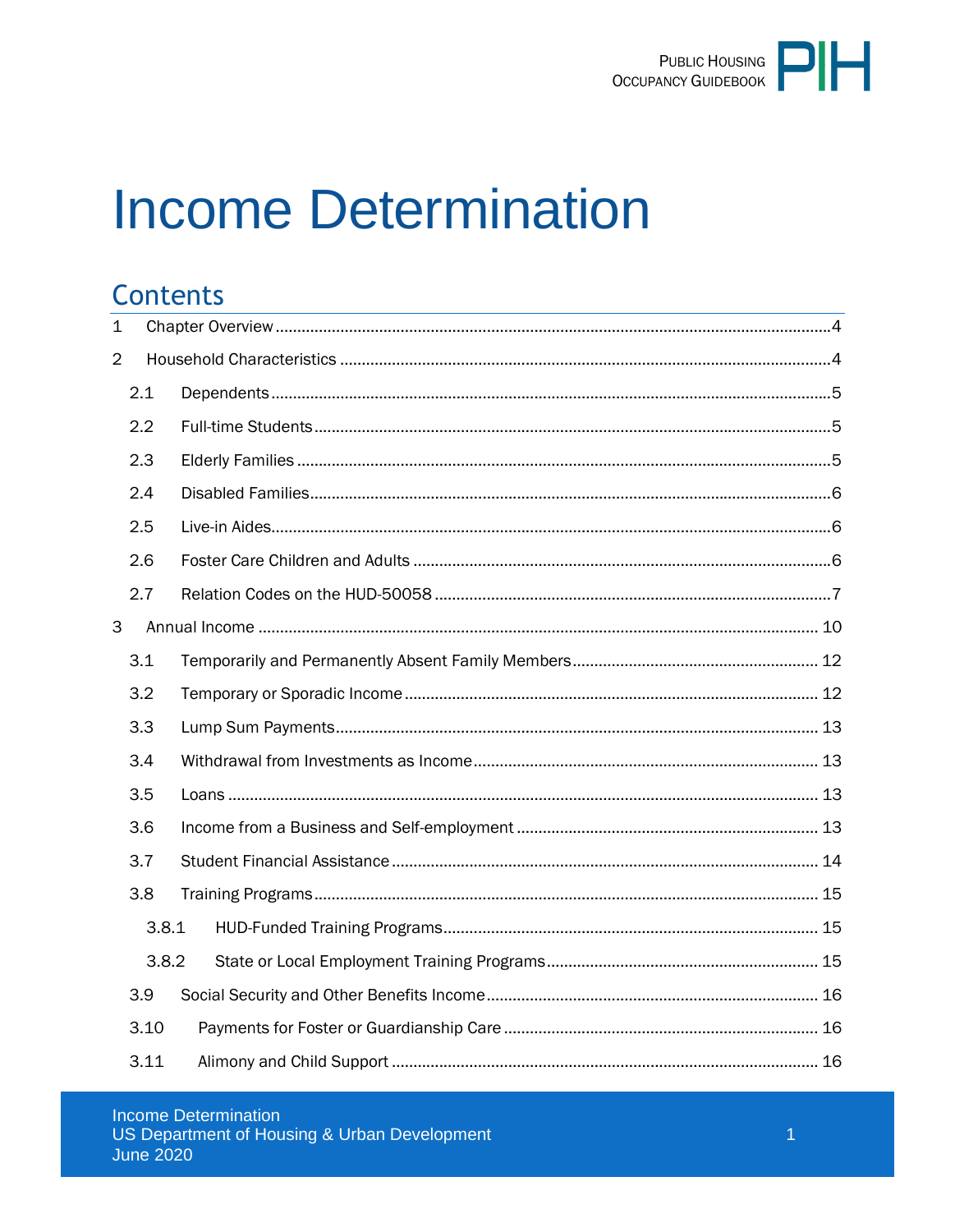# Income Determination

## Contents

- 1 Chapter Overview ... 4
- 2 Household Characteristics ... 4
  - 2.1 Dependents ... 5
  - 2.2 Full-time Students ... 5
  - 2.3 Elderly Families ... 5
  - 2.4 Disabled Families ... 6
  - 2.5 Live-in Aides ... 6
  - 2.6 Foster Care Children and Adults ... 6
  - 2.7 Relation Codes on the HUD-50058 ... 7
- 3 Annual Income ... 10
  - 3.1 Temporarily and Permanently Absent Family Members ... 12
  - 3.2 Temporary or Sporadic Income ... 12
  - 3.3 Lump Sum Payments ... 13
  - 3.4 Withdrawal from Investments as Income ... 13
  - 3.5 Loans ... 13
  - 3.6 Income from a Business and Self-employment ... 13
  - 3.7 Student Financial Assistance ... 14
  - 3.8 Training Programs ... 15
    - 3.8.1 HUD-Funded Training Programs ... 15
    - 3.8.2 State or Local Employment Training Programs ... 15
  - 3.9 Social Security and Other Benefits Income ... 16
  - 3.10 Payments for Foster or Guardianship Care ... 16
  - 3.11 Alimony and Child Support ... 16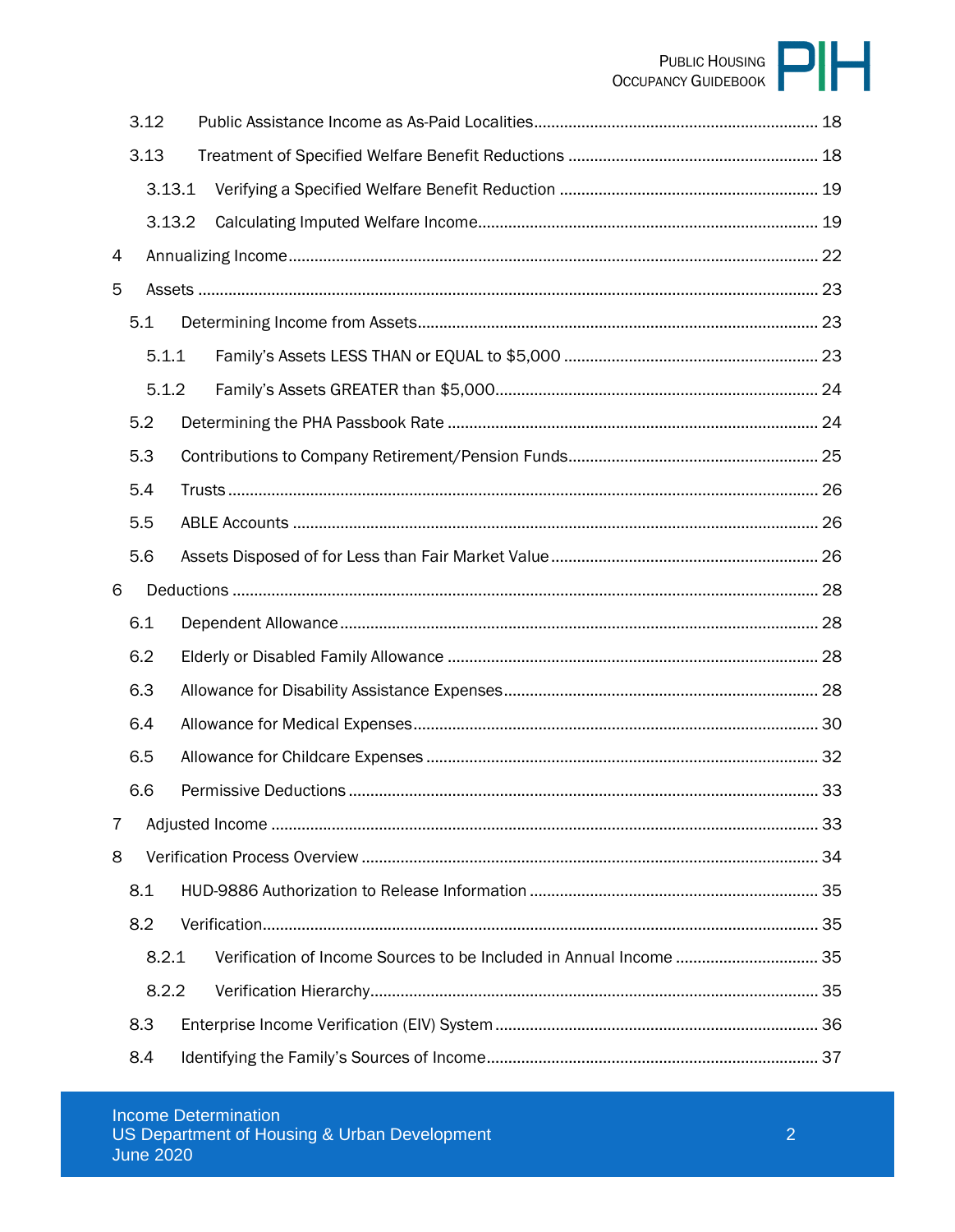- 3.12 Public Assistance Income as As-Paid Localities ........ 18
- 3.13 Treatment of Specified Welfare Benefit Reductions ........ 18
  - 3.13.1 Verifying a Specified Welfare Benefit Reduction ........ 19
  - 3.13.2 Calculating Imputed Welfare Income ........ 19
- 4 Annualizing Income ........ 22
- 5 Assets ........ 23
  - 5.1 Determining Income from Assets ........ 23
    - 5.1.1 Family's Assets LESS THAN or EQUAL to $5,000 ........ 23
    - 5.1.2 Family's Assets GREATER than $5,000 ........ 24
  - 5.2 Determining the PHA Passbook Rate ........ 24
  - 5.3 Contributions to Company Retirement/Pension Funds ........ 25
  - 5.4 Trusts ........ 26
  - 5.5 ABLE Accounts ........ 26
  - 5.6 Assets Disposed of for Less than Fair Market Value ........ 26
- 6 Deductions ........ 28
  - 6.1 Dependent Allowance ........ 28
  - 6.2 Elderly or Disabled Family Allowance ........ 28
  - 6.3 Allowance for Disability Assistance Expenses ........ 28
  - 6.4 Allowance for Medical Expenses ........ 30
  - 6.5 Allowance for Childcare Expenses ........ 32
  - 6.6 Permissive Deductions ........ 33
- 7 Adjusted Income ........ 33
- 8 Verification Process Overview ........ 34
  - 8.1 HUD-9886 Authorization to Release Information ........ 35
  - 8.2 Verification ........ 35
    - 8.2.1 Verification of Income Sources to be Included in Annual Income ........ 35
    - 8.2.2 Verification Hierarchy ........ 35
  - 8.3 Enterprise Income Verification (EIV) System ........ 36
  - 8.4 Identifying the Family's Sources of Income ........ 37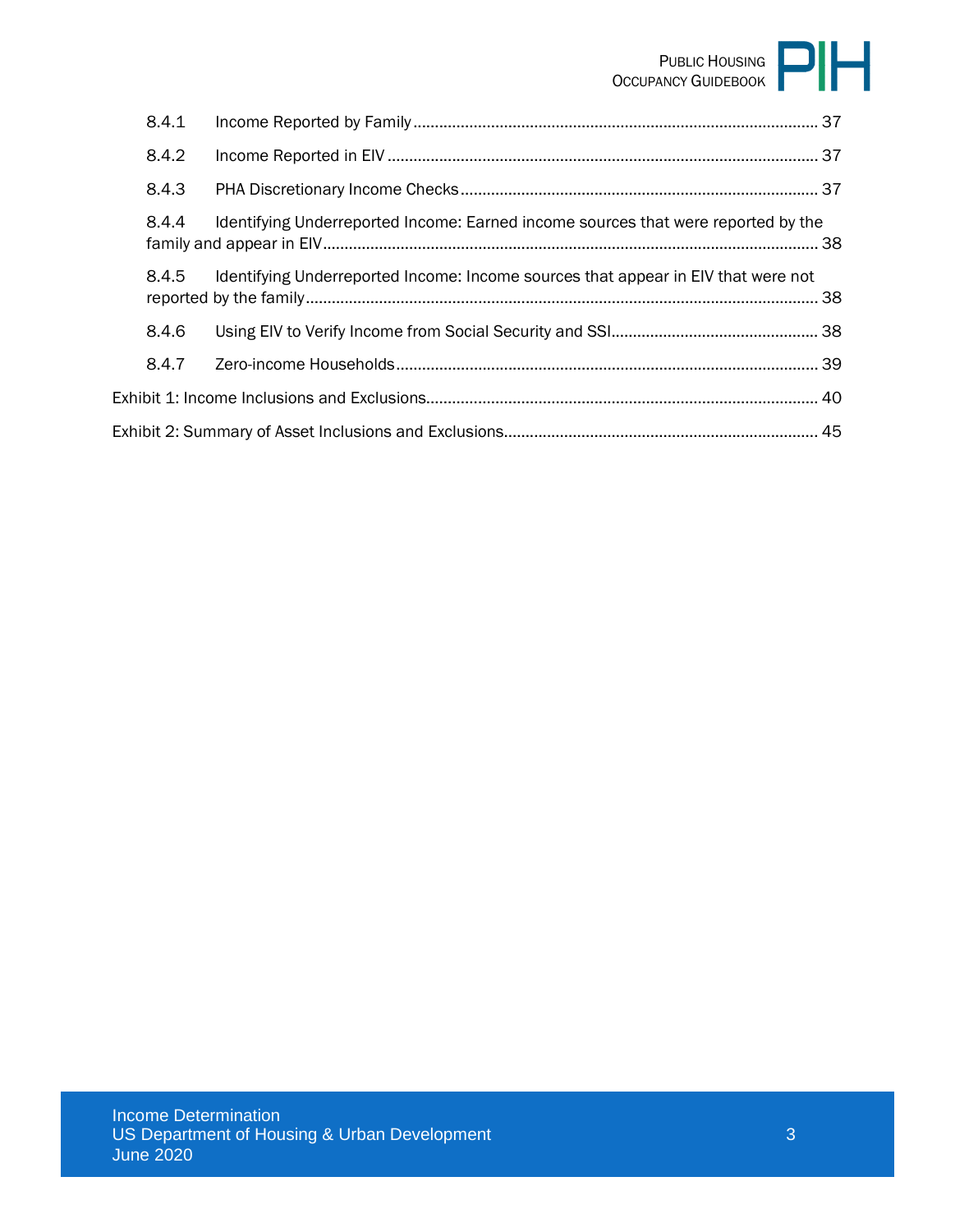8.4.1 Income Reported by Family ........................................................................................ 37

8.4.2 Income Reported in EIV ............................................................................................... 37

8.4.3 PHA Discretionary Income Checks ............................................................................... 37

8.4.4 Identifying Underreported Income: Earned income sources that were reported by the family and appear in EIV ......................................................................................................... 38

8.4.5 Identifying Underreported Income: Income sources that appear in EIV that were not reported by the family ........................................................................................................... 38

8.4.6 Using EIV to Verify Income from Social Security and SSI ............................................. 38

8.4.7 Zero-income Households .............................................................................................. 39

Exhibit 1: Income Inclusions and Exclusions ........................................................................... 40

Exhibit 2: Summary of Asset Inclusions and Exclusions .......................................................... 45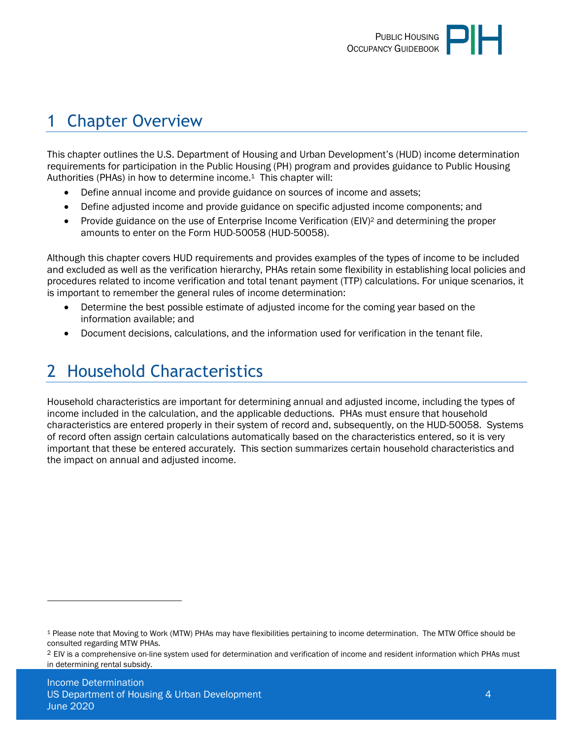# 1 Chapter Overview

This chapter outlines the U.S. Department of Housing and Urban Development's (HUD) income determination requirements for participation in the Public Housing (PH) program and provides guidance to Public Housing Authorities (PHAs) in how to determine income.[1] This chapter will:

- Define annual income and provide guidance on sources of income and assets;
- Define adjusted income and provide guidance on specific adjusted income components; and
- Provide guidance on the use of Enterprise Income Verification (EIV)[2] and determining the proper amounts to enter on the Form HUD-50058 (HUD-50058).

Although this chapter covers HUD requirements and provides examples of the types of income to be included and excluded as well as the verification hierarchy, PHAs retain some flexibility in establishing local policies and procedures related to income verification and total tenant payment (TTP) calculations. For unique scenarios, it is important to remember the general rules of income determination:

- Determine the best possible estimate of adjusted income for the coming year based on the information available; and
- Document decisions, calculations, and the information used for verification in the tenant file.

# 2 Household Characteristics

Household characteristics are important for determining annual and adjusted income, including the types of income included in the calculation, and the applicable deductions. PHAs must ensure that household characteristics are entered properly in their system of record and, subsequently, on the HUD-50058. Systems of record often assign certain calculations automatically based on the characteristics entered, so it is very important that these be entered accurately. This section summarizes certain household characteristics and the impact on annual and adjusted income.

---

[1] Please note that Moving to Work (MTW) PHAs may have flexibilities pertaining to income determination. The MTW Office should be consulted regarding MTW PHAs.

[2] EIV is a comprehensive on-line system used for determination and verification of income and resident information which PHAs must in determining rental subsidy.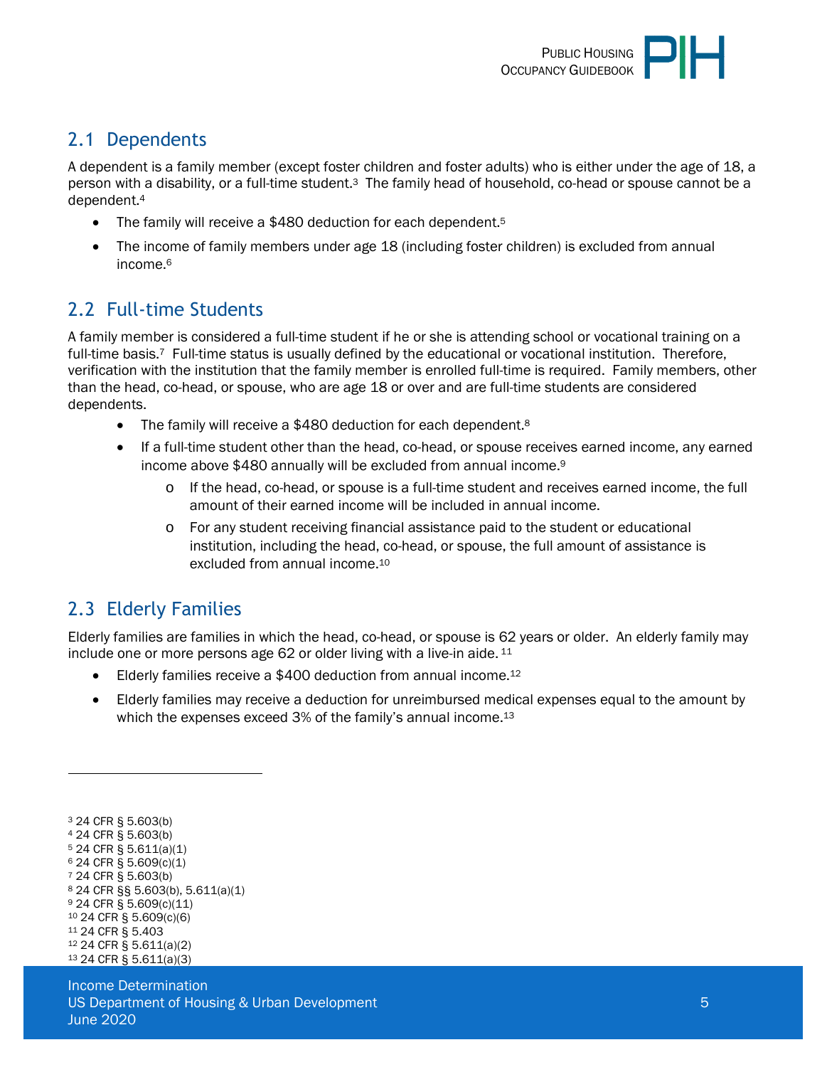## 2.1 Dependents

A dependent is a family member (except foster children and foster adults) who is either under the age of 18, a person with a disability, or a full-time student.[3] The family head of household, co-head or spouse cannot be a dependent.[4]

- The family will receive a $480 deduction for each dependent.[5]
- The income of family members under age 18 (including foster children) is excluded from annual income.[6]

## 2.2 Full-time Students

A family member is considered a full-time student if he or she is attending school or vocational training on a full-time basis.[7] Full-time status is usually defined by the educational or vocational institution. Therefore, verification with the institution that the family member is enrolled full-time is required. Family members, other than the head, co-head, or spouse, who are age 18 or over and are full-time students are considered dependents.

- The family will receive a $480 deduction for each dependent.[8]
- If a full-time student other than the head, co-head, or spouse receives earned income, any earned income above $480 annually will be excluded from annual income.[9]
  - If the head, co-head, or spouse is a full-time student and receives earned income, the full amount of their earned income will be included in annual income.
  - For any student receiving financial assistance paid to the student or educational institution, including the head, co-head, or spouse, the full amount of assistance is excluded from annual income.[10]

## 2.3 Elderly Families

Elderly families are families in which the head, co-head, or spouse is 62 years or older. An elderly family may include one or more persons age 62 or older living with a live-in aide.[11]

- Elderly families receive a $400 deduction from annual income.[12]
- Elderly families may receive a deduction for unreimbursed medical expenses equal to the amount by which the expenses exceed 3% of the family's annual income.[13]

---

[3] 24 CFR § 5.603(b)
[4] 24 CFR § 5.603(b)
[5] 24 CFR § 5.611(a)(1)
[6] 24 CFR § 5.609(c)(1)
[7] 24 CFR § 5.603(b)
[8] 24 CFR §§ 5.603(b), 5.611(a)(1)
[9] 24 CFR § 5.609(c)(11)
[10] 24 CFR § 5.609(c)(6)
[11] 24 CFR § 5.403
[12] 24 CFR § 5.611(a)(2)
[13] 24 CFR § 5.611(a)(3)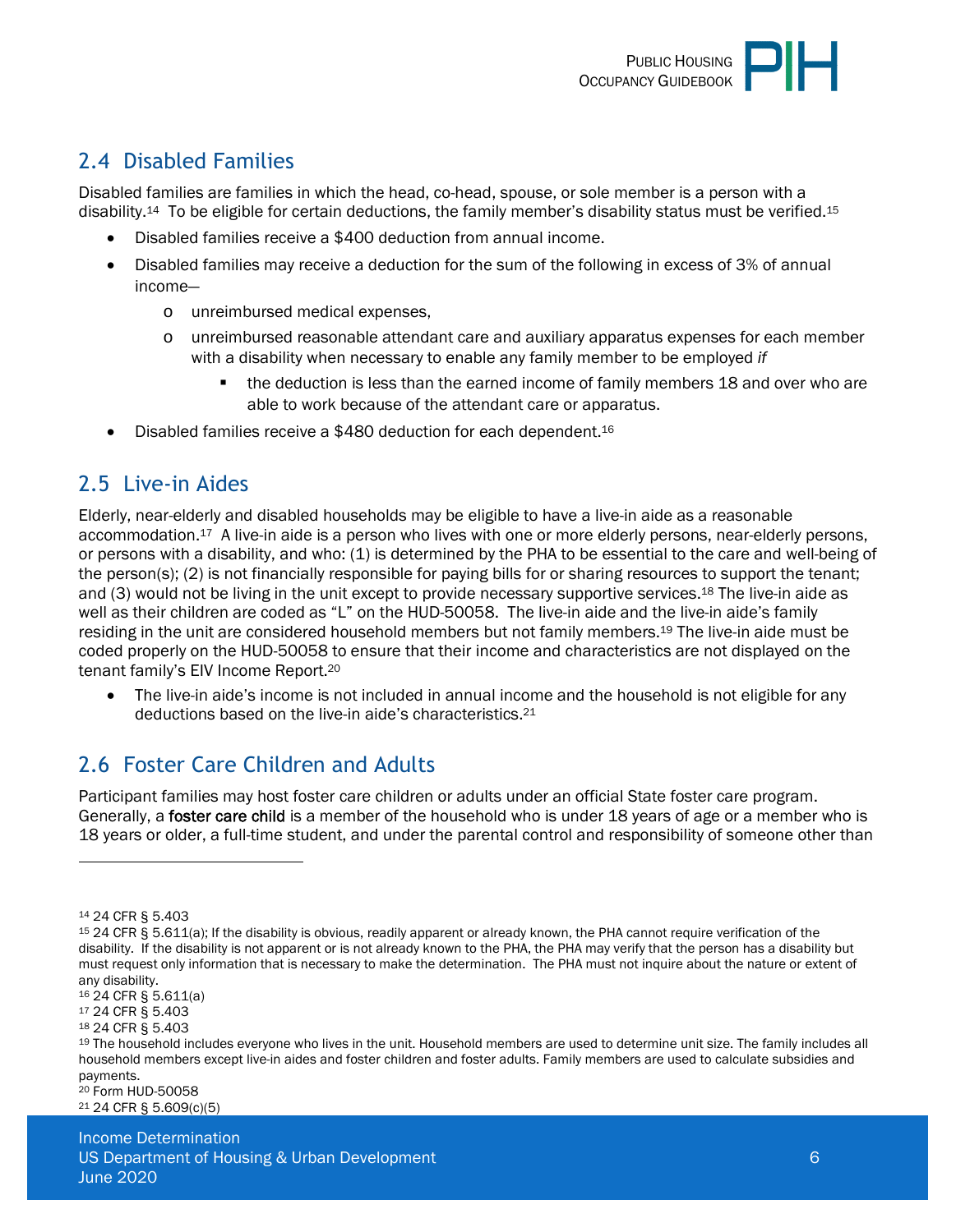## 2.4 Disabled Families

Disabled families are families in which the head, co-head, spouse, or sole member is a person with a disability.[14] To be eligible for certain deductions, the family member's disability status must be verified.[15]

- Disabled families receive a $400 deduction from annual income.
- Disabled families may receive a deduction for the sum of the following in excess of 3% of annual income—
  - unreimbursed medical expenses,
  - unreimbursed reasonable attendant care and auxiliary apparatus expenses for each member with a disability when necessary to enable any family member to be employed *if*
    - the deduction is less than the earned income of family members 18 and over who are able to work because of the attendant care or apparatus.
- Disabled families receive a $480 deduction for each dependent.[16]

## 2.5 Live-in Aides

Elderly, near-elderly and disabled households may be eligible to have a live-in aide as a reasonable accommodation.[17] A live-in aide is a person who lives with one or more elderly persons, near-elderly persons, or persons with a disability, and who: (1) is determined by the PHA to be essential to the care and well-being of the person(s); (2) is not financially responsible for paying bills for or sharing resources to support the tenant; and (3) would not be living in the unit except to provide necessary supportive services.[18] The live-in aide as well as their children are coded as "L" on the HUD-50058. The live-in aide and the live-in aide's family residing in the unit are considered household members but not family members.[19] The live-in aide must be coded properly on the HUD-50058 to ensure that their income and characteristics are not displayed on the tenant family's EIV Income Report.[20]

- The live-in aide's income is not included in annual income and the household is not eligible for any deductions based on the live-in aide's characteristics.[21]

## 2.6 Foster Care Children and Adults

Participant families may host foster care children or adults under an official State foster care program. Generally, a foster care child is a member of the household who is under 18 years of age or a member who is 18 years or older, a full-time student, and under the parental control and responsibility of someone other than

---

[14] 24 CFR § 5.403

[15] 24 CFR § 5.611(a); If the disability is obvious, readily apparent or already known, the PHA cannot require verification of the disability. If the disability is not apparent or is not already known to the PHA, the PHA may verify that the person has a disability but must request only information that is necessary to make the determination. The PHA must not inquire about the nature or extent of any disability.

[16] 24 CFR § 5.611(a)

[17] 24 CFR § 5.403

[18] 24 CFR § 5.403

[19] The household includes everyone who lives in the unit. Household members are used to determine unit size. The family includes all household members except live-in aides and foster children and foster adults. Family members are used to calculate subsidies and payments.

[20] Form HUD-50058

[21] 24 CFR § 5.609(c)(5)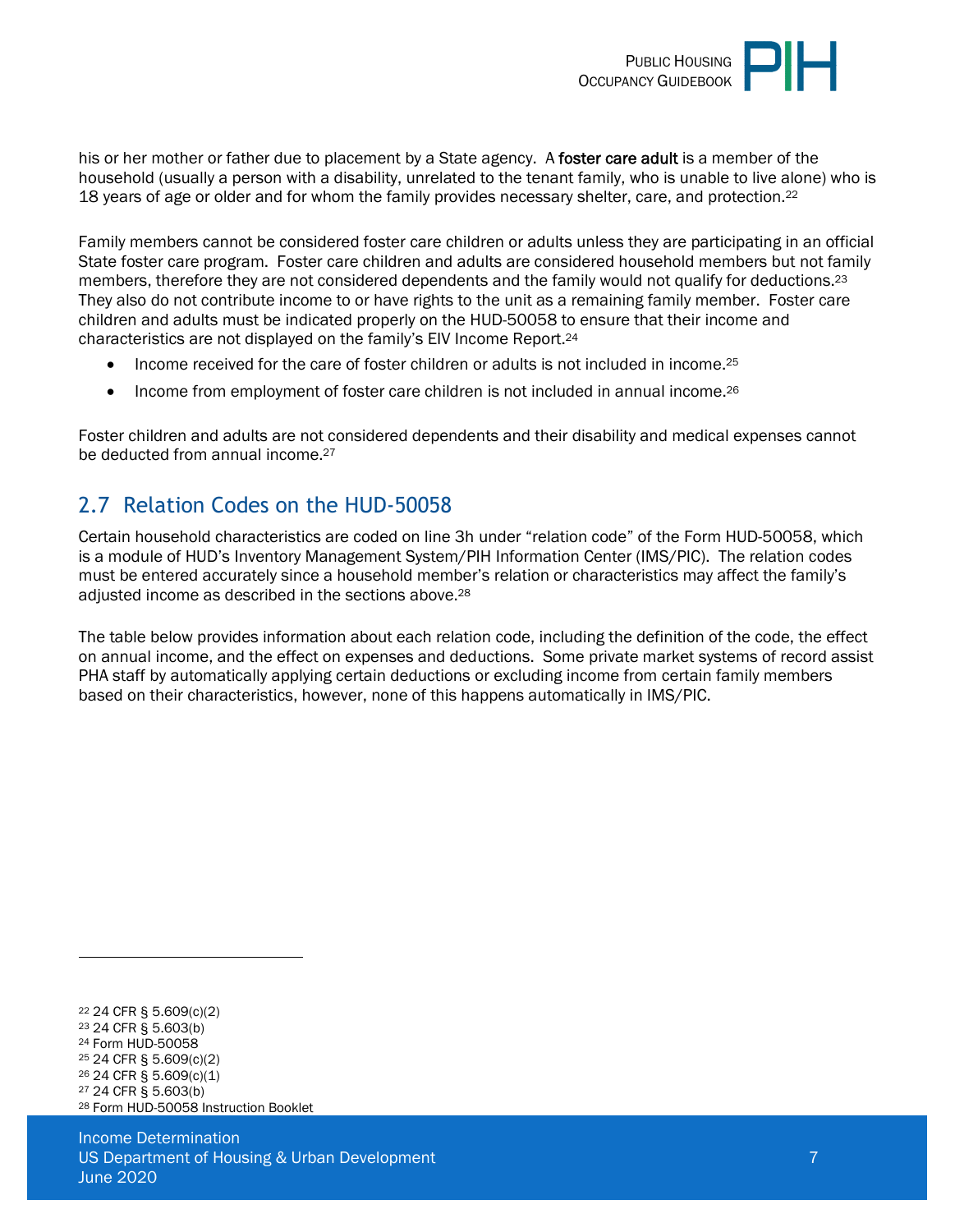his or her mother or father due to placement by a State agency. A **foster care adult** is a member of the household (usually a person with a disability, unrelated to the tenant family, who is unable to live alone) who is 18 years of age or older and for whom the family provides necessary shelter, care, and protection.[22]

Family members cannot be considered foster care children or adults unless they are participating in an official State foster care program. Foster care children and adults are considered household members but not family members, therefore they are not considered dependents and the family would not qualify for deductions.[23] They also do not contribute income to or have rights to the unit as a remaining family member. Foster care children and adults must be indicated properly on the HUD-50058 to ensure that their income and characteristics are not displayed on the family's EIV Income Report.[24]

- Income received for the care of foster children or adults is not included in income.[25]
- Income from employment of foster care children is not included in annual income.[26]

Foster children and adults are not considered dependents and their disability and medical expenses cannot be deducted from annual income.[27]

## 2.7 Relation Codes on the HUD-50058

Certain household characteristics are coded on line 3h under "relation code" of the Form HUD-50058, which is a module of HUD's Inventory Management System/PIH Information Center (IMS/PIC). The relation codes must be entered accurately since a household member's relation or characteristics may affect the family's adjusted income as described in the sections above.[28]

The table below provides information about each relation code, including the definition of the code, the effect on annual income, and the effect on expenses and deductions. Some private market systems of record assist PHA staff by automatically applying certain deductions or excluding income from certain family members based on their characteristics, however, none of this happens automatically in IMS/PIC.

---

[22] 24 CFR § 5.609(c)(2)
[23] 24 CFR § 5.603(b)
[24] Form HUD-50058
[25] 24 CFR § 5.609(c)(2)
[26] 24 CFR § 5.609(c)(1)
[27] 24 CFR § 5.603(b)
[28] Form HUD-50058 Instruction Booklet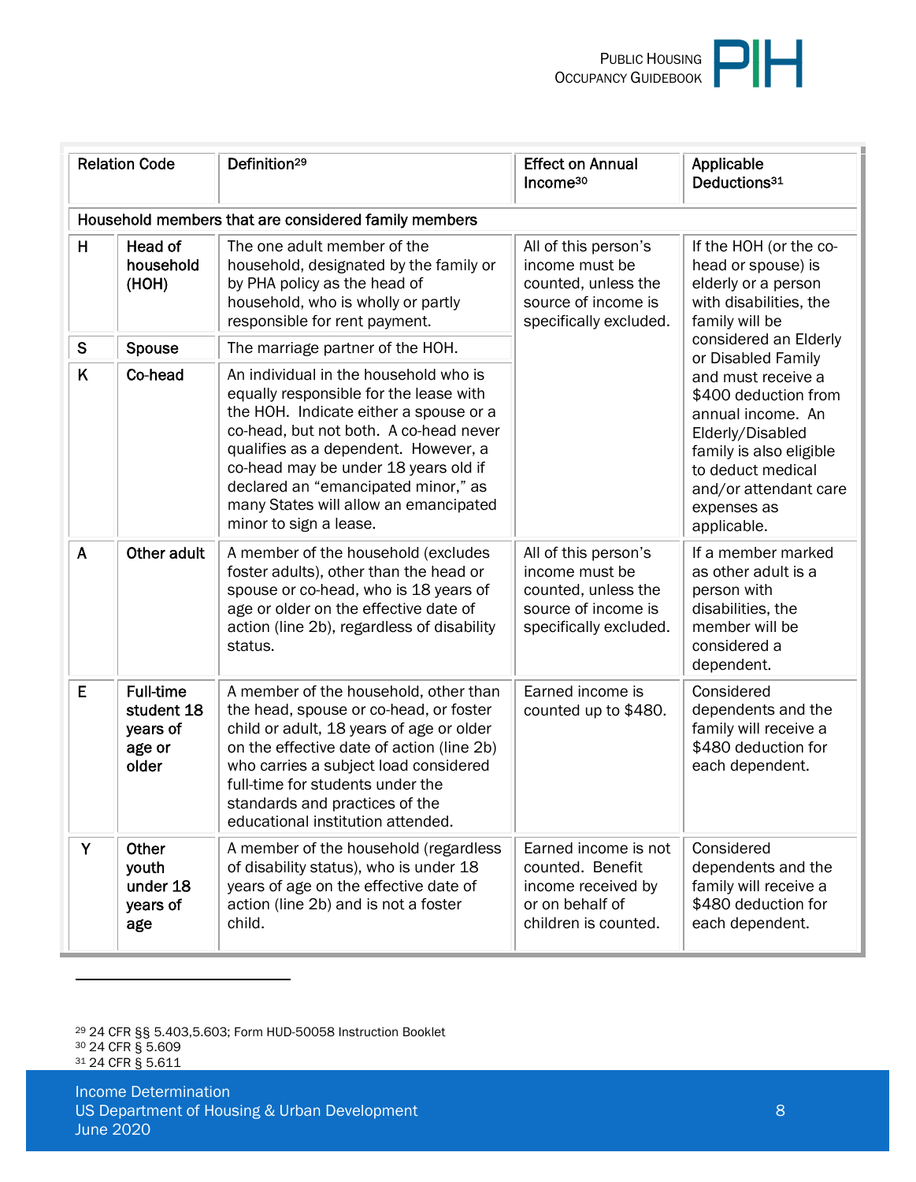| Relation Code | | Definition[29] | Effect on Annual Income[30] | Applicable Deductions[31] |
|---|---|---|---|---|
| Household members that are considered family members | | | | |
| H | Head of household (HOH) | The one adult member of the household, designated by the family or by PHA policy as the head of household, who is wholly or partly responsible for rent payment. | All of this person's income must be counted, unless the source of income is specifically excluded. | If the HOH (or the co-head or spouse) is elderly or a person with disabilities, the family will be considered an Elderly or Disabled Family and must receive a $400 deduction from annual income. An Elderly/Disabled family is also eligible to deduct medical and/or attendant care expenses as applicable. |
| S | Spouse | The marriage partner of the HOH. | | |
| K | Co-head | An individual in the household who is equally responsible for the lease with the HOH. Indicate either a spouse or a co-head, but not both. A co-head never qualifies as a dependent. However, a co-head may be under 18 years old if declared an "emancipated minor," as many States will allow an emancipated minor to sign a lease. | | |
| A | Other adult | A member of the household (excludes foster adults), other than the head or spouse or co-head, who is 18 years of age or older on the effective date of action (line 2b), regardless of disability status. | All of this person's income must be counted, unless the source of income is specifically excluded. | If a member marked as other adult is a person with disabilities, the member will be considered a dependent. |
| E | Full-time student 18 years of age or older | A member of the household, other than the head, spouse or co-head, or foster child or adult, 18 years of age or older on the effective date of action (line 2b) who carries a subject load considered full-time for students under the standards and practices of the educational institution attended. | Earned income is counted up to $480. | Considered dependents and the family will receive a $480 deduction for each dependent. |
| Y | Other youth under 18 years of age | A member of the household (regardless of disability status), who is under 18 years of age on the effective date of action (line 2b) and is not a foster child. | Earned income is not counted. Benefit income received by or on behalf of children is counted. | Considered dependents and the family will receive a $480 deduction for each dependent. |

[29] 24 CFR §§ 5.403,5.603; Form HUD-50058 Instruction Booklet
[30] 24 CFR § 5.609
[31] 24 CFR § 5.611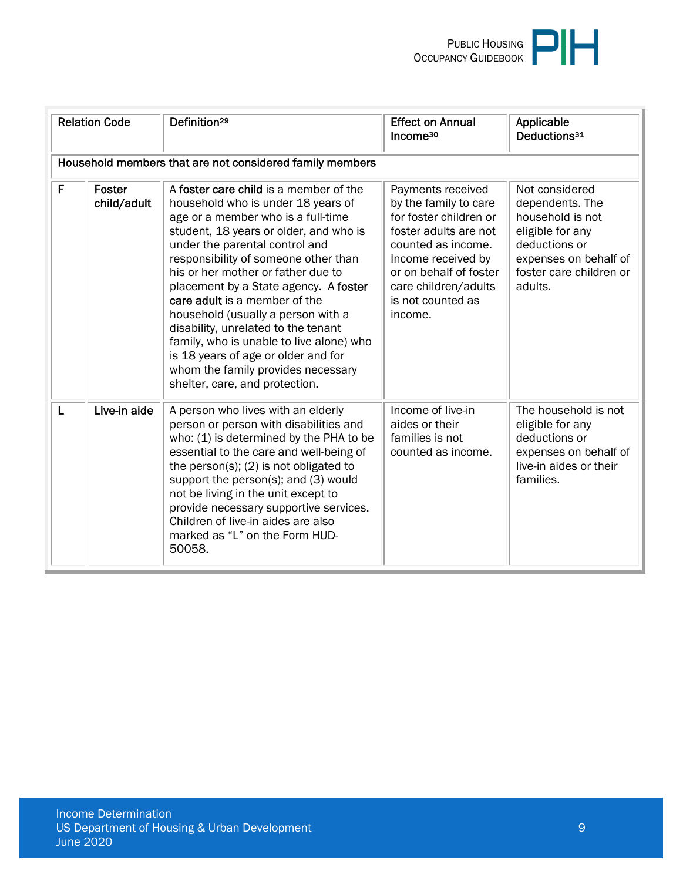| Relation Code | | Definition[29] | Effect on Annual Income[30] | Applicable Deductions[31] |
|---|---|---|---|---|
| Household members that are not considered family members | | | | |
| F | Foster child/adult | A **foster care child** is a member of the household who is under 18 years of age or a member who is a full-time student, 18 years or older, and who is under the parental control and responsibility of someone other than his or her mother or father due to placement by a State agency. A **foster care adult** is a member of the household (usually a person with a disability, unrelated to the tenant family, who is unable to live alone) who is 18 years of age or older and for whom the family provides necessary shelter, care, and protection. | Payments received by the family to care for foster children or foster adults are not counted as income. Income received by or on behalf of foster care children/adults is not counted as income. | Not considered dependents. The household is not eligible for any deductions or expenses on behalf of foster care children or adults. |
| L | Live-in aide | A person who lives with an elderly person or person with disabilities and who: (1) is determined by the PHA to be essential to the care and well-being of the person(s); (2) is not obligated to support the person(s); and (3) would not be living in the unit except to provide necessary supportive services. Children of live-in aides are also marked as “L” on the Form HUD-50058. | Income of live-in aides or their families is not counted as income. | The household is not eligible for any deductions or expenses on behalf of live-in aides or their families. |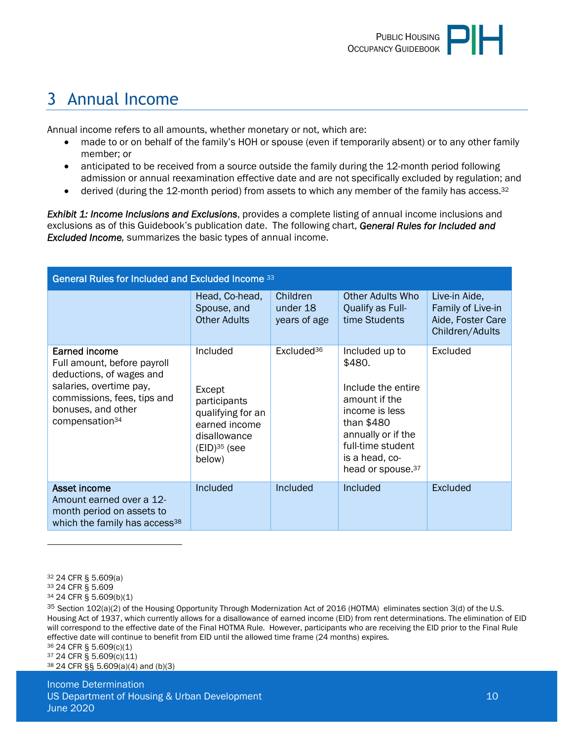# 3 Annual Income

Annual income refers to all amounts, whether monetary or not, which are:

- made to or on behalf of the family's HOH or spouse (even if temporarily absent) or to any other family member; or
- anticipated to be received from a source outside the family during the 12-month period following admission or annual reexamination effective date and are not specifically excluded by regulation; and
- derived (during the 12-month period) from assets to which any member of the family has access.[32]

***Exhibit 1: Income Inclusions and Exclusions***, provides a complete listing of annual income inclusions and exclusions as of this Guidebook's publication date. The following chart, ***General Rules for Included and Excluded Income,*** summarizes the basic types of annual income.

| General Rules for Included and Excluded Income [33] | | | | |
|---|---|---|---|---|
| | Head, Co-head, Spouse, and Other Adults | Children under 18 years of age | Other Adults Who Qualify as Full-time Students | Live-in Aide, Family of Live-in Aide, Foster Care Children/Adults |
| **Earned income** Full amount, before payroll deductions, of wages and salaries, overtime pay, commissions, fees, tips and bonuses, and other compensation[34] | Included<br><br>Except participants qualifying for an earned income disallowance (EID)[35] (see below) | Excluded[36] | Included up to $480.<br><br>Include the entire amount if the income is less than $480 annually or if the full-time student is a head, co-head or spouse.[37] | Excluded |
| **Asset income** Amount earned over a 12-month period on assets to which the family has access[38] | Included | Included | Included | Excluded |

---

[32] 24 CFR § 5.609(a)

[33] 24 CFR § 5.609

[34] 24 CFR § 5.609(b)(1)

[35] Section 102(a)(2) of the Housing Opportunity Through Modernization Act of 2016 (HOTMA) eliminates section 3(d) of the U.S. Housing Act of 1937, which currently allows for a disallowance of earned income (EID) from rent determinations. The elimination of EID will correspond to the effective date of the Final HOTMA Rule. However, participants who are receiving the EID prior to the Final Rule effective date will continue to benefit from EID until the allowed time frame (24 months) expires.

[36] 24 CFR § 5.609(c)(1)

[37] 24 CFR § 5.609(c)(11)

[38] 24 CFR §§ 5.609(a)(4) and (b)(3)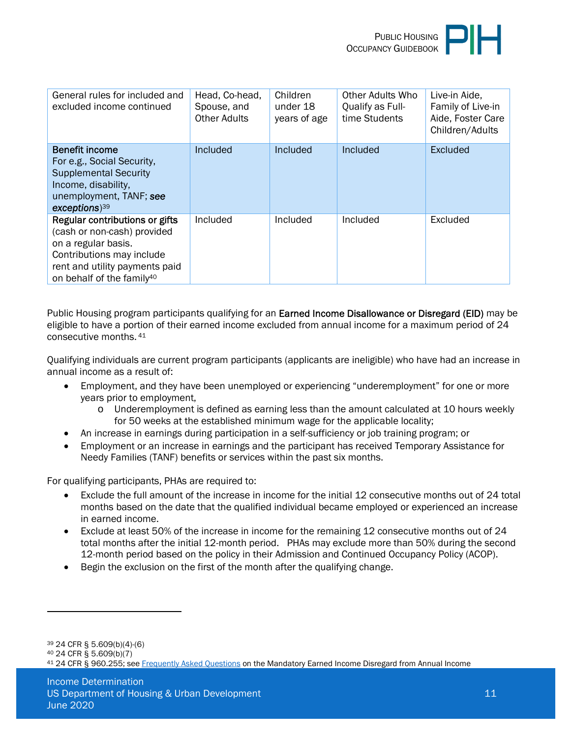| General rules for included and excluded income continued | Head, Co-head, Spouse, and Other Adults | Children under 18 years of age | Other Adults Who Qualify as Full-time Students | Live-in Aide, Family of Live-in Aide, Foster Care Children/Adults |
|---|---|---|---|---|
| **Benefit income** For e.g., Social Security, Supplemental Security Income, disability, unemployment, TANF; ***see exceptions***)[39] | Included | Included | Included | Excluded |
| **Regular contributions or gifts** (cash or non-cash) provided on a regular basis. Contributions may include rent and utility payments paid on behalf of the family[40] | Included | Included | Included | Excluded |

Public Housing program participants qualifying for an **Earned Income Disallowance or Disregard (EID)** may be eligible to have a portion of their earned income excluded from annual income for a maximum period of 24 consecutive months.[41]

Qualifying individuals are current program participants (applicants are ineligible) who have had an increase in annual income as a result of:

- Employment, and they have been unemployed or experiencing "underemployment" for one or more years prior to employment,
  - Underemployment is defined as earning less than the amount calculated at 10 hours weekly for 50 weeks at the established minimum wage for the applicable locality;
- An increase in earnings during participation in a self-sufficiency or job training program; or
- Employment or an increase in earnings and the participant has received Temporary Assistance for Needy Families (TANF) benefits or services within the past six months.

For qualifying participants, PHAs are required to:

- Exclude the full amount of the increase in income for the initial 12 consecutive months out of 24 total months based on the date that the qualified individual became employed or experienced an increase in earned income.
- Exclude at least 50% of the increase in income for the remaining 12 consecutive months out of 24 total months after the initial 12-month period. PHAs may exclude more than 50% during the second 12-month period based on the policy in their Admission and Continued Occupancy Policy (ACOP).
- Begin the exclusion on the first of the month after the qualifying change.

---

[39] 24 CFR § 5.609(b)(4)-(6)

[40] 24 CFR § 5.609(b)(7)

[41] 24 CFR § 960.255; see Frequently Asked Questions on the Mandatory Earned Income Disregard from Annual Income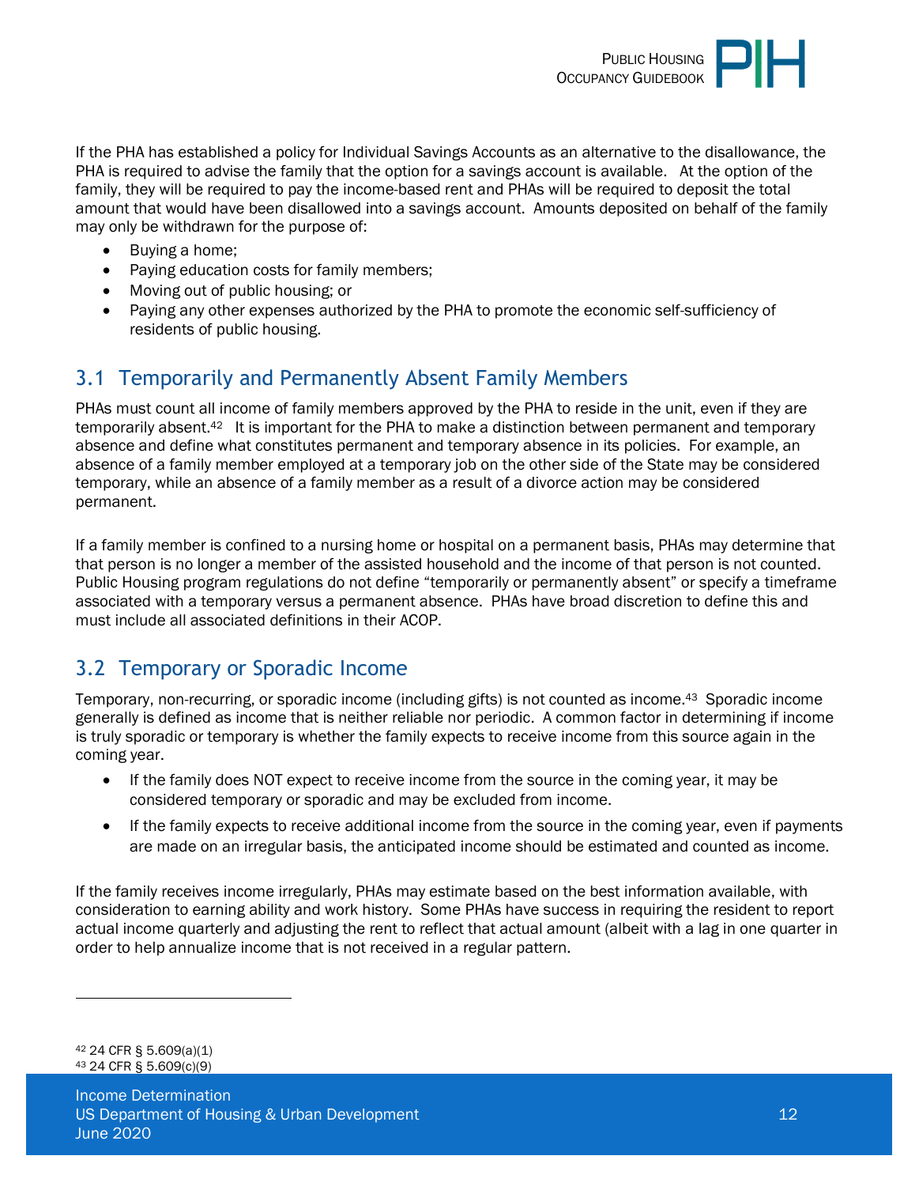If the PHA has established a policy for Individual Savings Accounts as an alternative to the disallowance, the PHA is required to advise the family that the option for a savings account is available. At the option of the family, they will be required to pay the income-based rent and PHAs will be required to deposit the total amount that would have been disallowed into a savings account. Amounts deposited on behalf of the family may only be withdrawn for the purpose of:

- Buying a home;
- Paying education costs for family members;
- Moving out of public housing; or
- Paying any other expenses authorized by the PHA to promote the economic self-sufficiency of residents of public housing.

## 3.1 Temporarily and Permanently Absent Family Members

PHAs must count all income of family members approved by the PHA to reside in the unit, even if they are temporarily absent.[42] It is important for the PHA to make a distinction between permanent and temporary absence and define what constitutes permanent and temporary absence in its policies. For example, an absence of a family member employed at a temporary job on the other side of the State may be considered temporary, while an absence of a family member as a result of a divorce action may be considered permanent.

If a family member is confined to a nursing home or hospital on a permanent basis, PHAs may determine that that person is no longer a member of the assisted household and the income of that person is not counted. Public Housing program regulations do not define "temporarily or permanently absent" or specify a timeframe associated with a temporary versus a permanent absence. PHAs have broad discretion to define this and must include all associated definitions in their ACOP.

## 3.2 Temporary or Sporadic Income

Temporary, non-recurring, or sporadic income (including gifts) is not counted as income.[43] Sporadic income generally is defined as income that is neither reliable nor periodic. A common factor in determining if income is truly sporadic or temporary is whether the family expects to receive income from this source again in the coming year.

- If the family does NOT expect to receive income from the source in the coming year, it may be considered temporary or sporadic and may be excluded from income.
- If the family expects to receive additional income from the source in the coming year, even if payments are made on an irregular basis, the anticipated income should be estimated and counted as income.

If the family receives income irregularly, PHAs may estimate based on the best information available, with consideration to earning ability and work history. Some PHAs have success in requiring the resident to report actual income quarterly and adjusting the rent to reflect that actual amount (albeit with a lag in one quarter in order to help annualize income that is not received in a regular pattern.

---

[42] 24 CFR § 5.609(a)(1)

[43] 24 CFR § 5.609(c)(9)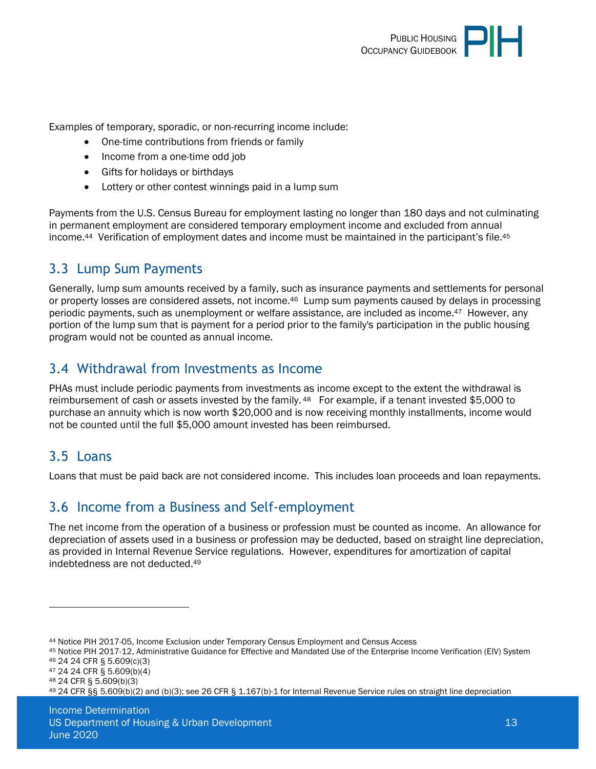Examples of temporary, sporadic, or non-recurring income include:

- One-time contributions from friends or family
- Income from a one-time odd job
- Gifts for holidays or birthdays
- Lottery or other contest winnings paid in a lump sum

Payments from the U.S. Census Bureau for employment lasting no longer than 180 days and not culminating in permanent employment are considered temporary employment income and excluded from annual income.[44] Verification of employment dates and income must be maintained in the participant's file.[45]

## 3.3 Lump Sum Payments

Generally, lump sum amounts received by a family, such as insurance payments and settlements for personal or property losses are considered assets, not income.[46] Lump sum payments caused by delays in processing periodic payments, such as unemployment or welfare assistance, are included as income.[47] However, any portion of the lump sum that is payment for a period prior to the family's participation in the public housing program would not be counted as annual income.

## 3.4 Withdrawal from Investments as Income

PHAs must include periodic payments from investments as income except to the extent the withdrawal is reimbursement of cash or assets invested by the family.[48] For example, if a tenant invested $5,000 to purchase an annuity which is now worth $20,000 and is now receiving monthly installments, income would not be counted until the full $5,000 amount invested has been reimbursed.

## 3.5 Loans

Loans that must be paid back are not considered income. This includes loan proceeds and loan repayments.

## 3.6 Income from a Business and Self-employment

The net income from the operation of a business or profession must be counted as income. An allowance for depreciation of assets used in a business or profession may be deducted, based on straight line depreciation, as provided in Internal Revenue Service regulations. However, expenditures for amortization of capital indebtedness are not deducted.[49]

---

[44] Notice PIH 2017-05, Income Exclusion under Temporary Census Employment and Census Access

[45] Notice PIH 2017-12, Administrative Guidance for Effective and Mandated Use of the Enterprise Income Verification (EIV) System

[46] 24 24 CFR § 5.609(c)(3)

[47] 24 24 CFR § 5.609(b)(4)

[48] 24 CFR § 5.609(b)(3)

[49] 24 CFR §§ 5.609(b)(2) and (b)(3); see 26 CFR § 1.167(b)-1 for Internal Revenue Service rules on straight line depreciation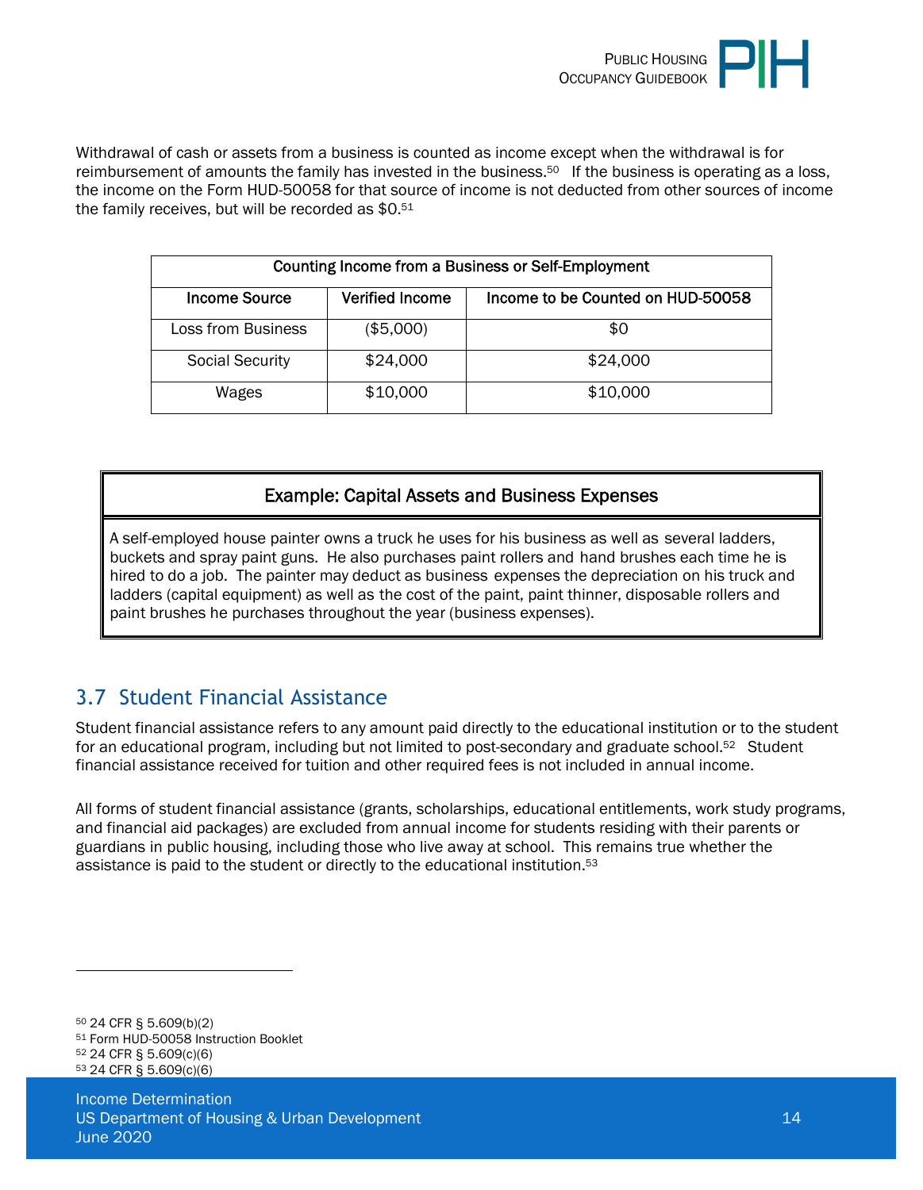Withdrawal of cash or assets from a business is counted as income except when the withdrawal is for reimbursement of amounts the family has invested in the business.[50] If the business is operating as a loss, the income on the Form HUD-50058 for that source of income is not deducted from other sources of income the family receives, but will be recorded as $0.[51]

| Counting Income from a Business or Self-Employment | | |
|---|---|---|
| Income Source | Verified Income | Income to be Counted on HUD-50058 |
| Loss from Business | ($5,000) | $0 |
| Social Security | $24,000 | $24,000 |
| Wages | $10,000 | $10,000 |

| Example: Capital Assets and Business Expenses |
|---|
| A self-employed house painter owns a truck he uses for his business as well as several ladders, buckets and spray paint guns. He also purchases paint rollers and hand brushes each time he is hired to do a job. The painter may deduct as business expenses the depreciation on his truck and ladders (capital equipment) as well as the cost of the paint, paint thinner, disposable rollers and paint brushes he purchases throughout the year (business expenses). |

## 3.7 Student Financial Assistance

Student financial assistance refers to any amount paid directly to the educational institution or to the student for an educational program, including but not limited to post-secondary and graduate school.[52] Student financial assistance received for tuition and other required fees is not included in annual income.

All forms of student financial assistance (grants, scholarships, educational entitlements, work study programs, and financial aid packages) are excluded from annual income for students residing with their parents or guardians in public housing, including those who live away at school. This remains true whether the assistance is paid to the student or directly to the educational institution.[53]

---

[50] 24 CFR § 5.609(b)(2)
[51] Form HUD-50058 Instruction Booklet
[52] 24 CFR § 5.609(c)(6)
[53] 24 CFR § 5.609(c)(6)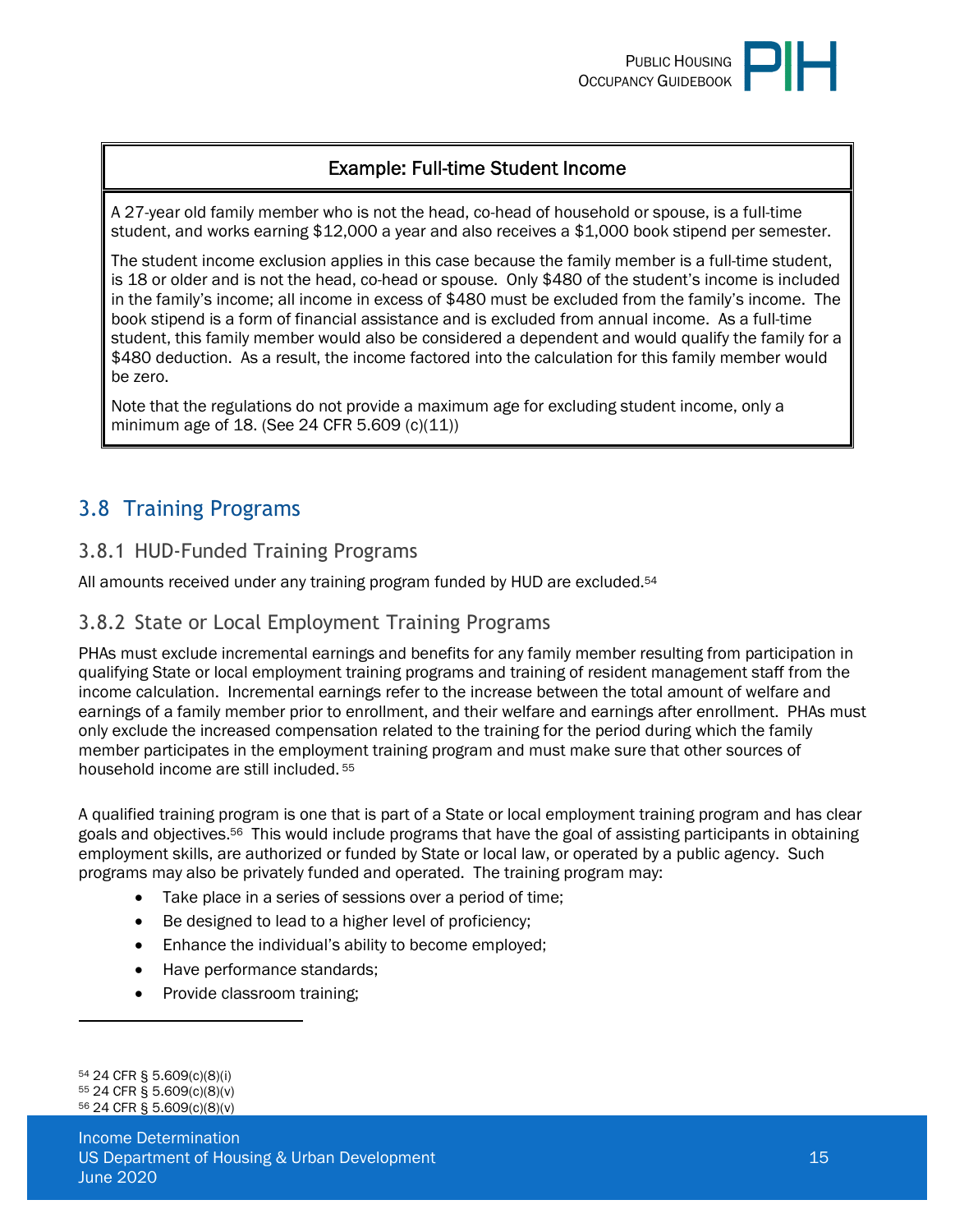**Example: Full-time Student Income**

A 27-year old family member who is not the head, co-head of household or spouse, is a full-time student, and works earning $12,000 a year and also receives a $1,000 book stipend per semester.

The student income exclusion applies in this case because the family member is a full-time student, is 18 or older and is not the head, co-head or spouse. Only $480 of the student's income is included in the family's income; all income in excess of $480 must be excluded from the family's income. The book stipend is a form of financial assistance and is excluded from annual income. As a full-time student, this family member would also be considered a dependent and would qualify the family for a $480 deduction. As a result, the income factored into the calculation for this family member would be zero.

Note that the regulations do not provide a maximum age for excluding student income, only a minimum age of 18. (See 24 CFR 5.609 (c)(11))

## 3.8 Training Programs

### 3.8.1 HUD-Funded Training Programs

All amounts received under any training program funded by HUD are excluded.[54]

### 3.8.2 State or Local Employment Training Programs

PHAs must exclude incremental earnings and benefits for any family member resulting from participation in qualifying State or local employment training programs and training of resident management staff from the income calculation. Incremental earnings refer to the increase between the total amount of welfare and earnings of a family member prior to enrollment, and their welfare and earnings after enrollment. PHAs must only exclude the increased compensation related to the training for the period during which the family member participates in the employment training program and must make sure that other sources of household income are still included.[55]

A qualified training program is one that is part of a State or local employment training program and has clear goals and objectives.[56] This would include programs that have the goal of assisting participants in obtaining employment skills, are authorized or funded by State or local law, or operated by a public agency. Such programs may also be privately funded and operated. The training program may:

- Take place in a series of sessions over a period of time;
- Be designed to lead to a higher level of proficiency;
- Enhance the individual's ability to become employed;
- Have performance standards;
- Provide classroom training;

---

[54] 24 CFR § 5.609(c)(8)(i)
[55] 24 CFR § 5.609(c)(8)(v)
[56] 24 CFR § 5.609(c)(8)(v)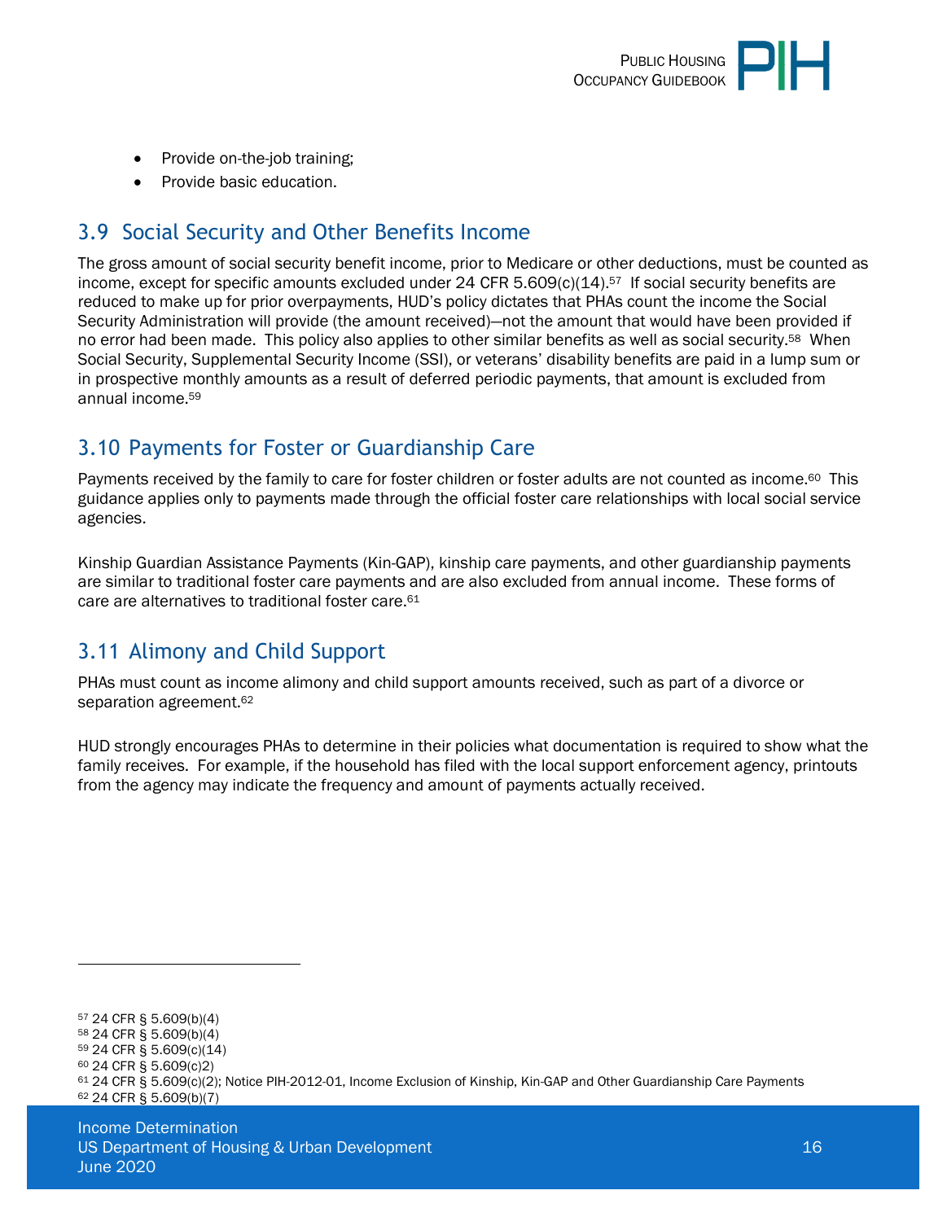- Provide on-the-job training;
- Provide basic education.

## 3.9 Social Security and Other Benefits Income

The gross amount of social security benefit income, prior to Medicare or other deductions, must be counted as income, except for specific amounts excluded under 24 CFR 5.609(c)(14).[57] If social security benefits are reduced to make up for prior overpayments, HUD's policy dictates that PHAs count the income the Social Security Administration will provide (the amount received)—not the amount that would have been provided if no error had been made. This policy also applies to other similar benefits as well as social security.[58] When Social Security, Supplemental Security Income (SSI), or veterans' disability benefits are paid in a lump sum or in prospective monthly amounts as a result of deferred periodic payments, that amount is excluded from annual income.[59]

## 3.10 Payments for Foster or Guardianship Care

Payments received by the family to care for foster children or foster adults are not counted as income.[60] This guidance applies only to payments made through the official foster care relationships with local social service agencies.

Kinship Guardian Assistance Payments (Kin-GAP), kinship care payments, and other guardianship payments are similar to traditional foster care payments and are also excluded from annual income. These forms of care are alternatives to traditional foster care.[61]

## 3.11 Alimony and Child Support

PHAs must count as income alimony and child support amounts received, such as part of a divorce or separation agreement.[62]

HUD strongly encourages PHAs to determine in their policies what documentation is required to show what the family receives. For example, if the household has filed with the local support enforcement agency, printouts from the agency may indicate the frequency and amount of payments actually received.

---

[57] 24 CFR § 5.609(b)(4)
[58] 24 CFR § 5.609(b)(4)
[59] 24 CFR § 5.609(c)(14)
[60] 24 CFR § 5.609(c)2)
[61] 24 CFR § 5.609(c)(2); Notice PIH-2012-01, Income Exclusion of Kinship, Kin-GAP and Other Guardianship Care Payments
[62] 24 CFR § 5.609(b)(7)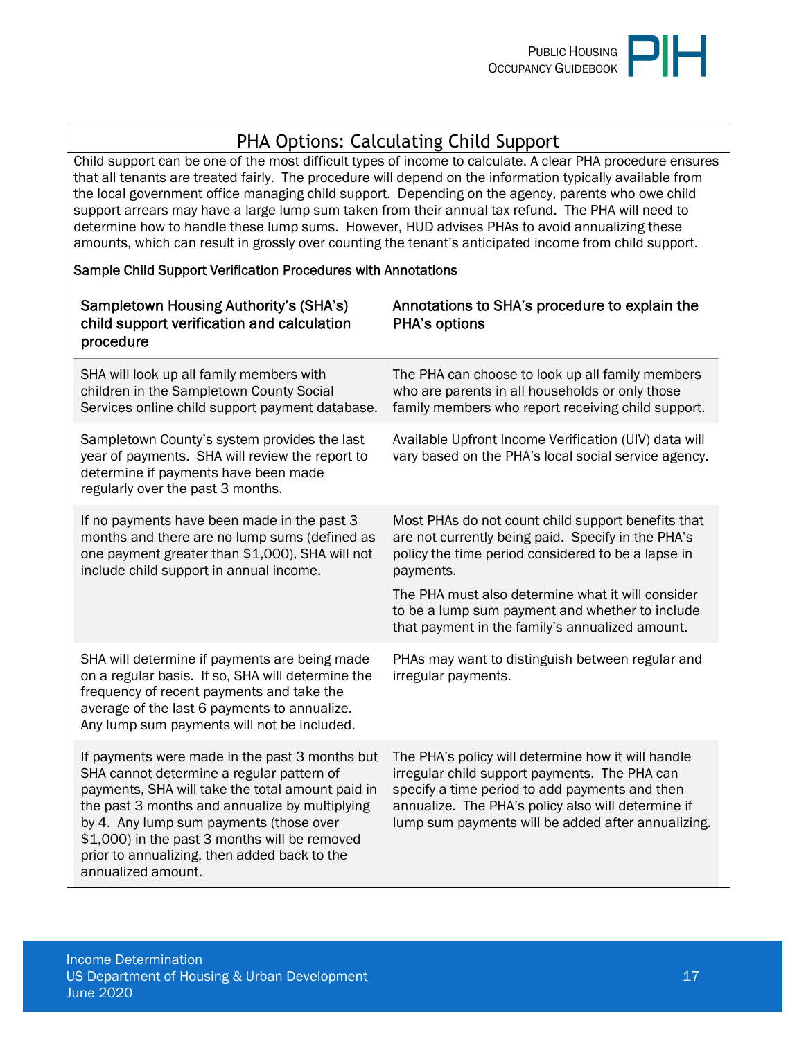## PHA Options: Calculating Child Support

Child support can be one of the most difficult types of income to calculate. A clear PHA procedure ensures that all tenants are treated fairly. The procedure will depend on the information typically available from the local government office managing child support. Depending on the agency, parents who owe child support arrears may have a large lump sum taken from their annual tax refund. The PHA will need to determine how to handle these lump sums. However, HUD advises PHAs to avoid annualizing these amounts, which can result in grossly over counting the tenant's anticipated income from child support.

Sample Child Support Verification Procedures with Annotations

| Sampletown Housing Authority's (SHA's) child support verification and calculation procedure | Annotations to SHA's procedure to explain the PHA's options |
|---|---|
| SHA will look up all family members with children in the Sampletown County Social Services online child support payment database. | The PHA can choose to look up all family members who are parents in all households or only those family members who report receiving child support. |
| Sampletown County's system provides the last year of payments. SHA will review the report to determine if payments have been made regularly over the past 3 months. | Available Upfront Income Verification (UIV) data will vary based on the PHA's local social service agency. |
| If no payments have been made in the past 3 months and there are no lump sums (defined as one payment greater than $1,000), SHA will not include child support in annual income. | Most PHAs do not count child support benefits that are not currently being paid. Specify in the PHA's policy the time period considered to be a lapse in payments.<br><br>The PHA must also determine what it will consider to be a lump sum payment and whether to include that payment in the family's annualized amount. |
| SHA will determine if payments are being made on a regular basis. If so, SHA will determine the frequency of recent payments and take the average of the last 6 payments to annualize. Any lump sum payments will not be included. | PHAs may want to distinguish between regular and irregular payments. |
| If payments were made in the past 3 months but SHA cannot determine a regular pattern of payments, SHA will take the total amount paid in the past 3 months and annualize by multiplying by 4. Any lump sum payments (those over $1,000) in the past 3 months will be removed prior to annualizing, then added back to the annualized amount. | The PHA's policy will determine how it will handle irregular child support payments. The PHA can specify a time period to add payments and then annualize. The PHA's policy also will determine if lump sum payments will be added after annualizing. |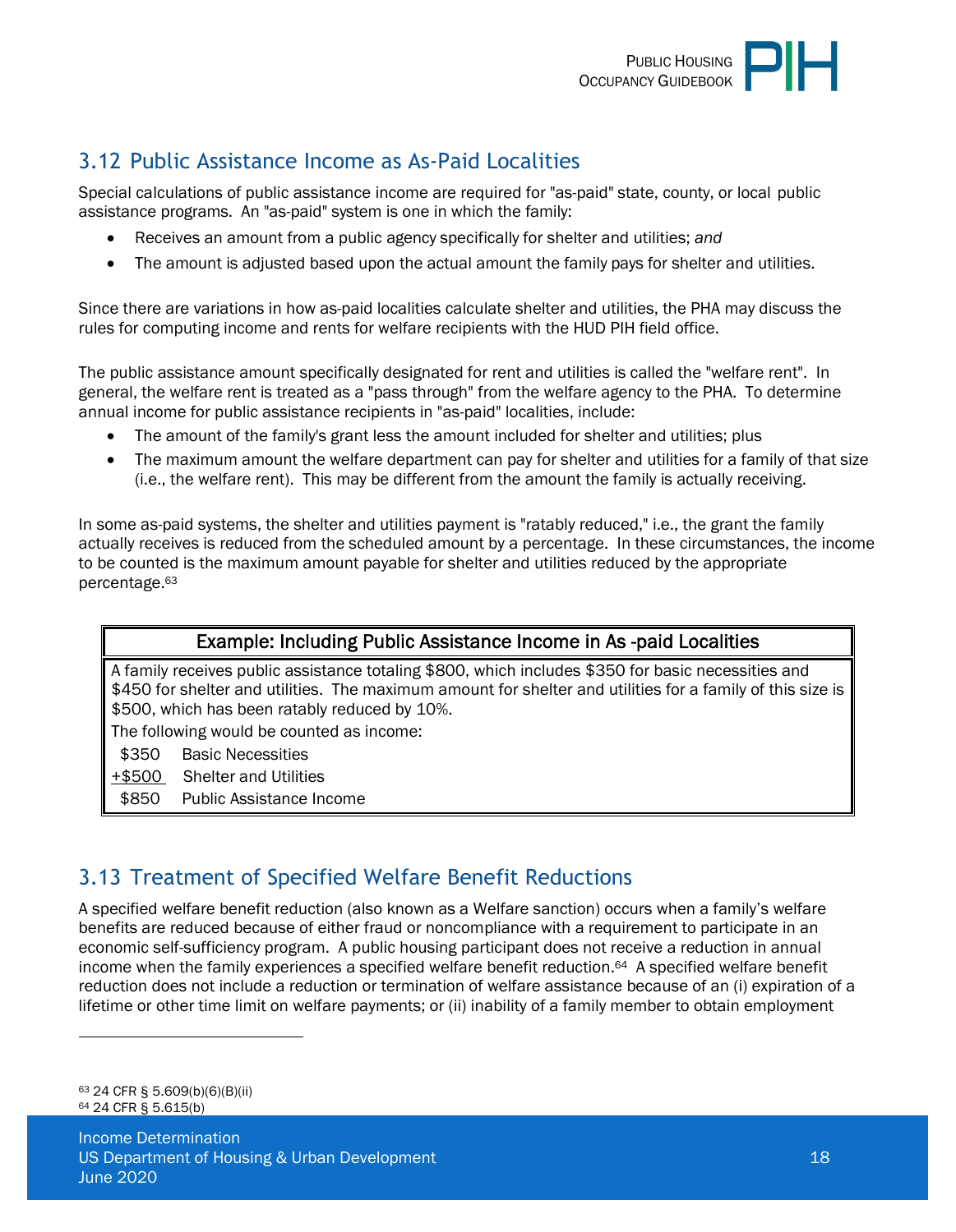## 3.12 Public Assistance Income as As-Paid Localities

Special calculations of public assistance income are required for "as-paid" state, county, or local public assistance programs. An "as-paid" system is one in which the family:

- Receives an amount from a public agency specifically for shelter and utilities; *and*
- The amount is adjusted based upon the actual amount the family pays for shelter and utilities.

Since there are variations in how as-paid localities calculate shelter and utilities, the PHA may discuss the rules for computing income and rents for welfare recipients with the HUD PIH field office.

The public assistance amount specifically designated for rent and utilities is called the "welfare rent". In general, the welfare rent is treated as a "pass through" from the welfare agency to the PHA. To determine annual income for public assistance recipients in "as-paid" localities, include:

- The amount of the family's grant less the amount included for shelter and utilities; plus
- The maximum amount the welfare department can pay for shelter and utilities for a family of that size (i.e., the welfare rent). This may be different from the amount the family is actually receiving.

In some as-paid systems, the shelter and utilities payment is "ratably reduced," i.e., the grant the family actually receives is reduced from the scheduled amount by a percentage. In these circumstances, the income to be counted is the maximum amount payable for shelter and utilities reduced by the appropriate percentage.[63]

| Example: Including Public Assistance Income in As -paid Localities |
|---|
| A family receives public assistance totaling $800, which includes $350 for basic necessities and $450 for shelter and utilities. The maximum amount for shelter and utilities for a family of this size is $500, which has been ratably reduced by 10%. |
| The following would be counted as income: |
| $350 Basic Necessities |
| +$500 Shelter and Utilities |
| $850 Public Assistance Income |

## 3.13 Treatment of Specified Welfare Benefit Reductions

A specified welfare benefit reduction (also known as a Welfare sanction) occurs when a family's welfare benefits are reduced because of either fraud or noncompliance with a requirement to participate in an economic self-sufficiency program. A public housing participant does not receive a reduction in annual income when the family experiences a specified welfare benefit reduction.[64] A specified welfare benefit reduction does not include a reduction or termination of welfare assistance because of an (i) expiration of a lifetime or other time limit on welfare payments; or (ii) inability of a family member to obtain employment

---

[63] 24 CFR § 5.609(b)(6)(B)(ii)

[64] 24 CFR § 5.615(b)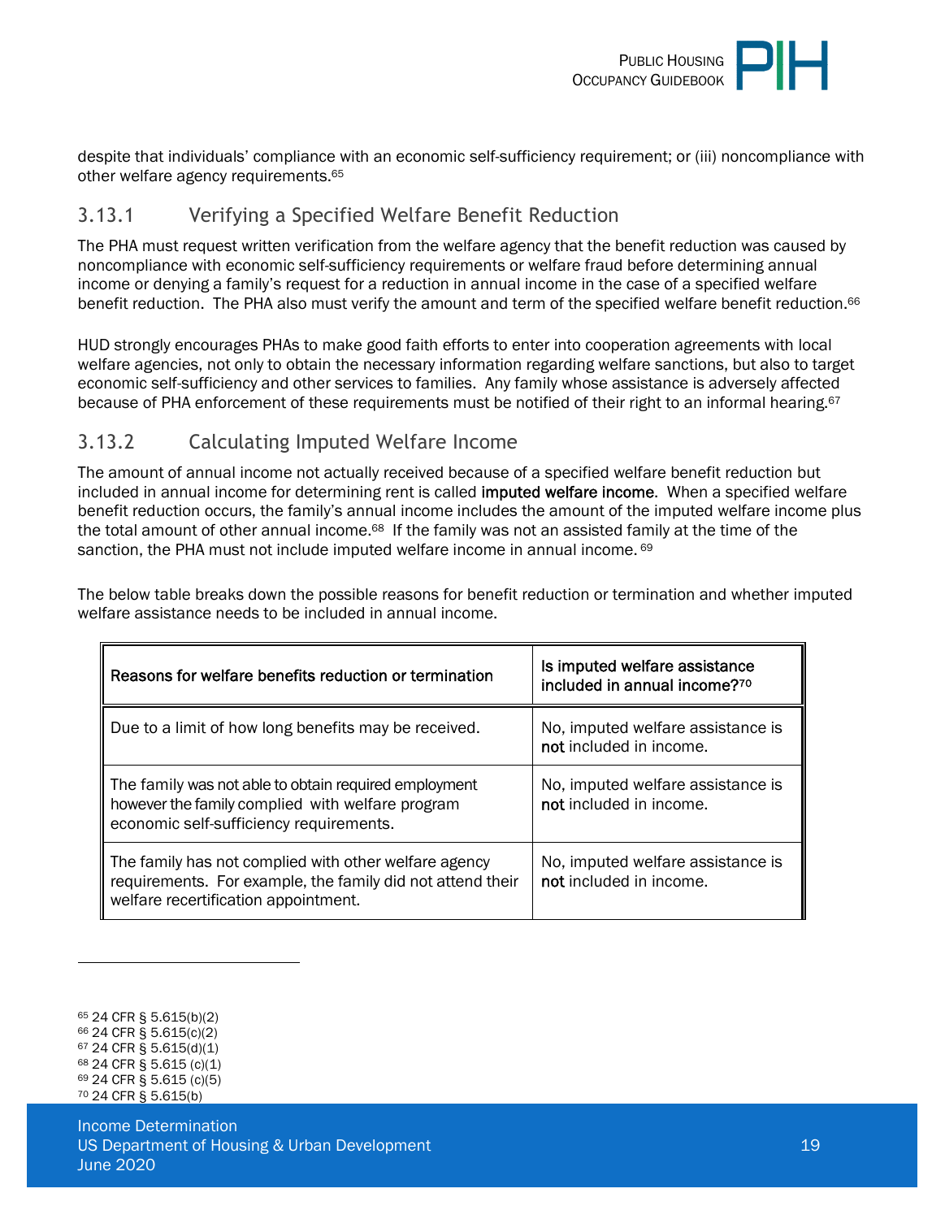despite that individuals' compliance with an economic self-sufficiency requirement; or (iii) noncompliance with other welfare agency requirements.[65]

### 3.13.1 Verifying a Specified Welfare Benefit Reduction

The PHA must request written verification from the welfare agency that the benefit reduction was caused by noncompliance with economic self-sufficiency requirements or welfare fraud before determining annual income or denying a family's request for a reduction in annual income in the case of a specified welfare benefit reduction. The PHA also must verify the amount and term of the specified welfare benefit reduction.[66]

HUD strongly encourages PHAs to make good faith efforts to enter into cooperation agreements with local welfare agencies, not only to obtain the necessary information regarding welfare sanctions, but also to target economic self-sufficiency and other services to families. Any family whose assistance is adversely affected because of PHA enforcement of these requirements must be notified of their right to an informal hearing.[67]

### 3.13.2 Calculating Imputed Welfare Income

The amount of annual income not actually received because of a specified welfare benefit reduction but included in annual income for determining rent is called **imputed welfare income**. When a specified welfare benefit reduction occurs, the family's annual income includes the amount of the imputed welfare income plus the total amount of other annual income.[68] If the family was not an assisted family at the time of the sanction, the PHA must not include imputed welfare income in annual income.[69]

The below table breaks down the possible reasons for benefit reduction or termination and whether imputed welfare assistance needs to be included in annual income.

| Reasons for welfare benefits reduction or termination | Is imputed welfare assistance included in annual income?[70] |
|---|---|
| Due to a limit of how long benefits may be received. | No, imputed welfare assistance is **not** included in income. |
| The family was not able to obtain required employment however the family complied with welfare program economic self-sufficiency requirements. | No, imputed welfare assistance is **not** included in income. |
| The family has not complied with other welfare agency requirements. For example, the family did not attend their welfare recertification appointment. | No, imputed welfare assistance is **not** included in income. |

[65] 24 CFR § 5.615(b)(2)
[66] 24 CFR § 5.615(c)(2)
[67] 24 CFR § 5.615(d)(1)
[68] 24 CFR § 5.615 (c)(1)
[69] 24 CFR § 5.615 (c)(5)
[70] 24 CFR § 5.615(b)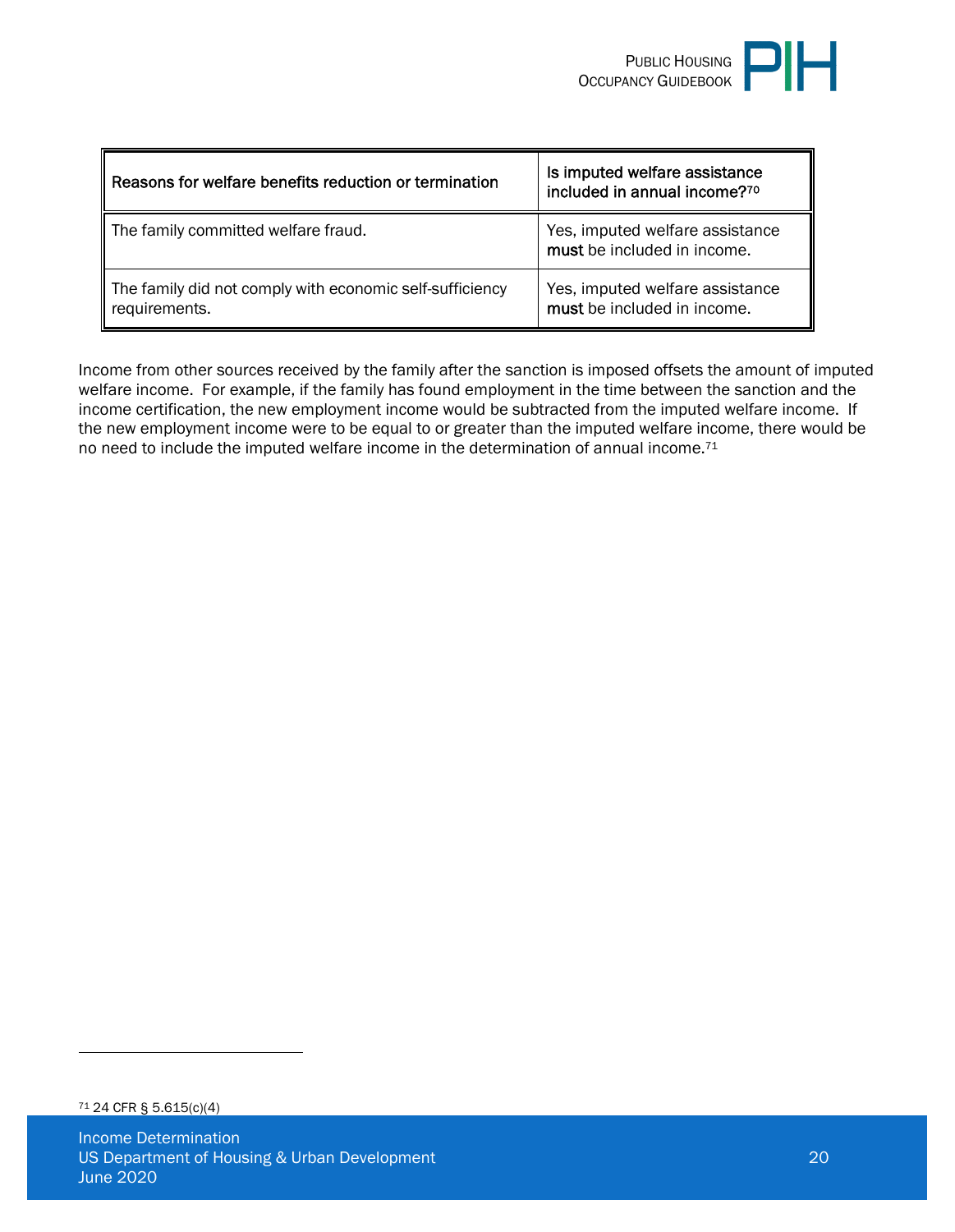| Reasons for welfare benefits reduction or termination | Is imputed welfare assistance included in annual income?[70] |
|---|---|
| The family committed welfare fraud. | Yes, imputed welfare assistance **must** be included in income. |
| The family did not comply with economic self-sufficiency requirements. | Yes, imputed welfare assistance **must** be included in income. |

Income from other sources received by the family after the sanction is imposed offsets the amount of imputed welfare income. For example, if the family has found employment in the time between the sanction and the income certification, the new employment income would be subtracted from the imputed welfare income. If the new employment income were to be equal to or greater than the imputed welfare income, there would be no need to include the imputed welfare income in the determination of annual income.[71]

[71] 24 CFR § 5.615(c)(4)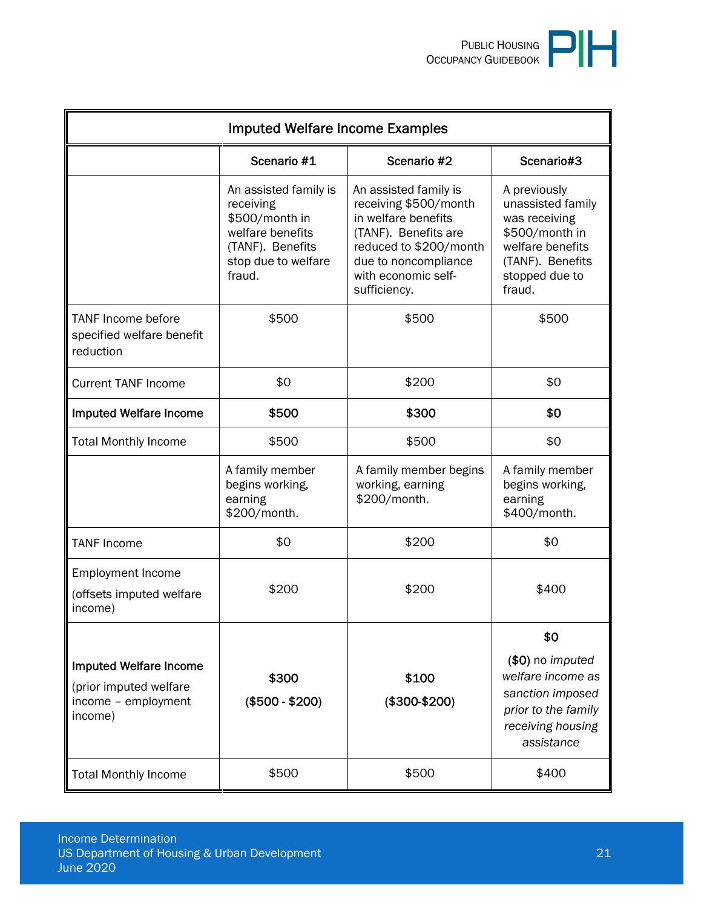| Imputed Welfare Income Examples | | | |
|---|---|---|---|
| | Scenario #1 | Scenario #2 | Scenario#3 |
| | An assisted family is receiving $500/month in welfare benefits (TANF). Benefits stop due to welfare fraud. | An assisted family is receiving $500/month in welfare benefits (TANF). Benefits are reduced to $200/month due to noncompliance with economic self-sufficiency. | A previously unassisted family was receiving $500/month in welfare benefits (TANF). Benefits stopped due to fraud. |
| TANF Income before specified welfare benefit reduction | $500 | $500 | $500 |
| Current TANF Income | $0 | $200 | $0 |
| **Imputed Welfare Income** | **$500** | **$300** | **$0** |
| Total Monthly Income | $500 | $500 | $0 |
| | A family member begins working, earning $200/month. | A family member begins working, earning $200/month. | A family member begins working, earning $400/month. |
| TANF Income | $0 | $200 | $0 |
| Employment Income (offsets imputed welfare income) | $200 | $200 | $400 |
| **Imputed Welfare Income** (prior imputed welfare income – employment income) | **$300** **($500 - $200)** | **$100** **($300-$200)** | **$0** **($0)** *no imputed welfare income as sanction imposed prior to the family receiving housing assistance* |
| Total Monthly Income | $500 | $500 | $400 |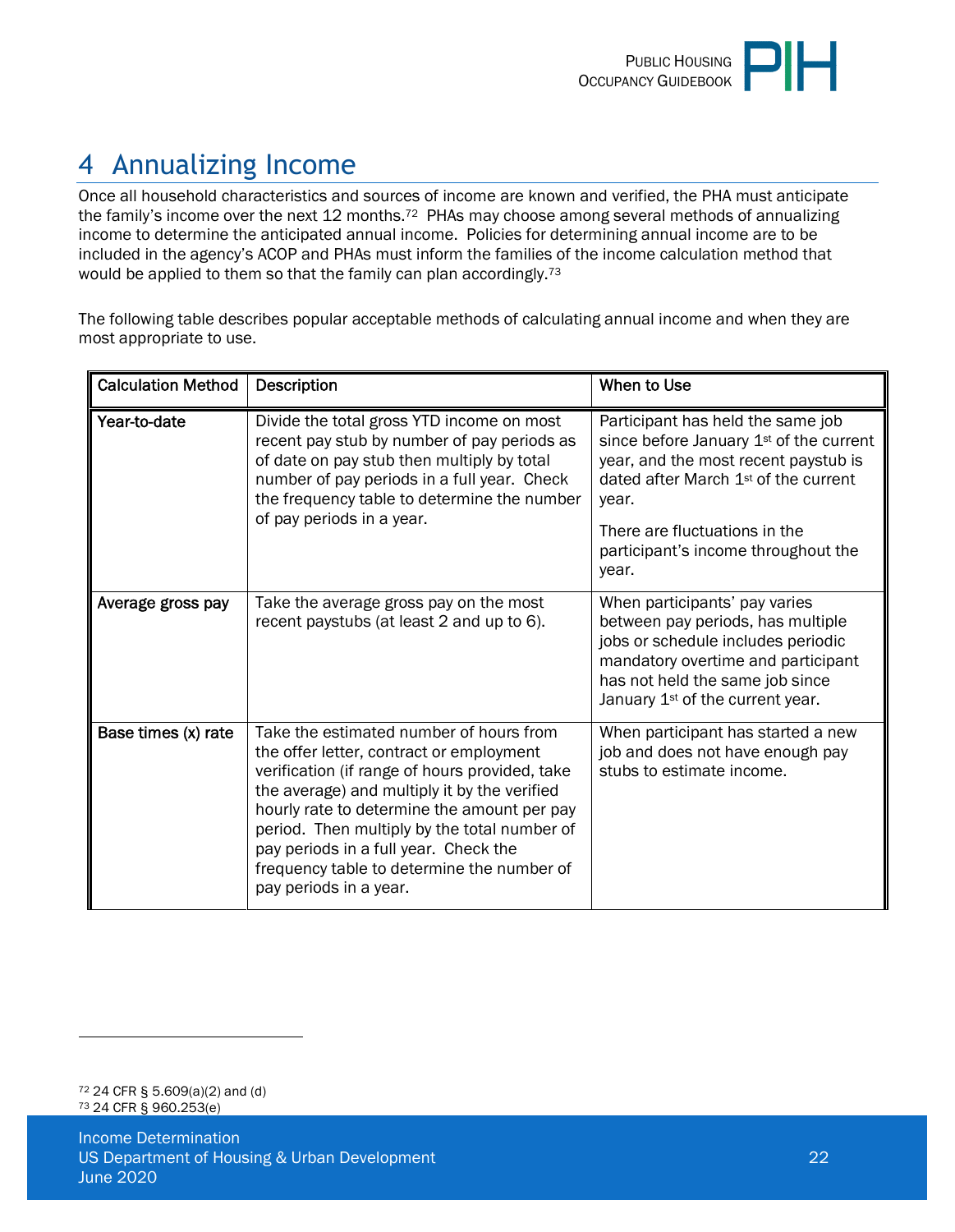# 4 Annualizing Income

Once all household characteristics and sources of income are known and verified, the PHA must anticipate the family's income over the next 12 months.[72] PHAs may choose among several methods of annualizing income to determine the anticipated annual income. Policies for determining annual income are to be included in the agency's ACOP and PHAs must inform the families of the income calculation method that would be applied to them so that the family can plan accordingly.[73]

The following table describes popular acceptable methods of calculating annual income and when they are most appropriate to use.

| Calculation Method | Description | When to Use |
|---|---|---|
| Year-to-date | Divide the total gross YTD income on most recent pay stub by number of pay periods as of date on pay stub then multiply by total number of pay periods in a full year. Check the frequency table to determine the number of pay periods in a year. | Participant has held the same job since before January 1st of the current year, and the most recent paystub is dated after March 1st of the current year.<br><br>There are fluctuations in the participant's income throughout the year. |
| Average gross pay | Take the average gross pay on the most recent paystubs (at least 2 and up to 6). | When participants' pay varies between pay periods, has multiple jobs or schedule includes periodic mandatory overtime and participant has not held the same job since January 1st of the current year. |
| Base times (x) rate | Take the estimated number of hours from the offer letter, contract or employment verification (if range of hours provided, take the average) and multiply it by the verified hourly rate to determine the amount per pay period. Then multiply by the total number of pay periods in a full year. Check the frequency table to determine the number of pay periods in a year. | When participant has started a new job and does not have enough pay stubs to estimate income. |

---

[72] 24 CFR § 5.609(a)(2) and (d)

[73] 24 CFR § 960.253(e)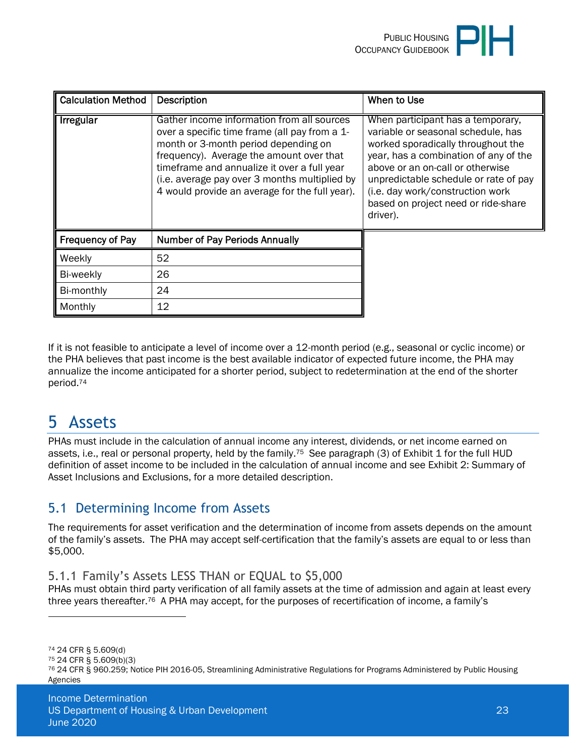| Calculation Method | Description | When to Use |
| --- | --- | --- |
| Irregular | Gather income information from all sources over a specific time frame (all pay from a 1-month or 3-month period depending on frequency). Average the amount over that timeframe and annualize it over a full year (i.e. average pay over 3 months multiplied by 4 would provide an average for the full year). | When participant has a temporary, variable or seasonal schedule, has worked sporadically throughout the year, has a combination of any of the above or an on-call or otherwise unpredictable schedule or rate of pay (i.e. day work/construction work based on project need or ride-share driver). |

| Frequency of Pay | Number of Pay Periods Annually |
| --- | --- |
| Weekly | 52 |
| Bi-weekly | 26 |
| Bi-monthly | 24 |
| Monthly | 12 |

If it is not feasible to anticipate a level of income over a 12-month period (e.g., seasonal or cyclic income) or the PHA believes that past income is the best available indicator of expected future income, the PHA may annualize the income anticipated for a shorter period, subject to redetermination at the end of the shorter period.[74]

# 5 Assets

PHAs must include in the calculation of annual income any interest, dividends, or net income earned on assets, i.e., real or personal property, held by the family.[75] See paragraph (3) of Exhibit 1 for the full HUD definition of asset income to be included in the calculation of annual income and see Exhibit 2: Summary of Asset Inclusions and Exclusions, for a more detailed description.

## 5.1 Determining Income from Assets

The requirements for asset verification and the determination of income from assets depends on the amount of the family's assets. The PHA may accept self-certification that the family's assets are equal to or less than $5,000.

### 5.1.1 Family's Assets LESS THAN or EQUAL to $5,000

PHAs must obtain third party verification of all family assets at the time of admission and again at least every three years thereafter.[76] A PHA may accept, for the purposes of recertification of income, a family's

---

[74] 24 CFR § 5.609(d)

[75] 24 CFR § 5.609(b)(3)

[76] 24 CFR § 960.259; Notice PIH 2016-05, Streamlining Administrative Regulations for Programs Administered by Public Housing Agencies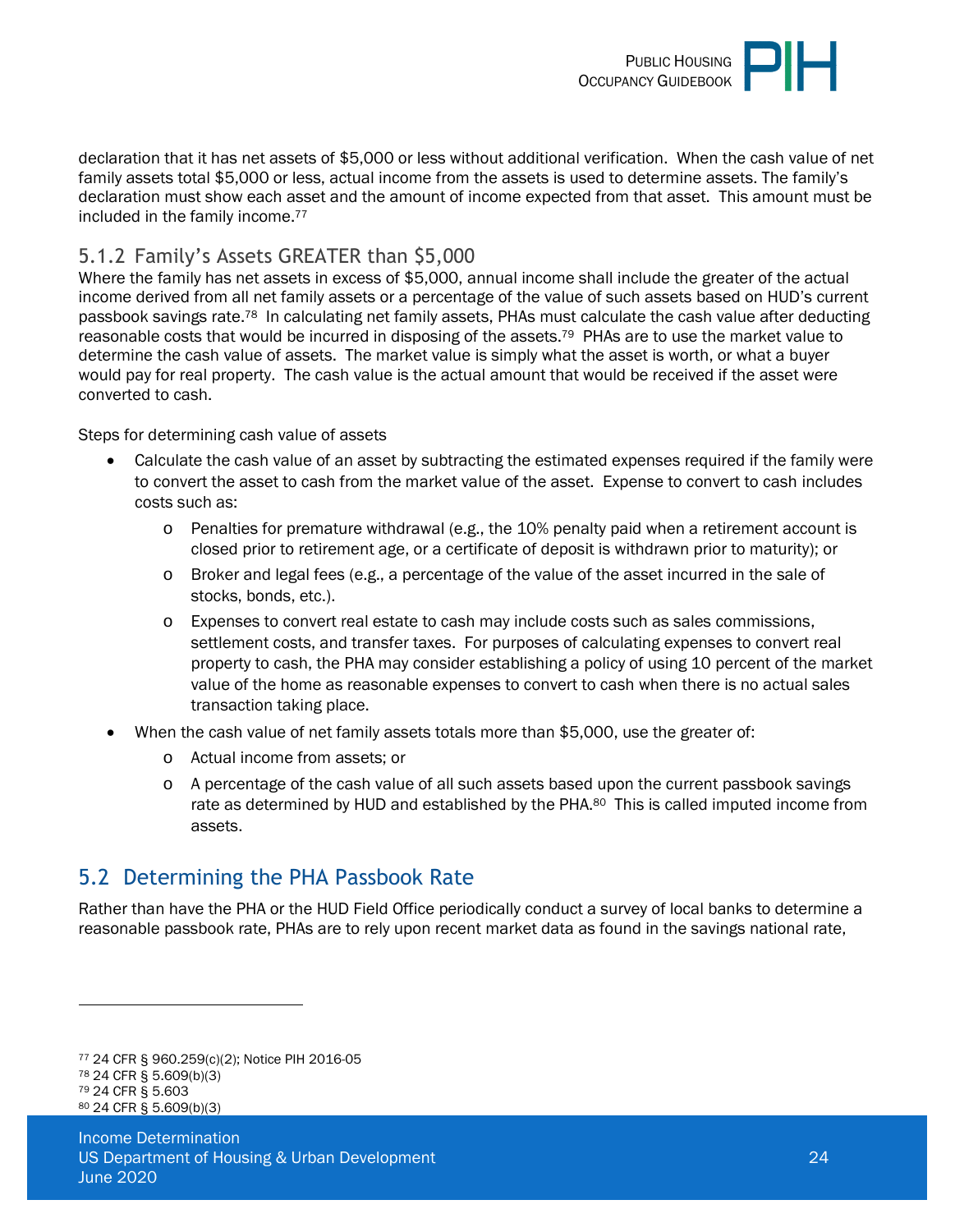declaration that it has net assets of $5,000 or less without additional verification. When the cash value of net family assets total $5,000 or less, actual income from the assets is used to determine assets. The family's declaration must show each asset and the amount of income expected from that asset. This amount must be included in the family income.[77]

### 5.1.2 Family's Assets GREATER than $5,000

Where the family has net assets in excess of $5,000, annual income shall include the greater of the actual income derived from all net family assets or a percentage of the value of such assets based on HUD's current passbook savings rate.[78] In calculating net family assets, PHAs must calculate the cash value after deducting reasonable costs that would be incurred in disposing of the assets.[79] PHAs are to use the market value to determine the cash value of assets. The market value is simply what the asset is worth, or what a buyer would pay for real property. The cash value is the actual amount that would be received if the asset were converted to cash.

Steps for determining cash value of assets

- Calculate the cash value of an asset by subtracting the estimated expenses required if the family were to convert the asset to cash from the market value of the asset. Expense to convert to cash includes costs such as:
  - Penalties for premature withdrawal (e.g., the 10% penalty paid when a retirement account is closed prior to retirement age, or a certificate of deposit is withdrawn prior to maturity); or
  - Broker and legal fees (e.g., a percentage of the value of the asset incurred in the sale of stocks, bonds, etc.).
  - Expenses to convert real estate to cash may include costs such as sales commissions, settlement costs, and transfer taxes. For purposes of calculating expenses to convert real property to cash, the PHA may consider establishing a policy of using 10 percent of the market value of the home as reasonable expenses to convert to cash when there is no actual sales transaction taking place.
- When the cash value of net family assets totals more than $5,000, use the greater of:
  - Actual income from assets; or
  - A percentage of the cash value of all such assets based upon the current passbook savings rate as determined by HUD and established by the PHA.[80] This is called imputed income from assets.

## 5.2 Determining the PHA Passbook Rate

Rather than have the PHA or the HUD Field Office periodically conduct a survey of local banks to determine a reasonable passbook rate, PHAs are to rely upon recent market data as found in the savings national rate,

---

[77] 24 CFR § 960.259(c)(2); Notice PIH 2016-05
[78] 24 CFR § 5.609(b)(3)
[79] 24 CFR § 5.603
[80] 24 CFR § 5.609(b)(3)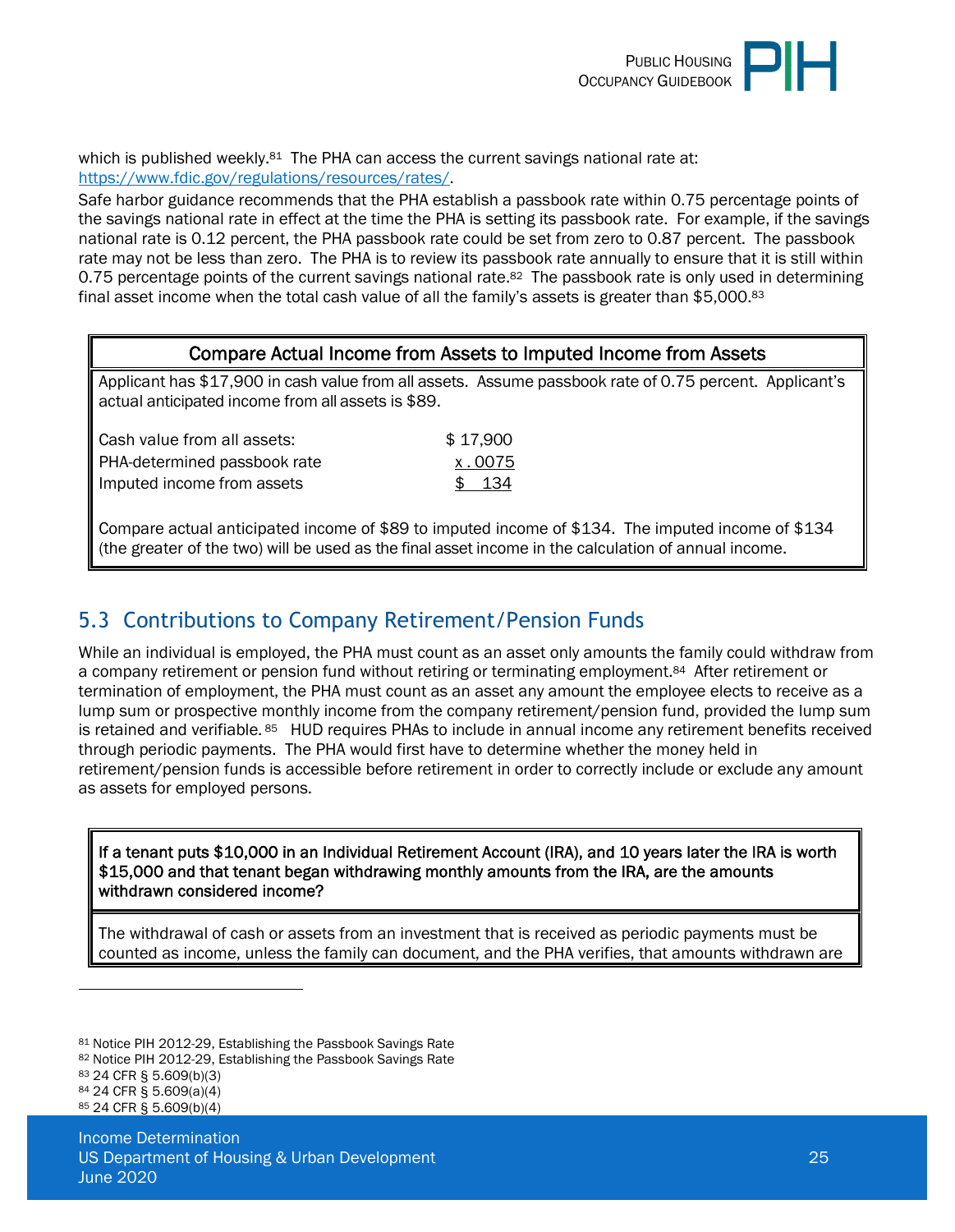which is published weekly.[81] The PHA can access the current savings national rate at: https://www.fdic.gov/regulations/resources/rates/.

Safe harbor guidance recommends that the PHA establish a passbook rate within 0.75 percentage points of the savings national rate in effect at the time the PHA is setting its passbook rate. For example, if the savings national rate is 0.12 percent, the PHA passbook rate could be set from zero to 0.87 percent. The passbook rate may not be less than zero. The PHA is to review its passbook rate annually to ensure that it is still within 0.75 percentage points of the current savings national rate.[82] The passbook rate is only used in determining final asset income when the total cash value of all the family's assets is greater than $5,000.[83]

**Compare Actual Income from Assets to Imputed Income from Assets**

Applicant has $17,900 in cash value from all assets. Assume passbook rate of 0.75 percent. Applicant's actual anticipated income from all assets is $89.

| | |
|---|---|
| Cash value from all assets: | $ 17,900 |
| PHA-determined passbook rate | x .0075 |
| Imputed income from assets | $ 134 |

Compare actual anticipated income of $89 to imputed income of $134. The imputed income of $134 (the greater of the two) will be used as the final asset income in the calculation of annual income.

## 5.3 Contributions to Company Retirement/Pension Funds

While an individual is employed, the PHA must count as an asset only amounts the family could withdraw from a company retirement or pension fund without retiring or terminating employment.[84] After retirement or termination of employment, the PHA must count as an asset any amount the employee elects to receive as a lump sum or prospective monthly income from the company retirement/pension fund, provided the lump sum is retained and verifiable.[85] HUD requires PHAs to include in annual income any retirement benefits received through periodic payments. The PHA would first have to determine whether the money held in retirement/pension funds is accessible before retirement in order to correctly include or exclude any amount as assets for employed persons.

**If a tenant puts $10,000 in an Individual Retirement Account (IRA), and 10 years later the IRA is worth $15,000 and that tenant began withdrawing monthly amounts from the IRA, are the amounts withdrawn considered income?**

The withdrawal of cash or assets from an investment that is received as periodic payments must be counted as income, unless the family can document, and the PHA verifies, that amounts withdrawn are

---

[81] Notice PIH 2012-29, Establishing the Passbook Savings Rate
[82] Notice PIH 2012-29, Establishing the Passbook Savings Rate
[83] 24 CFR § 5.609(b)(3)
[84] 24 CFR § 5.609(a)(4)
[85] 24 CFR § 5.609(b)(4)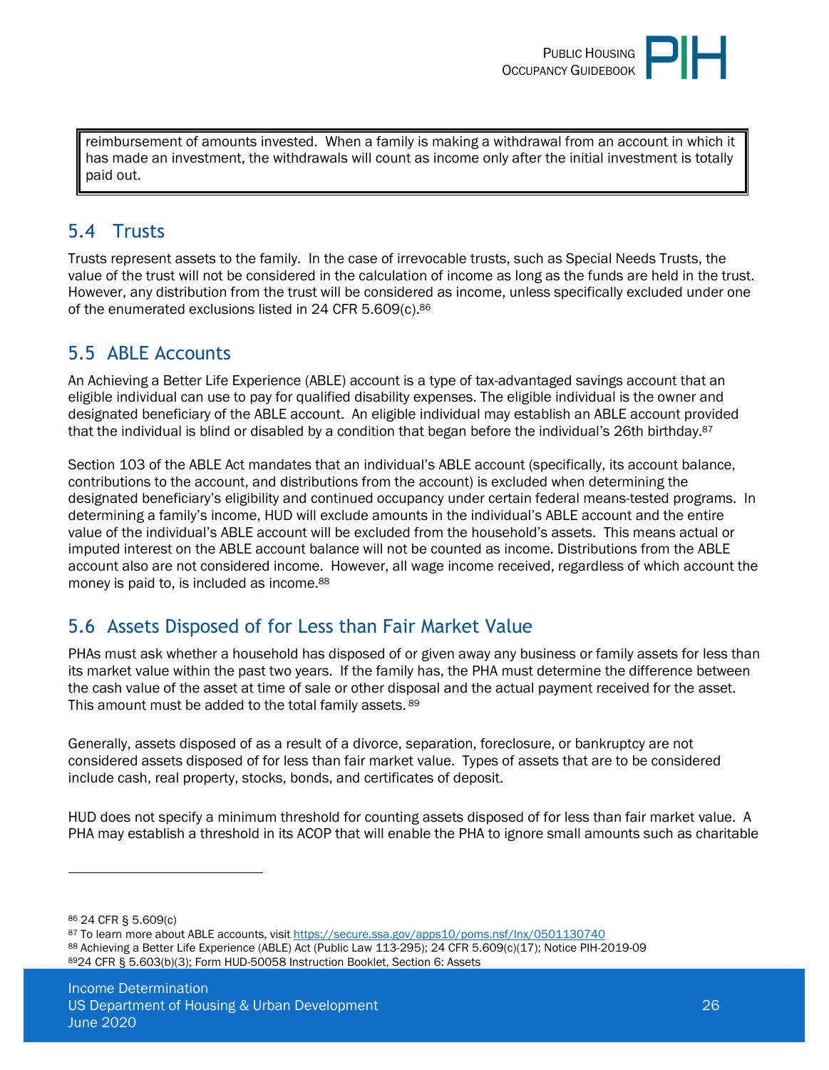reimbursement of amounts invested. When a family is making a withdrawal from an account in which it has made an investment, the withdrawals will count as income only after the initial investment is totally paid out.

## 5.4 Trusts

Trusts represent assets to the family. In the case of irrevocable trusts, such as Special Needs Trusts, the value of the trust will not be considered in the calculation of income as long as the funds are held in the trust. However, any distribution from the trust will be considered as income, unless specifically excluded under one of the enumerated exclusions listed in 24 CFR 5.609(c).[86]

## 5.5 ABLE Accounts

An Achieving a Better Life Experience (ABLE) account is a type of tax-advantaged savings account that an eligible individual can use to pay for qualified disability expenses. The eligible individual is the owner and designated beneficiary of the ABLE account. An eligible individual may establish an ABLE account provided that the individual is blind or disabled by a condition that began before the individual's 26th birthday.[87]

Section 103 of the ABLE Act mandates that an individual's ABLE account (specifically, its account balance, contributions to the account, and distributions from the account) is excluded when determining the designated beneficiary's eligibility and continued occupancy under certain federal means-tested programs. In determining a family's income, HUD will exclude amounts in the individual's ABLE account and the entire value of the individual's ABLE account will be excluded from the household's assets. This means actual or imputed interest on the ABLE account balance will not be counted as income. Distributions from the ABLE account also are not considered income. However, all wage income received, regardless of which account the money is paid to, is included as income.[88]

## 5.6 Assets Disposed of for Less than Fair Market Value

PHAs must ask whether a household has disposed of or given away any business or family assets for less than its market value within the past two years. If the family has, the PHA must determine the difference between the cash value of the asset at time of sale or other disposal and the actual payment received for the asset. This amount must be added to the total family assets.[89]

Generally, assets disposed of as a result of a divorce, separation, foreclosure, or bankruptcy are not considered assets disposed of for less than fair market value. Types of assets that are to be considered include cash, real property, stocks, bonds, and certificates of deposit.

HUD does not specify a minimum threshold for counting assets disposed of for less than fair market value. A PHA may establish a threshold in its ACOP that will enable the PHA to ignore small amounts such as charitable

---

[86] 24 CFR § 5.609(c)

[87] To learn more about ABLE accounts, visit https://secure.ssa.gov/apps10/poms.nsf/lnx/0501130740

[88] Achieving a Better Life Experience (ABLE) Act (Public Law 113-295); 24 CFR 5.609(c)(17); Notice PIH-2019-09

[89] 24 CFR § 5.603(b)(3); Form HUD-50058 Instruction Booklet, Section 6: Assets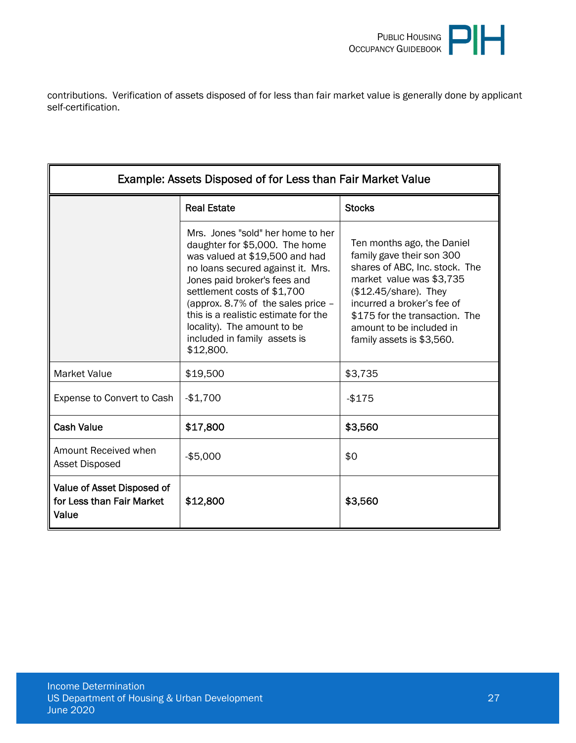contributions. Verification of assets disposed of for less than fair market value is generally done by applicant self-certification.

| Example: Assets Disposed of for Less than Fair Market Value | | |
|---|---|---|
| | **Real Estate** | **Stocks** |
| | Mrs. Jones "sold" her home to her daughter for $5,000. The home was valued at $19,500 and had no loans secured against it. Mrs. Jones paid broker's fees and settlement costs of $1,700 (approx. 8.7% of the sales price – this is a realistic estimate for the locality). The amount to be included in family assets is $12,800. | Ten months ago, the Daniel family gave their son 300 shares of ABC, Inc. stock. The market value was $3,735 ($12.45/share). They incurred a broker's fee of $175 for the transaction. The amount to be included in family assets is $3,560. |
| Market Value | $19,500 | $3,735 |
| Expense to Convert to Cash | -$1,700 | -$175 |
| **Cash Value** | **$17,800** | **$3,560** |
| Amount Received when Asset Disposed | -$5,000 | $0 |
| **Value of Asset Disposed of for Less than Fair Market Value** | **$12,800** | **$3,560** |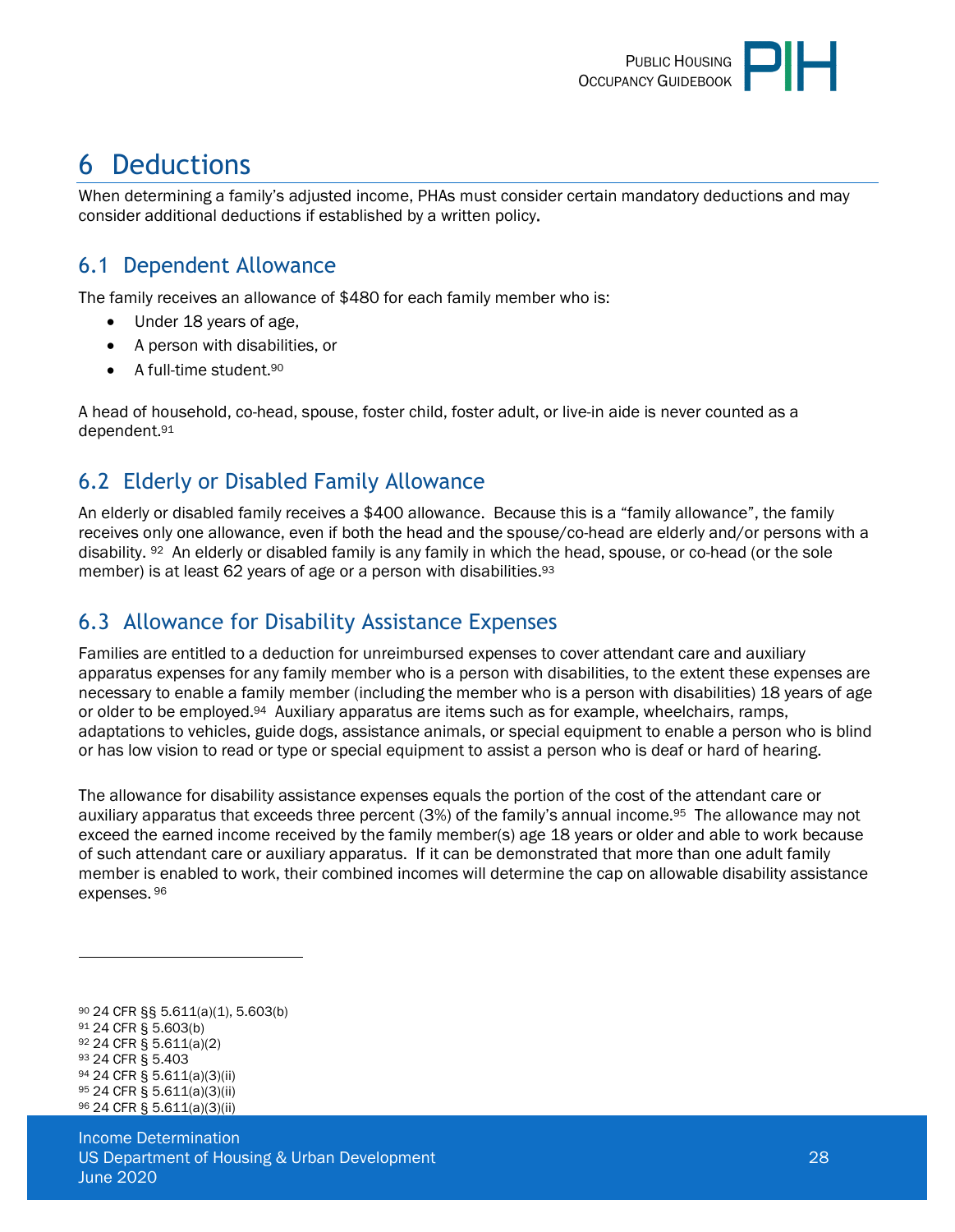# 6 Deductions

When determining a family's adjusted income, PHAs must consider certain mandatory deductions and may consider additional deductions if established by a written policy.

## 6.1 Dependent Allowance

The family receives an allowance of $480 for each family member who is:

- Under 18 years of age,
- A person with disabilities, or
- A full-time student.[90]

A head of household, co-head, spouse, foster child, foster adult, or live-in aide is never counted as a dependent.[91]

## 6.2 Elderly or Disabled Family Allowance

An elderly or disabled family receives a $400 allowance. Because this is a "family allowance", the family receives only one allowance, even if both the head and the spouse/co-head are elderly and/or persons with a disability. [92] An elderly or disabled family is any family in which the head, spouse, or co-head (or the sole member) is at least 62 years of age or a person with disabilities.[93]

## 6.3 Allowance for Disability Assistance Expenses

Families are entitled to a deduction for unreimbursed expenses to cover attendant care and auxiliary apparatus expenses for any family member who is a person with disabilities, to the extent these expenses are necessary to enable a family member (including the member who is a person with disabilities) 18 years of age or older to be employed.[94] Auxiliary apparatus are items such as for example, wheelchairs, ramps, adaptations to vehicles, guide dogs, assistance animals, or special equipment to enable a person who is blind or has low vision to read or type or special equipment to assist a person who is deaf or hard of hearing.

The allowance for disability assistance expenses equals the portion of the cost of the attendant care or auxiliary apparatus that exceeds three percent (3%) of the family's annual income.[95] The allowance may not exceed the earned income received by the family member(s) age 18 years or older and able to work because of such attendant care or auxiliary apparatus. If it can be demonstrated that more than one adult family member is enabled to work, their combined incomes will determine the cap on allowable disability assistance expenses. [96]

---

[90] 24 CFR §§ 5.611(a)(1), 5.603(b)
[91] 24 CFR § 5.603(b)
[92] 24 CFR § 5.611(a)(2)
[93] 24 CFR § 5.403
[94] 24 CFR § 5.611(a)(3)(ii)
[95] 24 CFR § 5.611(a)(3)(ii)
[96] 24 CFR § 5.611(a)(3)(ii)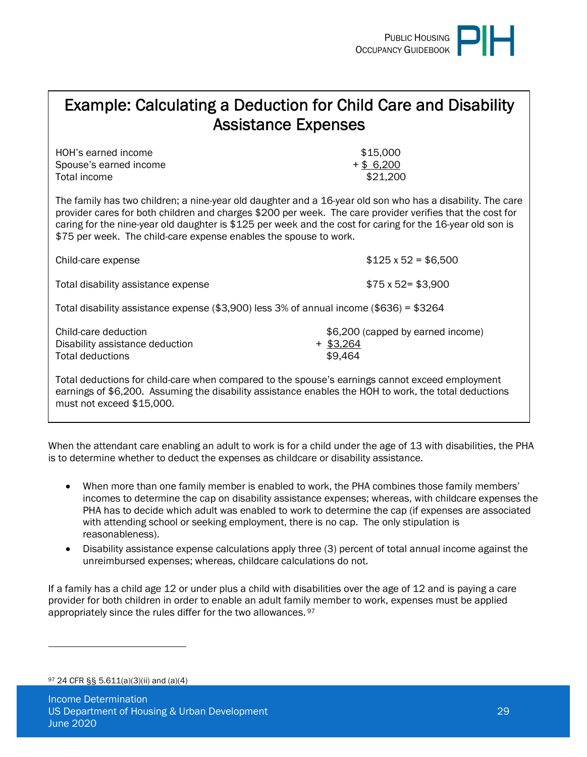## Example: Calculating a Deduction for Child Care and Disability Assistance Expenses

| | |
|---|---|
| HOH's earned income | $15,000 |
| Spouse's earned income | + $ 6,200 |
| Total income | $21,200 |

The family has two children; a nine-year old daughter and a 16-year old son who has a disability. The care provider cares for both children and charges $200 per week. The care provider verifies that the cost for caring for the nine-year old daughter is $125 per week and the cost for caring for the 16-year old son is $75 per week. The child-care expense enables the spouse to work.

| | |
|---|---|
| Child-care expense | $125 x 52 = $6,500 |
| Total disability assistance expense | $75 x 52= $3,900 |

Total disability assistance expense ($3,900) less 3% of annual income ($636) = $3264

| | |
|---|---|
| Child-care deduction | $6,200 (capped by earned income) |
| Disability assistance deduction | + $3,264 |
| Total deductions | $9,464 |

Total deductions for child-care when compared to the spouse's earnings cannot exceed employment earnings of $6,200. Assuming the disability assistance enables the HOH to work, the total deductions must not exceed $15,000.

When the attendant care enabling an adult to work is for a child under the age of 13 with disabilities, the PHA is to determine whether to deduct the expenses as childcare or disability assistance.

- When more than one family member is enabled to work, the PHA combines those family members' incomes to determine the cap on disability assistance expenses; whereas, with childcare expenses the PHA has to decide which adult was enabled to work to determine the cap (if expenses are associated with attending school or seeking employment, there is no cap. The only stipulation is reasonableness).
- Disability assistance expense calculations apply three (3) percent of total annual income against the unreimbursed expenses; whereas, childcare calculations do not.

If a family has a child age 12 or under plus a child with disabilities over the age of 12 and is paying a care provider for both children in order to enable an adult family member to work, expenses must be applied appropriately since the rules differ for the two allowances.[97]

[97] 24 CFR §§ 5.611(a)(3)(ii) and (a)(4)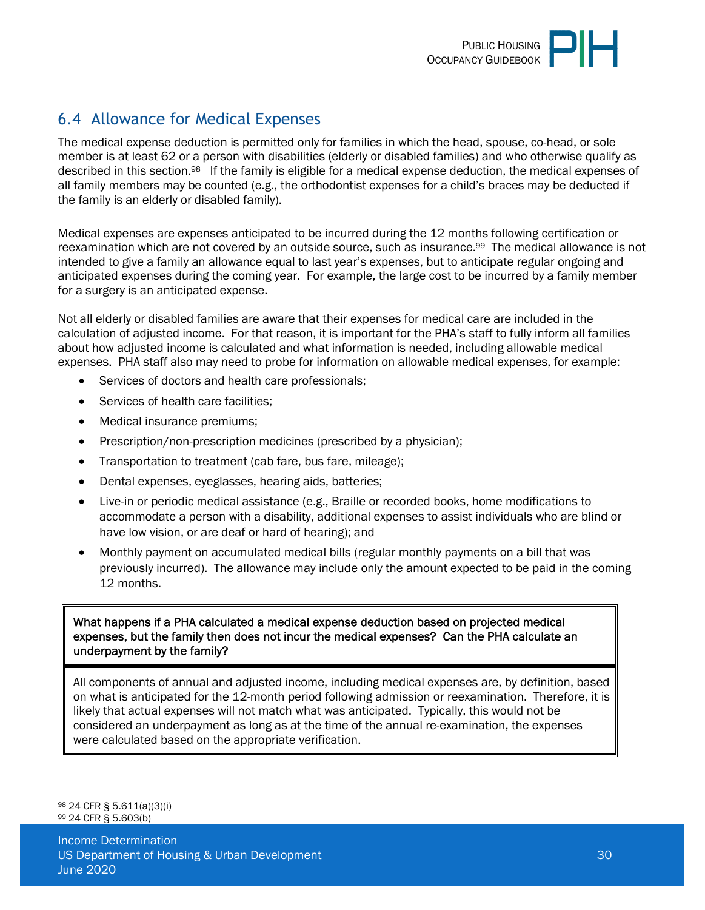## 6.4 Allowance for Medical Expenses

The medical expense deduction is permitted only for families in which the head, spouse, co-head, or sole member is at least 62 or a person with disabilities (elderly or disabled families) and who otherwise qualify as described in this section.[98] If the family is eligible for a medical expense deduction, the medical expenses of all family members may be counted (e.g., the orthodontist expenses for a child's braces may be deducted if the family is an elderly or disabled family).

Medical expenses are expenses anticipated to be incurred during the 12 months following certification or reexamination which are not covered by an outside source, such as insurance.[99] The medical allowance is not intended to give a family an allowance equal to last year's expenses, but to anticipate regular ongoing and anticipated expenses during the coming year. For example, the large cost to be incurred by a family member for a surgery is an anticipated expense.

Not all elderly or disabled families are aware that their expenses for medical care are included in the calculation of adjusted income. For that reason, it is important for the PHA's staff to fully inform all families about how adjusted income is calculated and what information is needed, including allowable medical expenses. PHA staff also may need to probe for information on allowable medical expenses, for example:

- Services of doctors and health care professionals;
- Services of health care facilities;
- Medical insurance premiums;
- Prescription/non-prescription medicines (prescribed by a physician);
- Transportation to treatment (cab fare, bus fare, mileage);
- Dental expenses, eyeglasses, hearing aids, batteries;
- Live-in or periodic medical assistance (e.g., Braille or recorded books, home modifications to accommodate a person with a disability, additional expenses to assist individuals who are blind or have low vision, or are deaf or hard of hearing); and
- Monthly payment on accumulated medical bills (regular monthly payments on a bill that was previously incurred). The allowance may include only the amount expected to be paid in the coming 12 months.

| What happens if a PHA calculated a medical expense deduction based on projected medical expenses, but the family then does not incur the medical expenses? Can the PHA calculate an underpayment by the family? |
| --- |
| All components of annual and adjusted income, including medical expenses are, by definition, based on what is anticipated for the 12-month period following admission or reexamination. Therefore, it is likely that actual expenses will not match what was anticipated. Typically, this would not be considered an underpayment as long as at the time of the annual re-examination, the expenses were calculated based on the appropriate verification. |

[98] 24 CFR § 5.611(a)(3)(i)
[99] 24 CFR § 5.603(b)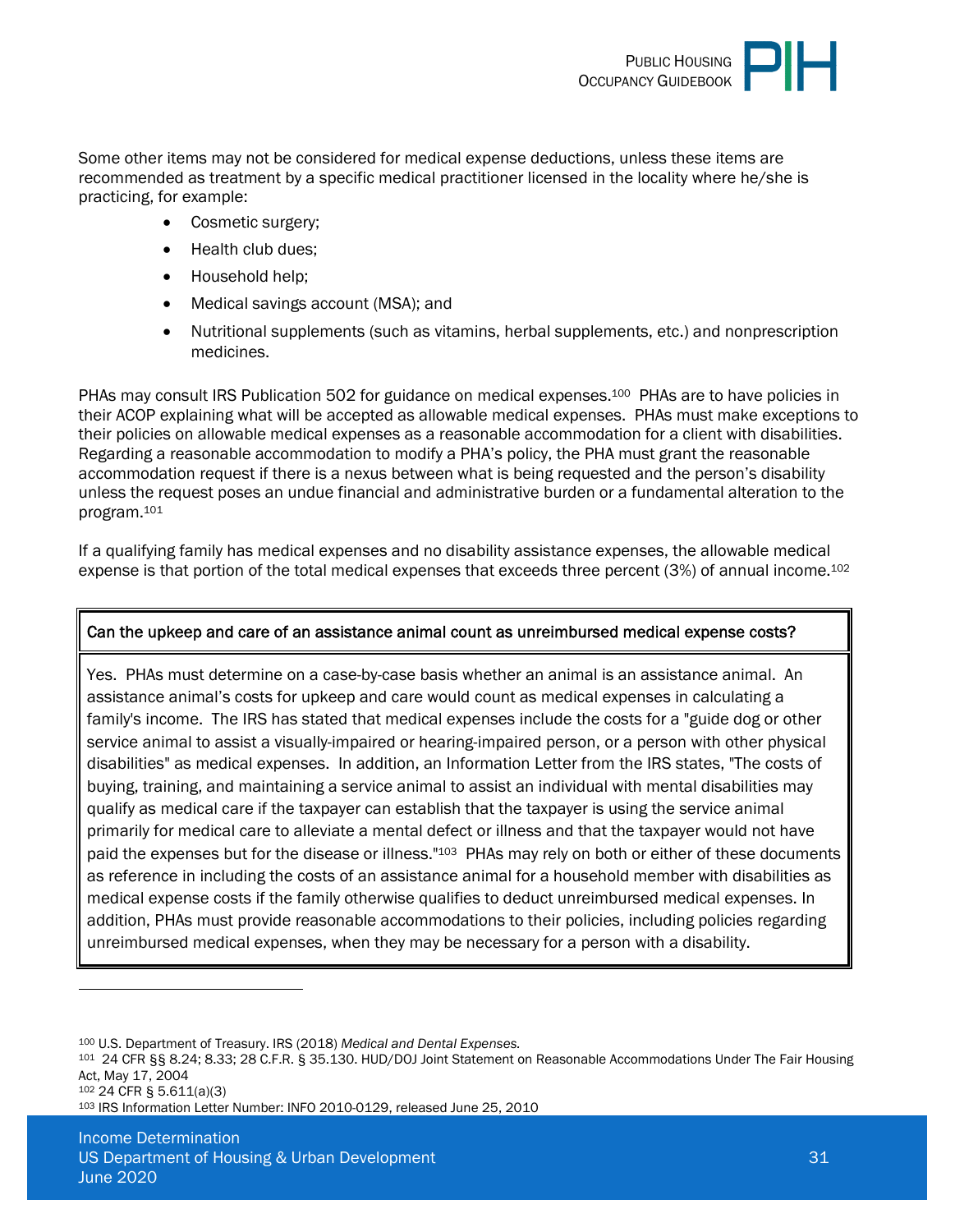Some other items may not be considered for medical expense deductions, unless these items are recommended as treatment by a specific medical practitioner licensed in the locality where he/she is practicing, for example:

- Cosmetic surgery;
- Health club dues;
- Household help;
- Medical savings account (MSA); and
- Nutritional supplements (such as vitamins, herbal supplements, etc.) and nonprescription medicines.

PHAs may consult IRS Publication 502 for guidance on medical expenses.[100] PHAs are to have policies in their ACOP explaining what will be accepted as allowable medical expenses. PHAs must make exceptions to their policies on allowable medical expenses as a reasonable accommodation for a client with disabilities. Regarding a reasonable accommodation to modify a PHA's policy, the PHA must grant the reasonable accommodation request if there is a nexus between what is being requested and the person's disability unless the request poses an undue financial and administrative burden or a fundamental alteration to the program.[101]

If a qualifying family has medical expenses and no disability assistance expenses, the allowable medical expense is that portion of the total medical expenses that exceeds three percent (3%) of annual income.[102]

| Can the upkeep and care of an assistance animal count as unreimbursed medical expense costs? |
|---|
| Yes. PHAs must determine on a case-by-case basis whether an animal is an assistance animal. An assistance animal's costs for upkeep and care would count as medical expenses in calculating a family's income. The IRS has stated that medical expenses include the costs for a "guide dog or other service animal to assist a visually-impaired or hearing-impaired person, or a person with other physical disabilities" as medical expenses. In addition, an Information Letter from the IRS states, "The costs of buying, training, and maintaining a service animal to assist an individual with mental disabilities may qualify as medical care if the taxpayer can establish that the taxpayer is using the service animal primarily for medical care to alleviate a mental defect or illness and that the taxpayer would not have paid the expenses but for the disease or illness."[103] PHAs may rely on both or either of these documents as reference in including the costs of an assistance animal for a household member with disabilities as medical expense costs if the family otherwise qualifies to deduct unreimbursed medical expenses. In addition, PHAs must provide reasonable accommodations to their policies, including policies regarding unreimbursed medical expenses, when they may be necessary for a person with a disability. |

---

[100] U.S. Department of Treasury. IRS (2018) *Medical and Dental Expenses.*

[101] 24 CFR §§ 8.24; 8.33; 28 C.F.R. § 35.130. HUD/DOJ Joint Statement on Reasonable Accommodations Under The Fair Housing Act, May 17, 2004

[102] 24 CFR § 5.611(a)(3)

[103] IRS Information Letter Number: INFO 2010-0129, released June 25, 2010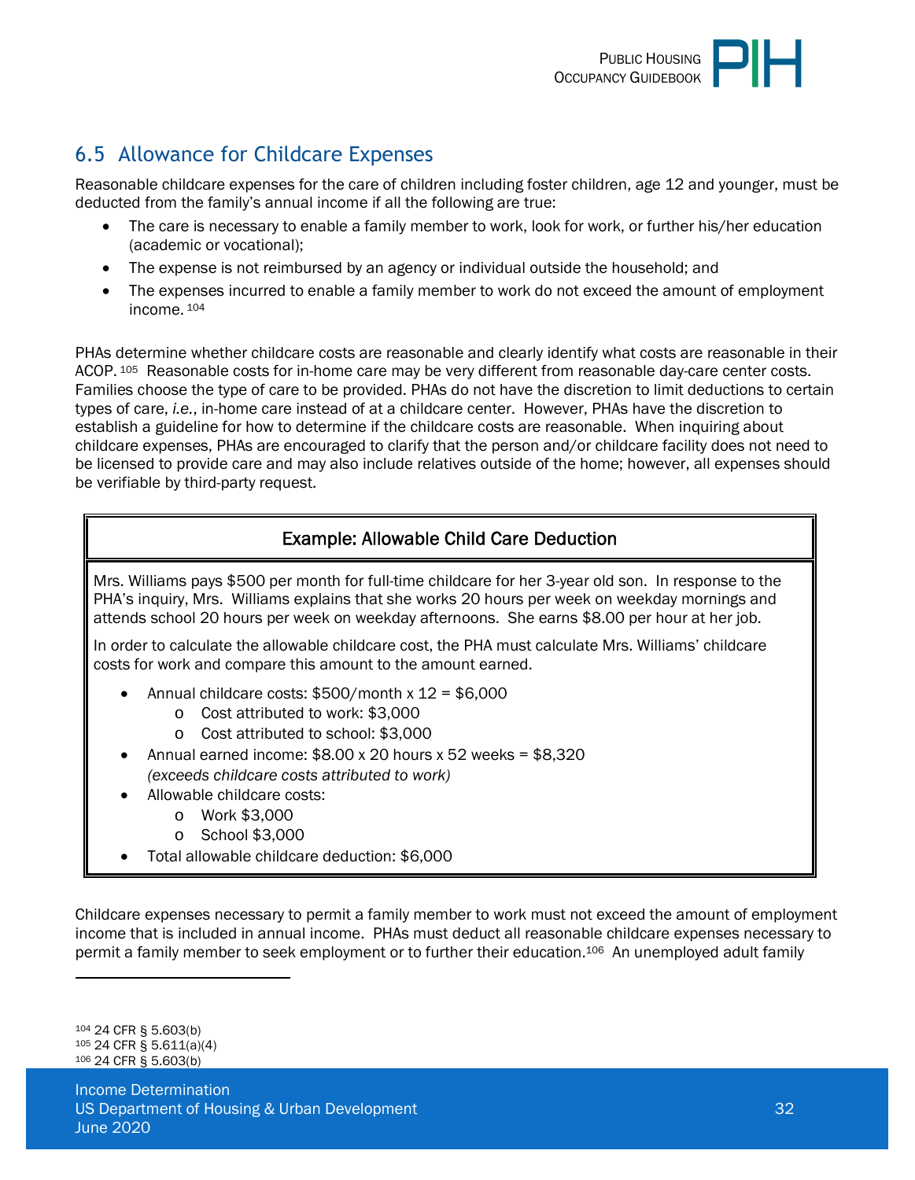## 6.5 Allowance for Childcare Expenses

Reasonable childcare expenses for the care of children including foster children, age 12 and younger, must be deducted from the family's annual income if all the following are true:

- The care is necessary to enable a family member to work, look for work, or further his/her education (academic or vocational);
- The expense is not reimbursed by an agency or individual outside the household; and
- The expenses incurred to enable a family member to work do not exceed the amount of employment income.[104]

PHAs determine whether childcare costs are reasonable and clearly identify what costs are reasonable in their ACOP.[105] Reasonable costs for in-home care may be very different from reasonable day-care center costs. Families choose the type of care to be provided. PHAs do not have the discretion to limit deductions to certain types of care, *i.e.*, in-home care instead of at a childcare center. However, PHAs have the discretion to establish a guideline for how to determine if the childcare costs are reasonable. When inquiring about childcare expenses, PHAs are encouraged to clarify that the person and/or childcare facility does not need to be licensed to provide care and may also include relatives outside of the home; however, all expenses should be verifiable by third-party request.

> **Example: Allowable Child Care Deduction**
>
> Mrs. Williams pays $500 per month for full-time childcare for her 3-year old son. In response to the PHA's inquiry, Mrs. Williams explains that she works 20 hours per week on weekday mornings and attends school 20 hours per week on weekday afternoons. She earns $8.00 per hour at her job.
>
> In order to calculate the allowable childcare cost, the PHA must calculate Mrs. Williams' childcare costs for work and compare this amount to the amount earned.
>
> - Annual childcare costs: $500/month x 12 = $6,000
>     - Cost attributed to work: $3,000
>     - Cost attributed to school: $3,000
> - Annual earned income: $8.00 x 20 hours x 52 weeks = $8,320
>   *(exceeds childcare costs attributed to work)*
> - Allowable childcare costs:
>     - Work $3,000
>     - School $3,000
> - Total allowable childcare deduction: $6,000

Childcare expenses necessary to permit a family member to work must not exceed the amount of employment income that is included in annual income. PHAs must deduct all reasonable childcare expenses necessary to permit a family member to seek employment or to further their education.[106] An unemployed adult family

---

[104] 24 CFR § 5.603(b)
[105] 24 CFR § 5.611(a)(4)
[106] 24 CFR § 5.603(b)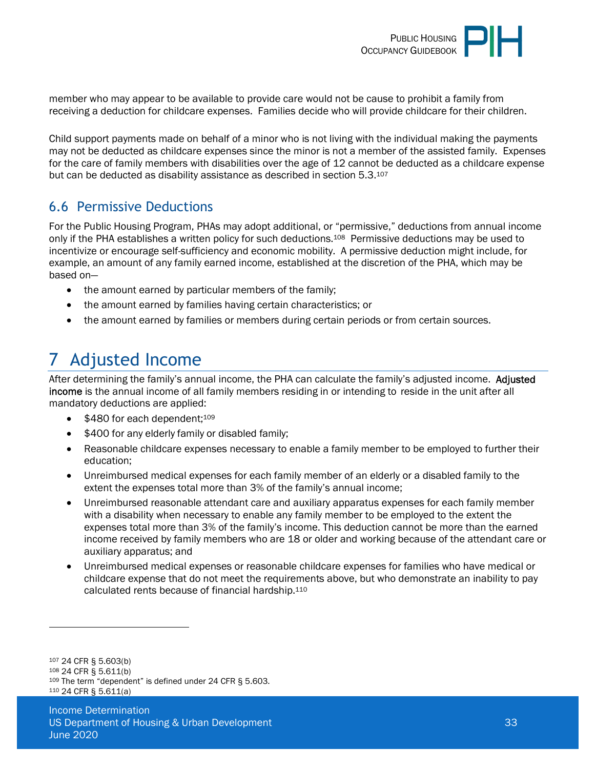member who may appear to be available to provide care would not be cause to prohibit a family from receiving a deduction for childcare expenses. Families decide who will provide childcare for their children.

Child support payments made on behalf of a minor who is not living with the individual making the payments may not be deducted as childcare expenses since the minor is not a member of the assisted family. Expenses for the care of family members with disabilities over the age of 12 cannot be deducted as a childcare expense but can be deducted as disability assistance as described in section 5.3.[107]

## 6.6 Permissive Deductions

For the Public Housing Program, PHAs may adopt additional, or "permissive," deductions from annual income only if the PHA establishes a written policy for such deductions.[108] Permissive deductions may be used to incentivize or encourage self-sufficiency and economic mobility. A permissive deduction might include, for example, an amount of any family earned income, established at the discretion of the PHA, which may be based on—

- the amount earned by particular members of the family;
- the amount earned by families having certain characteristics; or
- the amount earned by families or members during certain periods or from certain sources.

# 7 Adjusted Income

After determining the family's annual income, the PHA can calculate the family's adjusted income. **Adjusted income** is the annual income of all family members residing in or intending to reside in the unit after all mandatory deductions are applied:

- $480 for each dependent;[109]
- $400 for any elderly family or disabled family;
- Reasonable childcare expenses necessary to enable a family member to be employed to further their education;
- Unreimbursed medical expenses for each family member of an elderly or a disabled family to the extent the expenses total more than 3% of the family's annual income;
- Unreimbursed reasonable attendant care and auxiliary apparatus expenses for each family member with a disability when necessary to enable any family member to be employed to the extent the expenses total more than 3% of the family's income. This deduction cannot be more than the earned income received by family members who are 18 or older and working because of the attendant care or auxiliary apparatus; and
- Unreimbursed medical expenses or reasonable childcare expenses for families who have medical or childcare expense that do not meet the requirements above, but who demonstrate an inability to pay calculated rents because of financial hardship.[110]

---

[107] 24 CFR § 5.603(b)
[108] 24 CFR § 5.611(b)
[109] The term "dependent" is defined under 24 CFR § 5.603.
[110] 24 CFR § 5.611(a)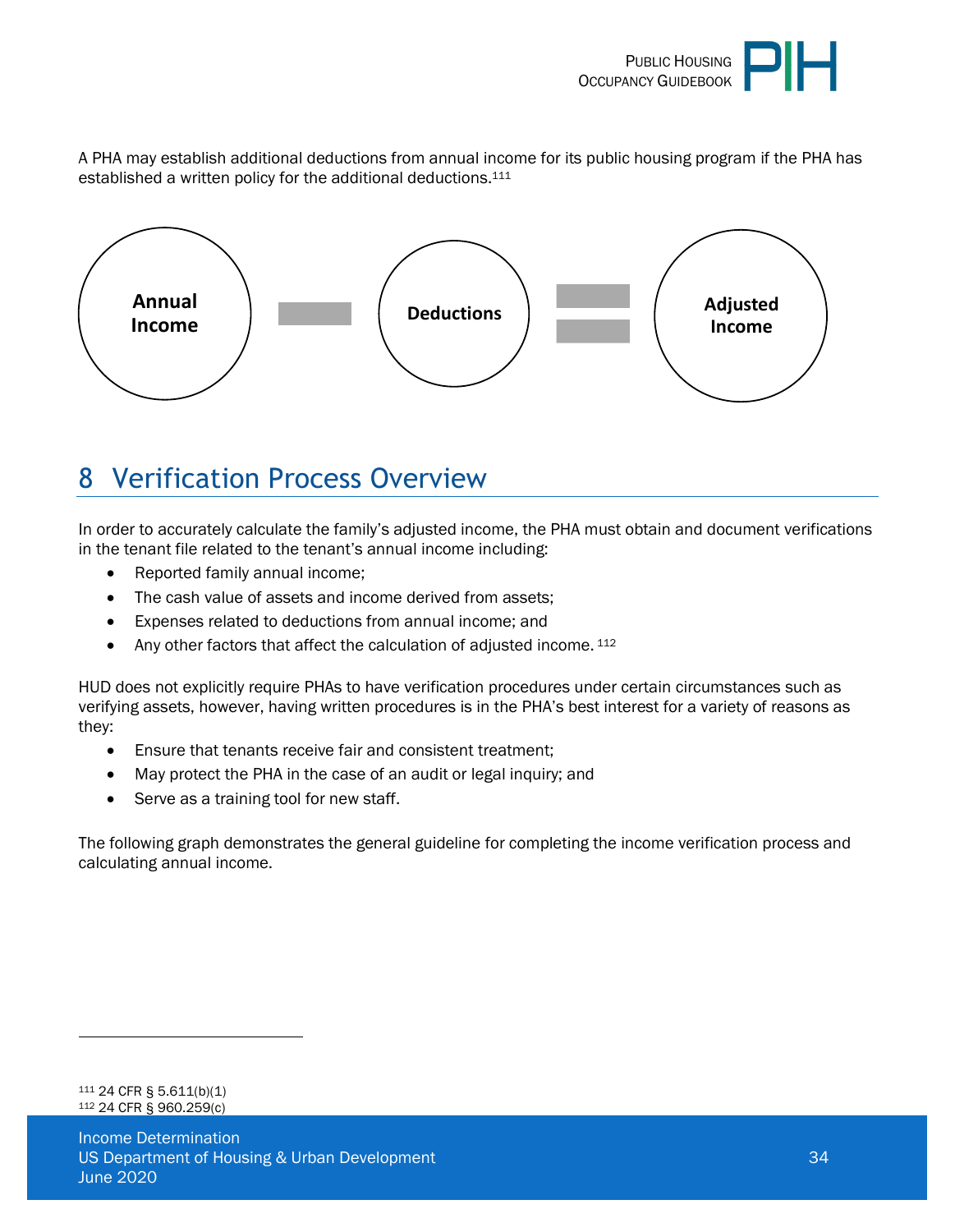A PHA may establish additional deductions from annual income for its public housing program if the PHA has established a written policy for the additional deductions.[111]

Annual Income − Deductions = Adjusted Income

# 8 Verification Process Overview

In order to accurately calculate the family's adjusted income, the PHA must obtain and document verifications in the tenant file related to the tenant's annual income including:

- Reported family annual income;
- The cash value of assets and income derived from assets;
- Expenses related to deductions from annual income; and
- Any other factors that affect the calculation of adjusted income. [112]

HUD does not explicitly require PHAs to have verification procedures under certain circumstances such as verifying assets, however, having written procedures is in the PHA's best interest for a variety of reasons as they:

- Ensure that tenants receive fair and consistent treatment;
- May protect the PHA in the case of an audit or legal inquiry; and
- Serve as a training tool for new staff.

The following graph demonstrates the general guideline for completing the income verification process and calculating annual income.

[111] 24 CFR § 5.611(b)(1)
[112] 24 CFR § 960.259(c)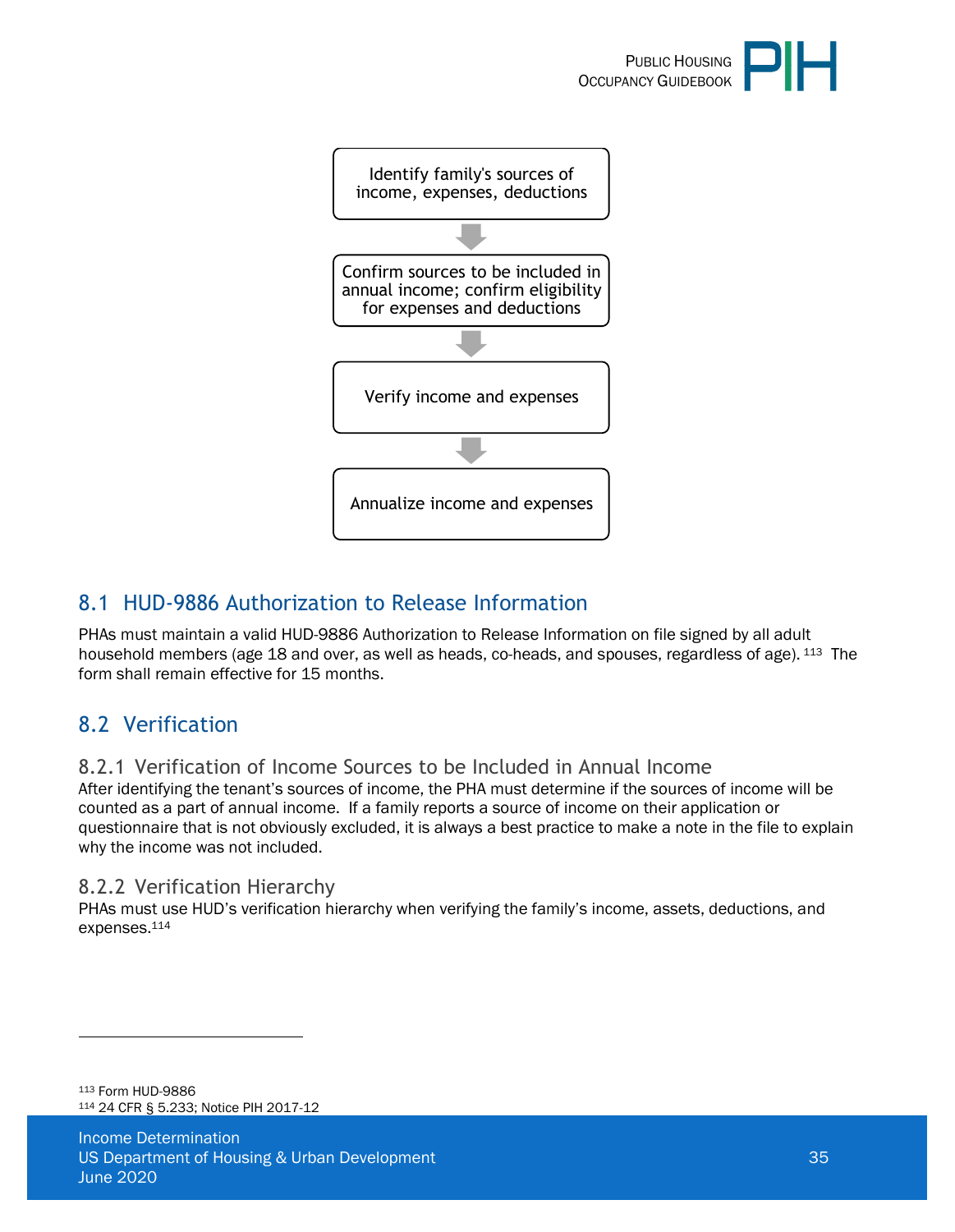Identify family's sources of income, expenses, deductions

↓

Confirm sources to be included in annual income; confirm eligibility for expenses and deductions

↓

Verify income and expenses

↓

Annualize income and expenses

## 8.1 HUD-9886 Authorization to Release Information

PHAs must maintain a valid HUD-9886 Authorization to Release Information on file signed by all adult household members (age 18 and over, as well as heads, co-heads, and spouses, regardless of age).[113] The form shall remain effective for 15 months.

## 8.2 Verification

### 8.2.1 Verification of Income Sources to be Included in Annual Income

After identifying the tenant's sources of income, the PHA must determine if the sources of income will be counted as a part of annual income. If a family reports a source of income on their application or questionnaire that is not obviously excluded, it is always a best practice to make a note in the file to explain why the income was not included.

### 8.2.2 Verification Hierarchy

PHAs must use HUD's verification hierarchy when verifying the family's income, assets, deductions, and expenses.[114]

---

[113] Form HUD-9886

[114] 24 CFR § 5.233; Notice PIH 2017-12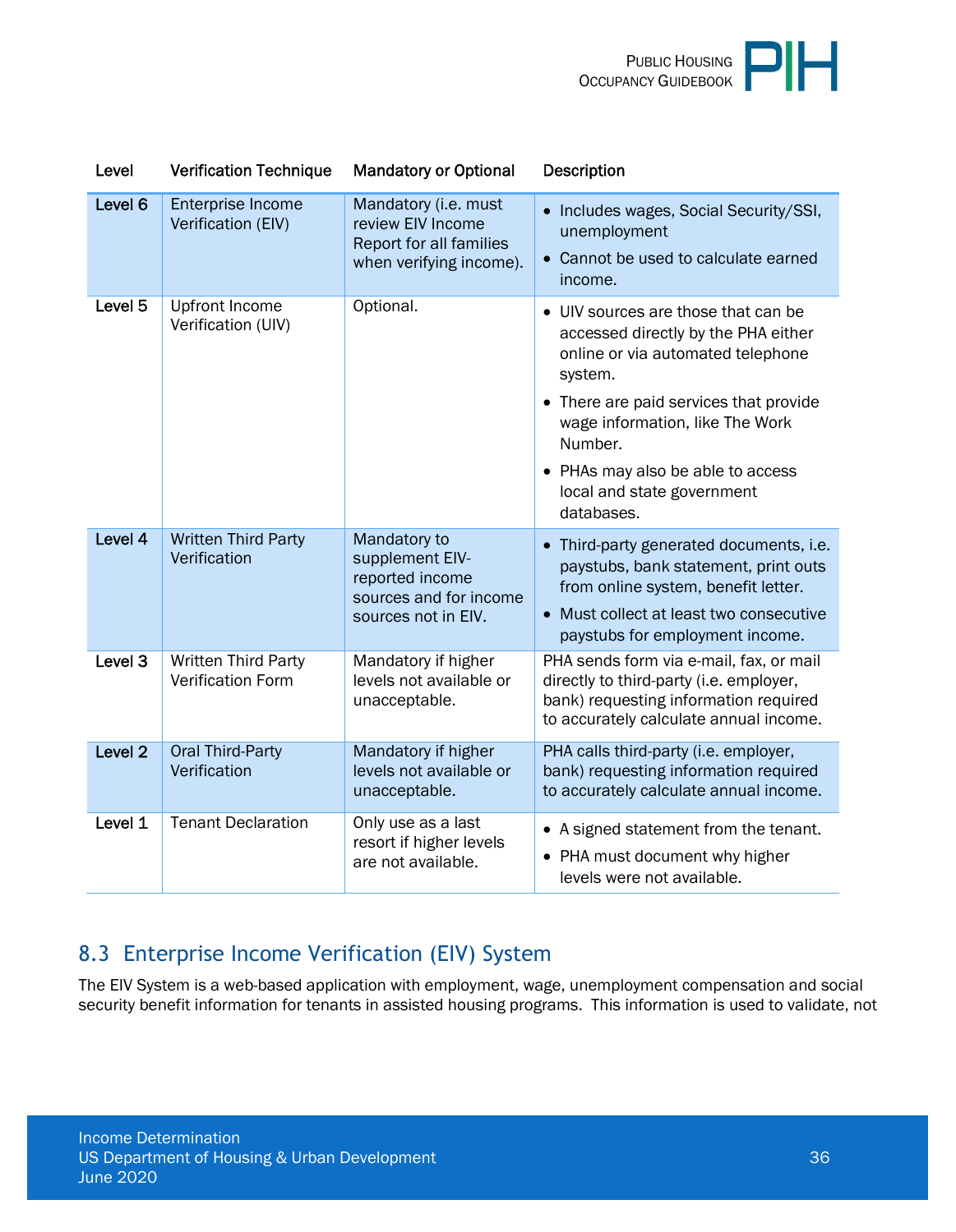| Level | Verification Technique | Mandatory or Optional | Description |
|---|---|---|---|
| Level 6 | Enterprise Income Verification (EIV) | Mandatory (i.e. must review EIV Income Report for all families when verifying income). | • Includes wages, Social Security/SSI, unemployment<br>• Cannot be used to calculate earned income. |
| Level 5 | Upfront Income Verification (UIV) | Optional. | • UIV sources are those that can be accessed directly by the PHA either online or via automated telephone system.<br>• There are paid services that provide wage information, like The Work Number.<br>• PHAs may also be able to access local and state government databases. |
| Level 4 | Written Third Party Verification | Mandatory to supplement EIV-reported income sources and for income sources not in EIV. | • Third-party generated documents, i.e. paystubs, bank statement, print outs from online system, benefit letter.<br>• Must collect at least two consecutive paystubs for employment income. |
| Level 3 | Written Third Party Verification Form | Mandatory if higher levels not available or unacceptable. | PHA sends form via e-mail, fax, or mail directly to third-party (i.e. employer, bank) requesting information required to accurately calculate annual income. |
| Level 2 | Oral Third-Party Verification | Mandatory if higher levels not available or unacceptable. | PHA calls third-party (i.e. employer, bank) requesting information required to accurately calculate annual income. |
| Level 1 | Tenant Declaration | Only use as a last resort if higher levels are not available. | • A signed statement from the tenant.<br>• PHA must document why higher levels were not available. |

## 8.3 Enterprise Income Verification (EIV) System

The EIV System is a web-based application with employment, wage, unemployment compensation and social security benefit information for tenants in assisted housing programs. This information is used to validate, not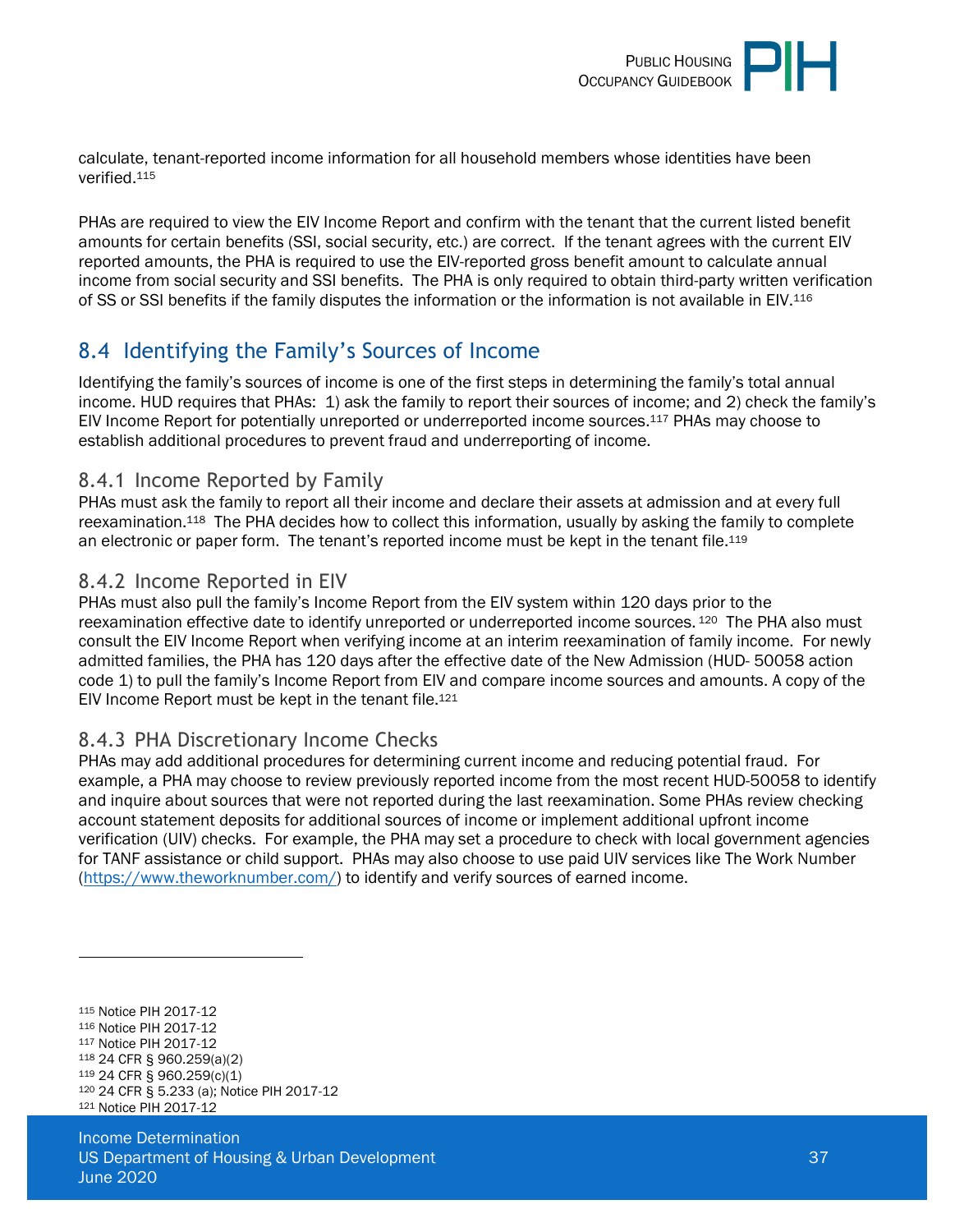calculate, tenant-reported income information for all household members whose identities have been verified.[115]

PHAs are required to view the EIV Income Report and confirm with the tenant that the current listed benefit amounts for certain benefits (SSI, social security, etc.) are correct. If the tenant agrees with the current EIV reported amounts, the PHA is required to use the EIV-reported gross benefit amount to calculate annual income from social security and SSI benefits. The PHA is only required to obtain third-party written verification of SS or SSI benefits if the family disputes the information or the information is not available in EIV.[116]

## 8.4 Identifying the Family's Sources of Income

Identifying the family's sources of income is one of the first steps in determining the family's total annual income. HUD requires that PHAs: 1) ask the family to report their sources of income; and 2) check the family's EIV Income Report for potentially unreported or underreported income sources.[117] PHAs may choose to establish additional procedures to prevent fraud and underreporting of income.

### 8.4.1 Income Reported by Family

PHAs must ask the family to report all their income and declare their assets at admission and at every full reexamination.[118] The PHA decides how to collect this information, usually by asking the family to complete an electronic or paper form. The tenant's reported income must be kept in the tenant file.[119]

### 8.4.2 Income Reported in EIV

PHAs must also pull the family's Income Report from the EIV system within 120 days prior to the reexamination effective date to identify unreported or underreported income sources.[120] The PHA also must consult the EIV Income Report when verifying income at an interim reexamination of family income. For newly admitted families, the PHA has 120 days after the effective date of the New Admission (HUD- 50058 action code 1) to pull the family's Income Report from EIV and compare income sources and amounts. A copy of the EIV Income Report must be kept in the tenant file.[121]

### 8.4.3 PHA Discretionary Income Checks

PHAs may add additional procedures for determining current income and reducing potential fraud. For example, a PHA may choose to review previously reported income from the most recent HUD-50058 to identify and inquire about sources that were not reported during the last reexamination. Some PHAs review checking account statement deposits for additional sources of income or implement additional upfront income verification (UIV) checks. For example, the PHA may set a procedure to check with local government agencies for TANF assistance or child support. PHAs may also choose to use paid UIV services like The Work Number (https://www.theworknumber.com/) to identify and verify sources of earned income.

---

[115] Notice PIH 2017-12
[116] Notice PIH 2017-12
[117] Notice PIH 2017-12
[118] 24 CFR § 960.259(a)(2)
[119] 24 CFR § 960.259(c)(1)
[120] 24 CFR § 5.233 (a); Notice PIH 2017-12
[121] Notice PIH 2017-12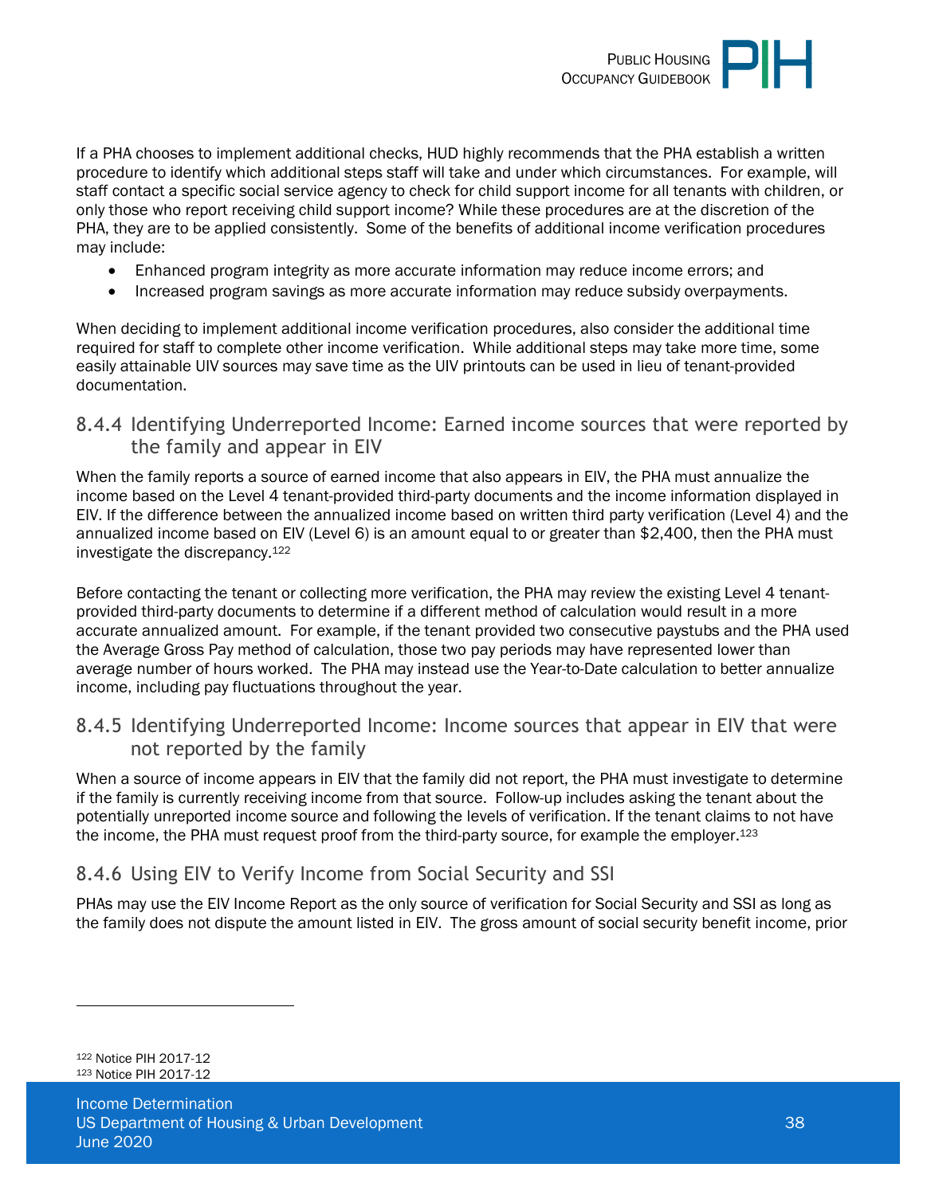If a PHA chooses to implement additional checks, HUD highly recommends that the PHA establish a written procedure to identify which additional steps staff will take and under which circumstances. For example, will staff contact a specific social service agency to check for child support income for all tenants with children, or only those who report receiving child support income? While these procedures are at the discretion of the PHA, they are to be applied consistently. Some of the benefits of additional income verification procedures may include:

- Enhanced program integrity as more accurate information may reduce income errors; and
- Increased program savings as more accurate information may reduce subsidy overpayments.

When deciding to implement additional income verification procedures, also consider the additional time required for staff to complete other income verification. While additional steps may take more time, some easily attainable UIV sources may save time as the UIV printouts can be used in lieu of tenant-provided documentation.

### 8.4.4 Identifying Underreported Income: Earned income sources that were reported by the family and appear in EIV

When the family reports a source of earned income that also appears in EIV, the PHA must annualize the income based on the Level 4 tenant-provided third-party documents and the income information displayed in EIV. If the difference between the annualized income based on written third party verification (Level 4) and the annualized income based on EIV (Level 6) is an amount equal to or greater than $2,400, then the PHA must investigate the discrepancy.[122]

Before contacting the tenant or collecting more verification, the PHA may review the existing Level 4 tenant-provided third-party documents to determine if a different method of calculation would result in a more accurate annualized amount. For example, if the tenant provided two consecutive paystubs and the PHA used the Average Gross Pay method of calculation, those two pay periods may have represented lower than average number of hours worked. The PHA may instead use the Year-to-Date calculation to better annualize income, including pay fluctuations throughout the year.

### 8.4.5 Identifying Underreported Income: Income sources that appear in EIV that were not reported by the family

When a source of income appears in EIV that the family did not report, the PHA must investigate to determine if the family is currently receiving income from that source. Follow-up includes asking the tenant about the potentially unreported income source and following the levels of verification. If the tenant claims to not have the income, the PHA must request proof from the third-party source, for example the employer.[123]

### 8.4.6 Using EIV to Verify Income from Social Security and SSI

PHAs may use the EIV Income Report as the only source of verification for Social Security and SSI as long as the family does not dispute the amount listed in EIV. The gross amount of social security benefit income, prior

---

[122] Notice PIH 2017-12

[123] Notice PIH 2017-12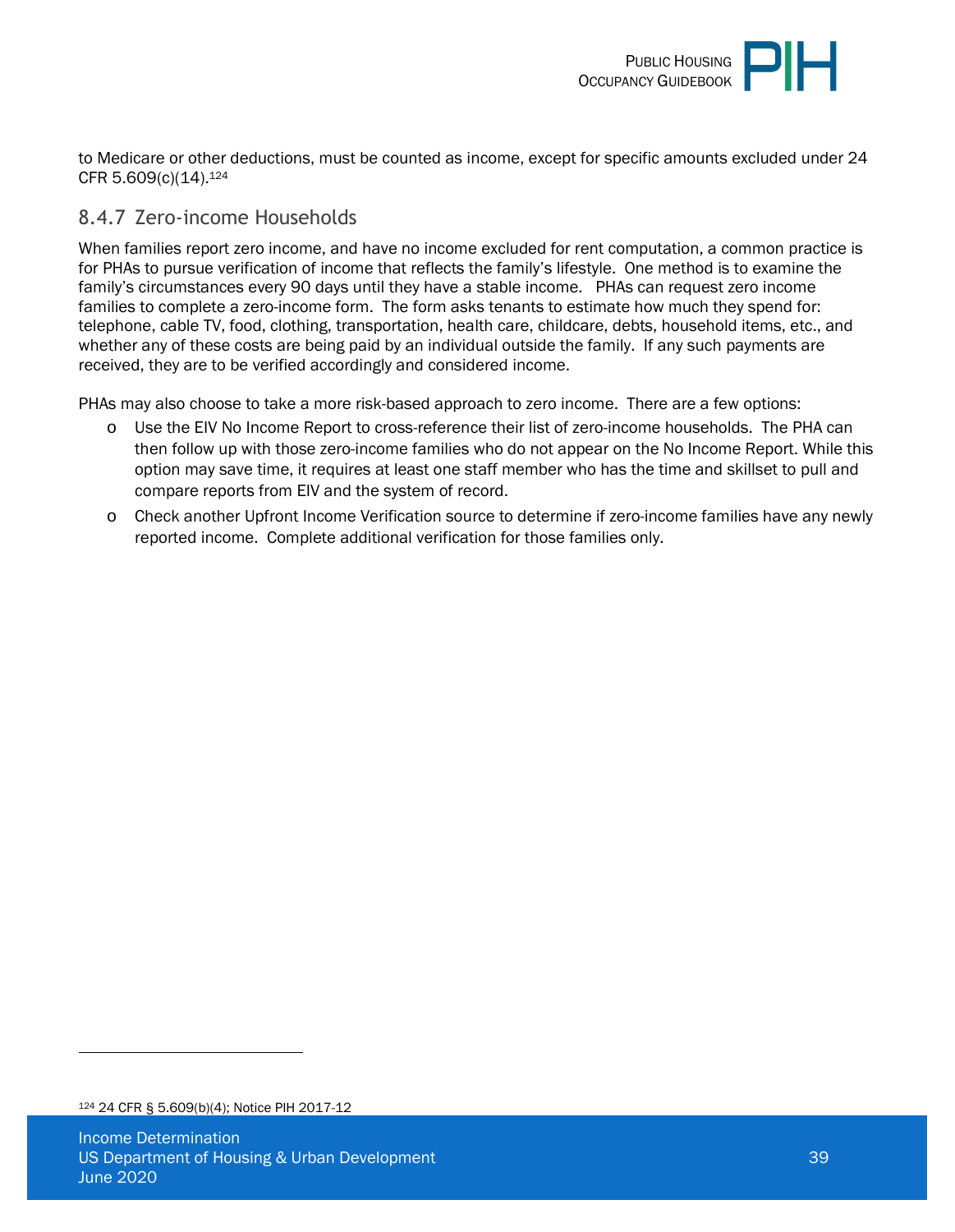to Medicare or other deductions, must be counted as income, except for specific amounts excluded under 24 CFR 5.609(c)(14).[124]

### 8.4.7 Zero-income Households

When families report zero income, and have no income excluded for rent computation, a common practice is for PHAs to pursue verification of income that reflects the family's lifestyle. One method is to examine the family's circumstances every 90 days until they have a stable income. PHAs can request zero income families to complete a zero-income form. The form asks tenants to estimate how much they spend for: telephone, cable TV, food, clothing, transportation, health care, childcare, debts, household items, etc., and whether any of these costs are being paid by an individual outside the family. If any such payments are received, they are to be verified accordingly and considered income.

PHAs may also choose to take a more risk-based approach to zero income. There are a few options:

- Use the EIV No Income Report to cross-reference their list of zero-income households. The PHA can then follow up with those zero-income families who do not appear on the No Income Report. While this option may save time, it requires at least one staff member who has the time and skillset to pull and compare reports from EIV and the system of record.
- Check another Upfront Income Verification source to determine if zero-income families have any newly reported income. Complete additional verification for those families only.

---

[124] 24 CFR § 5.609(b)(4); Notice PIH 2017-12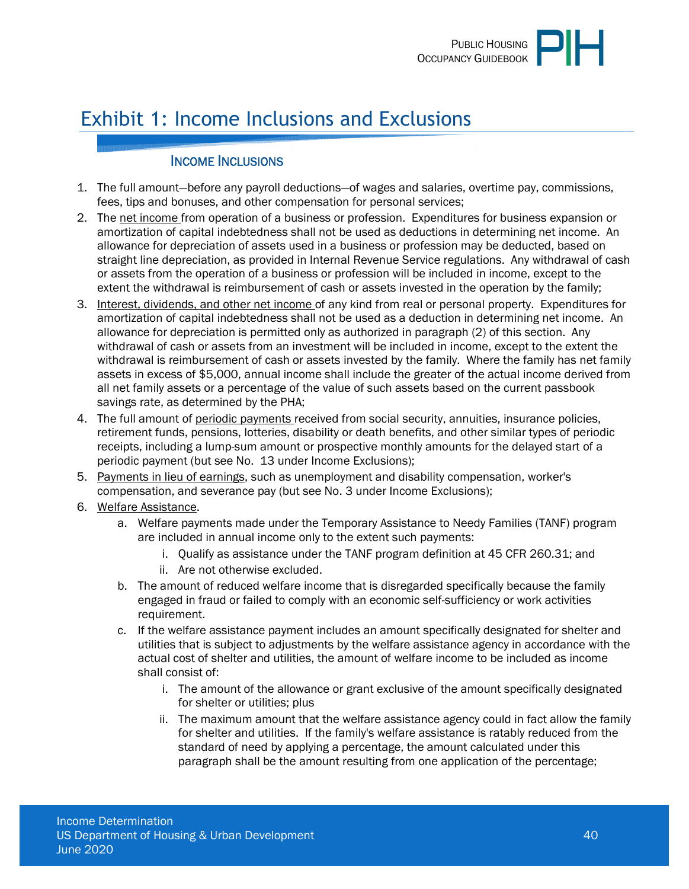# Exhibit 1: Income Inclusions and Exclusions

## Income Inclusions

1. The full amount—before any payroll deductions—of wages and salaries, overtime pay, commissions, fees, tips and bonuses, and other compensation for personal services;
2. The net income from operation of a business or profession. Expenditures for business expansion or amortization of capital indebtedness shall not be used as deductions in determining net income. An allowance for depreciation of assets used in a business or profession may be deducted, based on straight line depreciation, as provided in Internal Revenue Service regulations. Any withdrawal of cash or assets from the operation of a business or profession will be included in income, except to the extent the withdrawal is reimbursement of cash or assets invested in the operation by the family;
3. Interest, dividends, and other net income of any kind from real or personal property. Expenditures for amortization of capital indebtedness shall not be used as a deduction in determining net income. An allowance for depreciation is permitted only as authorized in paragraph (2) of this section. Any withdrawal of cash or assets from an investment will be included in income, except to the extent the withdrawal is reimbursement of cash or assets invested by the family. Where the family has net family assets in excess of $5,000, annual income shall include the greater of the actual income derived from all net family assets or a percentage of the value of such assets based on the current passbook savings rate, as determined by the PHA;
4. The full amount of periodic payments received from social security, annuities, insurance policies, retirement funds, pensions, lotteries, disability or death benefits, and other similar types of periodic receipts, including a lump-sum amount or prospective monthly amounts for the delayed start of a periodic payment (but see No. 13 under Income Exclusions);
5. Payments in lieu of earnings, such as unemployment and disability compensation, worker's compensation, and severance pay (but see No. 3 under Income Exclusions);
6. Welfare Assistance.
   a. Welfare payments made under the Temporary Assistance to Needy Families (TANF) program are included in annual income only to the extent such payments:
      i. Qualify as assistance under the TANF program definition at 45 CFR 260.31; and
      ii. Are not otherwise excluded.
   b. The amount of reduced welfare income that is disregarded specifically because the family engaged in fraud or failed to comply with an economic self-sufficiency or work activities requirement.
   c. If the welfare assistance payment includes an amount specifically designated for shelter and utilities that is subject to adjustments by the welfare assistance agency in accordance with the actual cost of shelter and utilities, the amount of welfare income to be included as income shall consist of:
      i. The amount of the allowance or grant exclusive of the amount specifically designated for shelter or utilities; plus
      ii. The maximum amount that the welfare assistance agency could in fact allow the family for shelter and utilities. If the family's welfare assistance is ratably reduced from the standard of need by applying a percentage, the amount calculated under this paragraph shall be the amount resulting from one application of the percentage;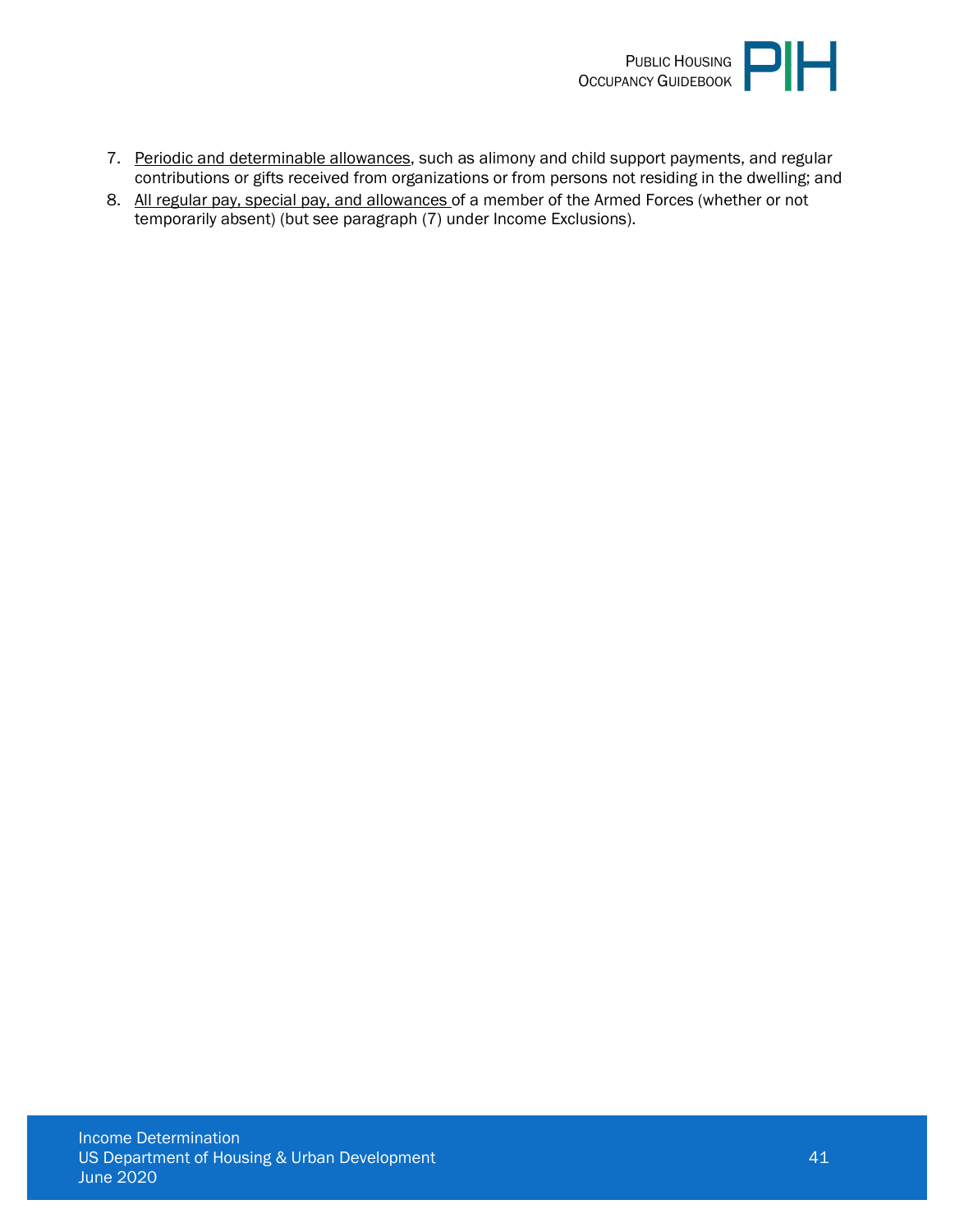7. Periodic and determinable allowances, such as alimony and child support payments, and regular contributions or gifts received from organizations or from persons not residing in the dwelling; and
8. All regular pay, special pay, and allowances of a member of the Armed Forces (whether or not temporarily absent) (but see paragraph (7) under Income Exclusions).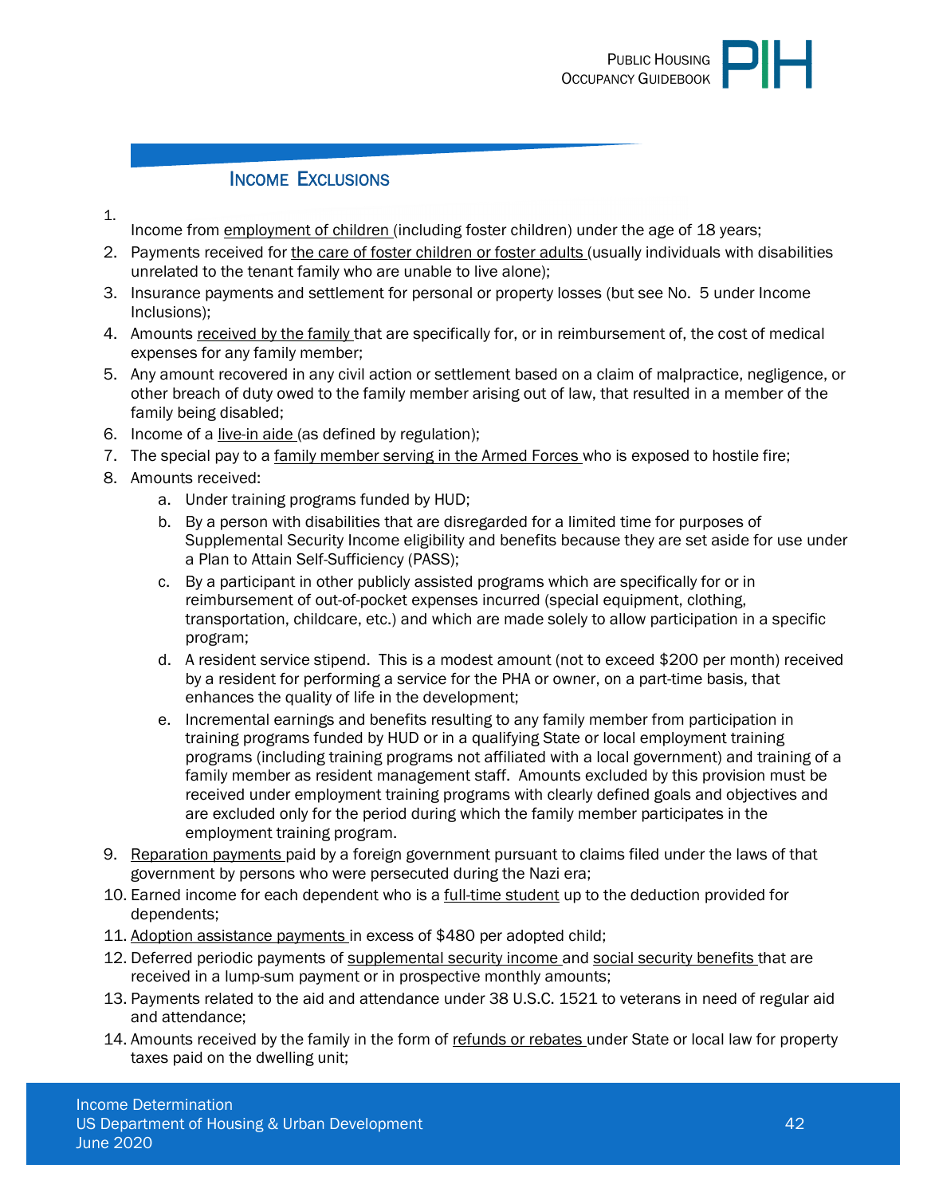## Income Exclusions

1. Income from employment of children (including foster children) under the age of 18 years;
2. Payments received for the care of foster children or foster adults (usually individuals with disabilities unrelated to the tenant family who are unable to live alone);
3. Insurance payments and settlement for personal or property losses (but see No. 5 under Income Inclusions);
4. Amounts received by the family that are specifically for, or in reimbursement of, the cost of medical expenses for any family member;
5. Any amount recovered in any civil action or settlement based on a claim of malpractice, negligence, or other breach of duty owed to the family member arising out of law, that resulted in a member of the family being disabled;
6. Income of a live-in aide (as defined by regulation);
7. The special pay to a family member serving in the Armed Forces who is exposed to hostile fire;
8. Amounts received:
   a. Under training programs funded by HUD;
   b. By a person with disabilities that are disregarded for a limited time for purposes of Supplemental Security Income eligibility and benefits because they are set aside for use under a Plan to Attain Self-Sufficiency (PASS);
   c. By a participant in other publicly assisted programs which are specifically for or in reimbursement of out-of-pocket expenses incurred (special equipment, clothing, transportation, childcare, etc.) and which are made solely to allow participation in a specific program;
   d. A resident service stipend. This is a modest amount (not to exceed $200 per month) received by a resident for performing a service for the PHA or owner, on a part-time basis, that enhances the quality of life in the development;
   e. Incremental earnings and benefits resulting to any family member from participation in training programs funded by HUD or in a qualifying State or local employment training programs (including training programs not affiliated with a local government) and training of a family member as resident management staff. Amounts excluded by this provision must be received under employment training programs with clearly defined goals and objectives and are excluded only for the period during which the family member participates in the employment training program.
9. Reparation payments paid by a foreign government pursuant to claims filed under the laws of that government by persons who were persecuted during the Nazi era;
10. Earned income for each dependent who is a full-time student up to the deduction provided for dependents;
11. Adoption assistance payments in excess of $480 per adopted child;
12. Deferred periodic payments of supplemental security income and social security benefits that are received in a lump-sum payment or in prospective monthly amounts;
13. Payments related to the aid and attendance under 38 U.S.C. 1521 to veterans in need of regular aid and attendance;
14. Amounts received by the family in the form of refunds or rebates under State or local law for property taxes paid on the dwelling unit;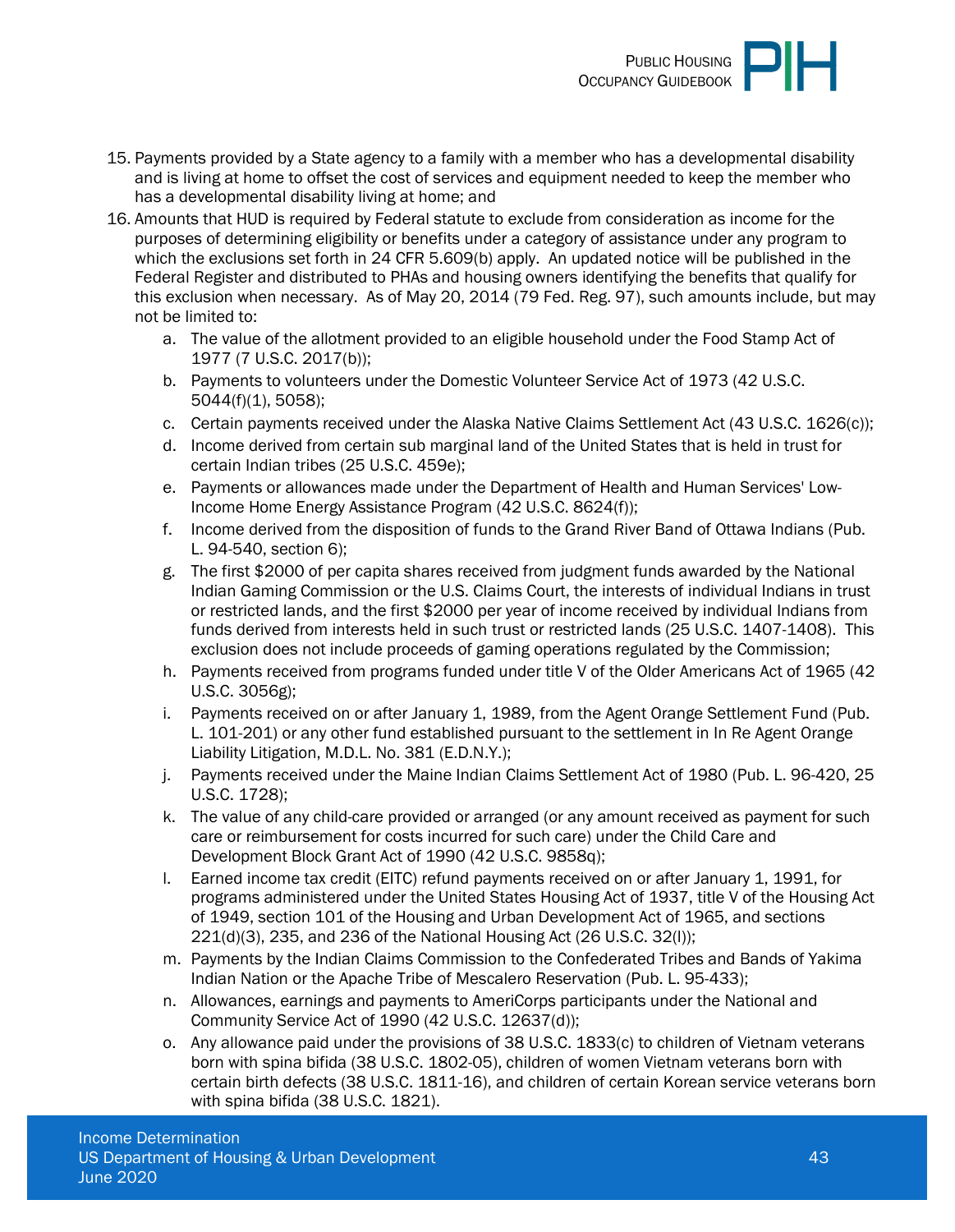15. Payments provided by a State agency to a family with a member who has a developmental disability and is living at home to offset the cost of services and equipment needed to keep the member who has a developmental disability living at home; and
16. Amounts that HUD is required by Federal statute to exclude from consideration as income for the purposes of determining eligibility or benefits under a category of assistance under any program to which the exclusions set forth in 24 CFR 5.609(b) apply. An updated notice will be published in the Federal Register and distributed to PHAs and housing owners identifying the benefits that qualify for this exclusion when necessary. As of May 20, 2014 (79 Fed. Reg. 97), such amounts include, but may not be limited to:
    a. The value of the allotment provided to an eligible household under the Food Stamp Act of 1977 (7 U.S.C. 2017(b));
    b. Payments to volunteers under the Domestic Volunteer Service Act of 1973 (42 U.S.C. 5044(f)(1), 5058);
    c. Certain payments received under the Alaska Native Claims Settlement Act (43 U.S.C. 1626(c));
    d. Income derived from certain sub marginal land of the United States that is held in trust for certain Indian tribes (25 U.S.C. 459e);
    e. Payments or allowances made under the Department of Health and Human Services' Low-Income Home Energy Assistance Program (42 U.S.C. 8624(f));
    f. Income derived from the disposition of funds to the Grand River Band of Ottawa Indians (Pub. L. 94-540, section 6);
    g. The first $2000 of per capita shares received from judgment funds awarded by the National Indian Gaming Commission or the U.S. Claims Court, the interests of individual Indians in trust or restricted lands, and the first $2000 per year of income received by individual Indians from funds derived from interests held in such trust or restricted lands (25 U.S.C. 1407-1408). This exclusion does not include proceeds of gaming operations regulated by the Commission;
    h. Payments received from programs funded under title V of the Older Americans Act of 1965 (42 U.S.C. 3056g);
    i. Payments received on or after January 1, 1989, from the Agent Orange Settlement Fund (Pub. L. 101-201) or any other fund established pursuant to the settlement in In Re Agent Orange Liability Litigation, M.D.L. No. 381 (E.D.N.Y.);
    j. Payments received under the Maine Indian Claims Settlement Act of 1980 (Pub. L. 96-420, 25 U.S.C. 1728);
    k. The value of any child-care provided or arranged (or any amount received as payment for such care or reimbursement for costs incurred for such care) under the Child Care and Development Block Grant Act of 1990 (42 U.S.C. 9858q);
    l. Earned income tax credit (EITC) refund payments received on or after January 1, 1991, for programs administered under the United States Housing Act of 1937, title V of the Housing Act of 1949, section 101 of the Housing and Urban Development Act of 1965, and sections 221(d)(3), 235, and 236 of the National Housing Act (26 U.S.C. 32(l));
    m. Payments by the Indian Claims Commission to the Confederated Tribes and Bands of Yakima Indian Nation or the Apache Tribe of Mescalero Reservation (Pub. L. 95-433);
    n. Allowances, earnings and payments to AmeriCorps participants under the National and Community Service Act of 1990 (42 U.S.C. 12637(d));
    o. Any allowance paid under the provisions of 38 U.S.C. 1833(c) to children of Vietnam veterans born with spina bifida (38 U.S.C. 1802-05), children of women Vietnam veterans born with certain birth defects (38 U.S.C. 1811-16), and children of certain Korean service veterans born with spina bifida (38 U.S.C. 1821).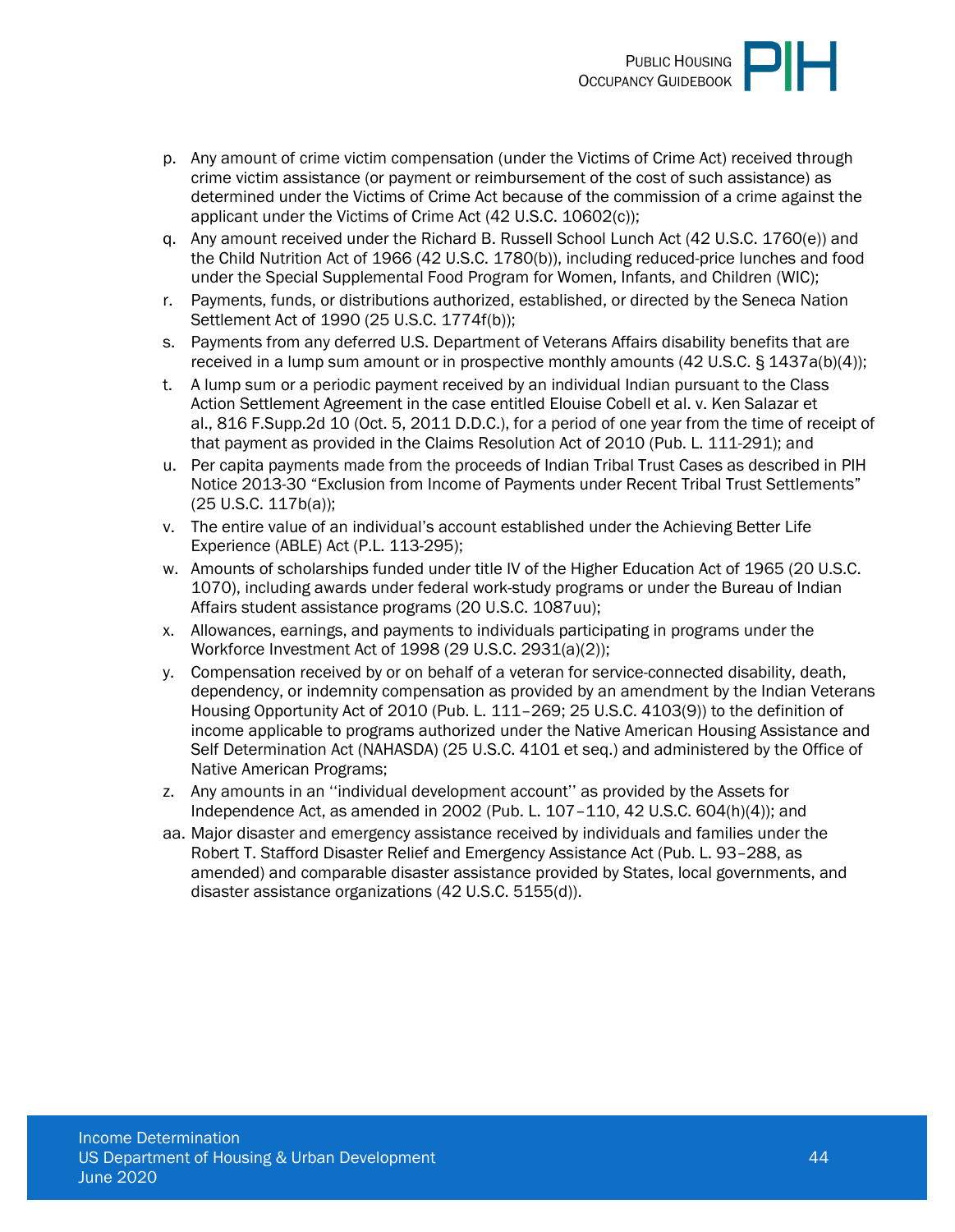p. Any amount of crime victim compensation (under the Victims of Crime Act) received through crime victim assistance (or payment or reimbursement of the cost of such assistance) as determined under the Victims of Crime Act because of the commission of a crime against the applicant under the Victims of Crime Act (42 U.S.C. 10602(c));
q. Any amount received under the Richard B. Russell School Lunch Act (42 U.S.C. 1760(e)) and the Child Nutrition Act of 1966 (42 U.S.C. 1780(b)), including reduced-price lunches and food under the Special Supplemental Food Program for Women, Infants, and Children (WIC);
r. Payments, funds, or distributions authorized, established, or directed by the Seneca Nation Settlement Act of 1990 (25 U.S.C. 1774f(b));
s. Payments from any deferred U.S. Department of Veterans Affairs disability benefits that are received in a lump sum amount or in prospective monthly amounts (42 U.S.C. § 1437a(b)(4));
t. A lump sum or a periodic payment received by an individual Indian pursuant to the Class Action Settlement Agreement in the case entitled Elouise Cobell et al. v. Ken Salazar et al., 816 F.Supp.2d 10 (Oct. 5, 2011 D.D.C.), for a period of one year from the time of receipt of that payment as provided in the Claims Resolution Act of 2010 (Pub. L. 111-291); and
u. Per capita payments made from the proceeds of Indian Tribal Trust Cases as described in PIH Notice 2013-30 "Exclusion from Income of Payments under Recent Tribal Trust Settlements" (25 U.S.C. 117b(a));
v. The entire value of an individual's account established under the Achieving Better Life Experience (ABLE) Act (P.L. 113-295);
w. Amounts of scholarships funded under title IV of the Higher Education Act of 1965 (20 U.S.C. 1070), including awards under federal work-study programs or under the Bureau of Indian Affairs student assistance programs (20 U.S.C. 1087uu);
x. Allowances, earnings, and payments to individuals participating in programs under the Workforce Investment Act of 1998 (29 U.S.C. 2931(a)(2));
y. Compensation received by or on behalf of a veteran for service-connected disability, death, dependency, or indemnity compensation as provided by an amendment by the Indian Veterans Housing Opportunity Act of 2010 (Pub. L. 111–269; 25 U.S.C. 4103(9)) to the definition of income applicable to programs authorized under the Native American Housing Assistance and Self Determination Act (NAHASDA) (25 U.S.C. 4101 et seq.) and administered by the Office of Native American Programs;
z. Any amounts in an ''individual development account'' as provided by the Assets for Independence Act, as amended in 2002 (Pub. L. 107–110, 42 U.S.C. 604(h)(4)); and
aa. Major disaster and emergency assistance received by individuals and families under the Robert T. Stafford Disaster Relief and Emergency Assistance Act (Pub. L. 93–288, as amended) and comparable disaster assistance provided by States, local governments, and disaster assistance organizations (42 U.S.C. 5155(d)).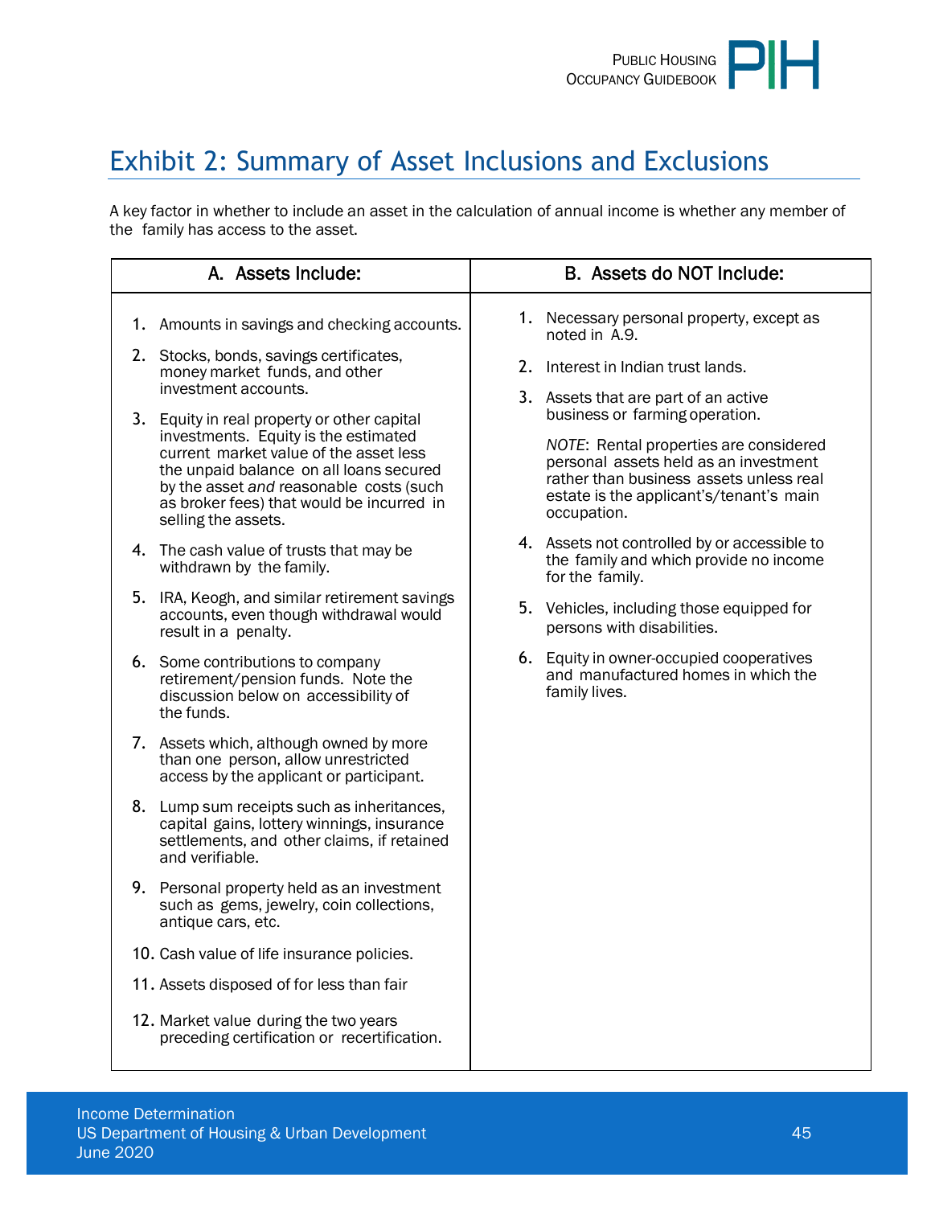# Exhibit 2: Summary of Asset Inclusions and Exclusions

A key factor in whether to include an asset in the calculation of annual income is whether any member of the family has access to the asset.

| A. Assets Include: | B. Assets do NOT Include: |
|---|---|
| 1. Amounts in savings and checking accounts.<br>2. Stocks, bonds, savings certificates, money market funds, and other investment accounts.<br>3. Equity in real property or other capital investments. Equity is the estimated current market value of the asset less the unpaid balance on all loans secured by the asset *and* reasonable costs (such as broker fees) that would be incurred in selling the assets.<br>4. The cash value of trusts that may be withdrawn by the family.<br>5. IRA, Keogh, and similar retirement savings accounts, even though withdrawal would result in a penalty.<br>6. Some contributions to company retirement/pension funds. Note the discussion below on accessibility of the funds.<br>7. Assets which, although owned by more than one person, allow unrestricted access by the applicant or participant.<br>8. Lump sum receipts such as inheritances, capital gains, lottery winnings, insurance settlements, and other claims, if retained and verifiable.<br>9. Personal property held as an investment such as gems, jewelry, coin collections, antique cars, etc.<br>10. Cash value of life insurance policies.<br>11. Assets disposed of for less than fair<br>12. Market value during the two years preceding certification or recertification. | 1. Necessary personal property, except as noted in A.9.<br>2. Interest in Indian trust lands.<br>3. Assets that are part of an active business or farming operation.<br>*NOTE*: Rental properties are considered personal assets held as an investment rather than business assets unless real estate is the applicant's/tenant's main occupation.<br>4. Assets not controlled by or accessible to the family and which provide no income for the family.<br>5. Vehicles, including those equipped for persons with disabilities.<br>6. Equity in owner-occupied cooperatives and manufactured homes in which the family lives. |